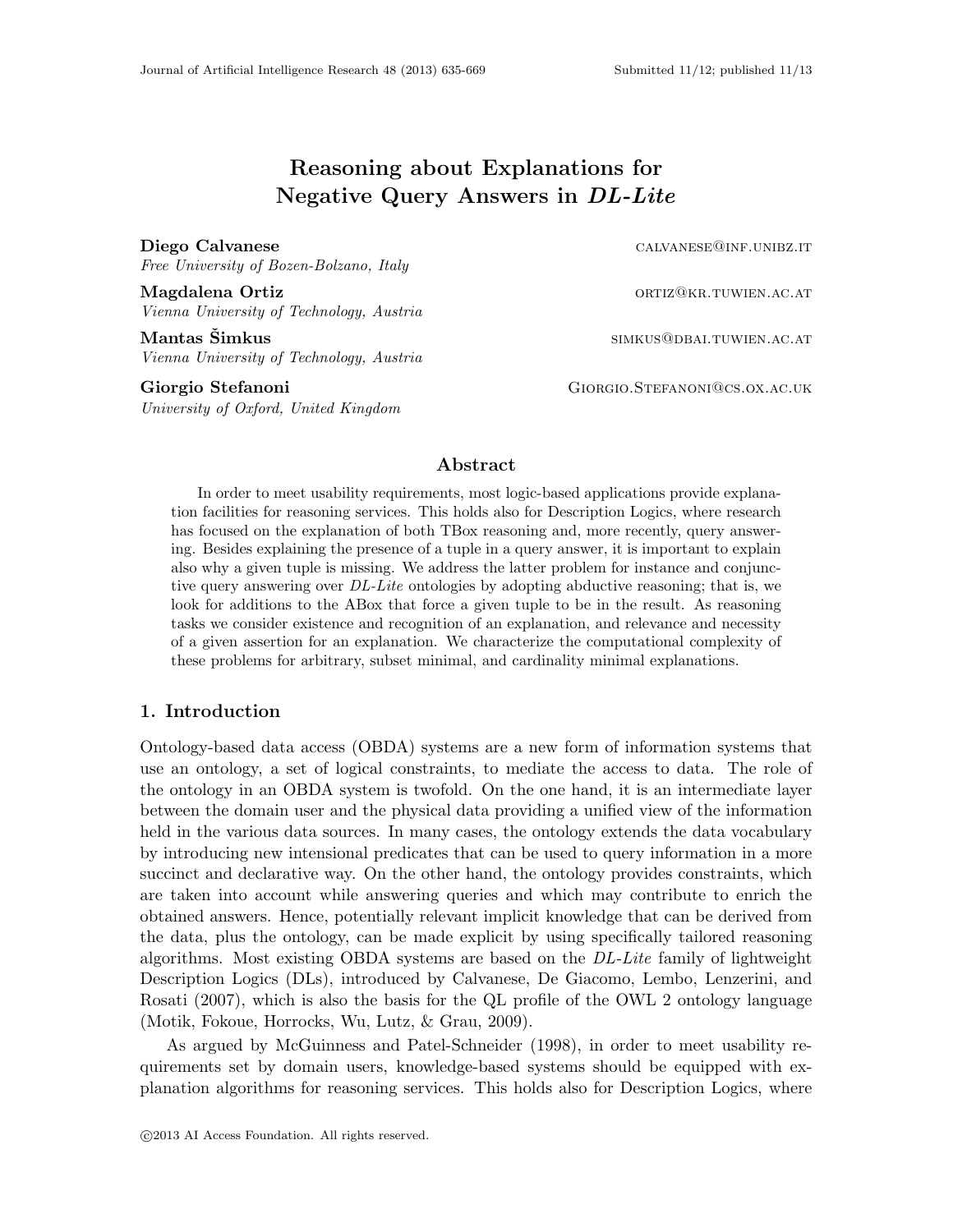# Reasoning about Explanations for Negative Query Answers in *DL-Lite*

**Diego Calvanese** calvanese@inf.unibz.it
*Free University of Bozen-Bolzano, Italy*

**Magdalena Ortiz** ortiz@kr.tuwien.ac.at
*Vienna University of Technology, Austria*

**Mantas Šimkus** simkus@dbai.tuwien.ac.at
*Vienna University of Technology, Austria*

**Giorgio Stefanoni** Giorgio.Stefanoni@cs.ox.ac.uk
*University of Oxford, United Kingdom*

## Abstract

In order to meet usability requirements, most logic-based applications provide explanation facilities for reasoning services. This holds also for Description Logics, where research has focused on the explanation of both TBox reasoning and, more recently, query answering. Besides explaining the presence of a tuple in a query answer, it is important to explain also why a given tuple is missing. We address the latter problem for instance and conjunctive query answering over *DL-Lite* ontologies by adopting abductive reasoning; that is, we look for additions to the ABox that force a given tuple to be in the result. As reasoning tasks we consider existence and recognition of an explanation, and relevance and necessity of a given assertion for an explanation. We characterize the computational complexity of these problems for arbitrary, subset minimal, and cardinality minimal explanations.

## 1. Introduction

Ontology-based data access (OBDA) systems are a new form of information systems that use an ontology, a set of logical constraints, to mediate the access to data. The role of the ontology in an OBDA system is twofold. On the one hand, it is an intermediate layer between the domain user and the physical data providing a unified view of the information held in the various data sources. In many cases, the ontology extends the data vocabulary by introducing new intensional predicates that can be used to query information in a more succinct and declarative way. On the other hand, the ontology provides constraints, which are taken into account while answering queries and which may contribute to enrich the obtained answers. Hence, potentially relevant implicit knowledge that can be derived from the data, plus the ontology, can be made explicit by using specifically tailored reasoning algorithms. Most existing OBDA systems are based on the *DL-Lite* family of lightweight Description Logics (DLs), introduced by Calvanese, De Giacomo, Lembo, Lenzerini, and Rosati (2007), which is also the basis for the QL profile of the OWL 2 ontology language (Motik, Fokoue, Horrocks, Wu, Lutz, & Grau, 2009).

As argued by McGuinness and Patel-Schneider (1998), in order to meet usability requirements set by domain users, knowledge-based systems should be equipped with explanation algorithms for reasoning services. This holds also for Description Logics, where

©2013 AI Access Foundation. All rights reserved.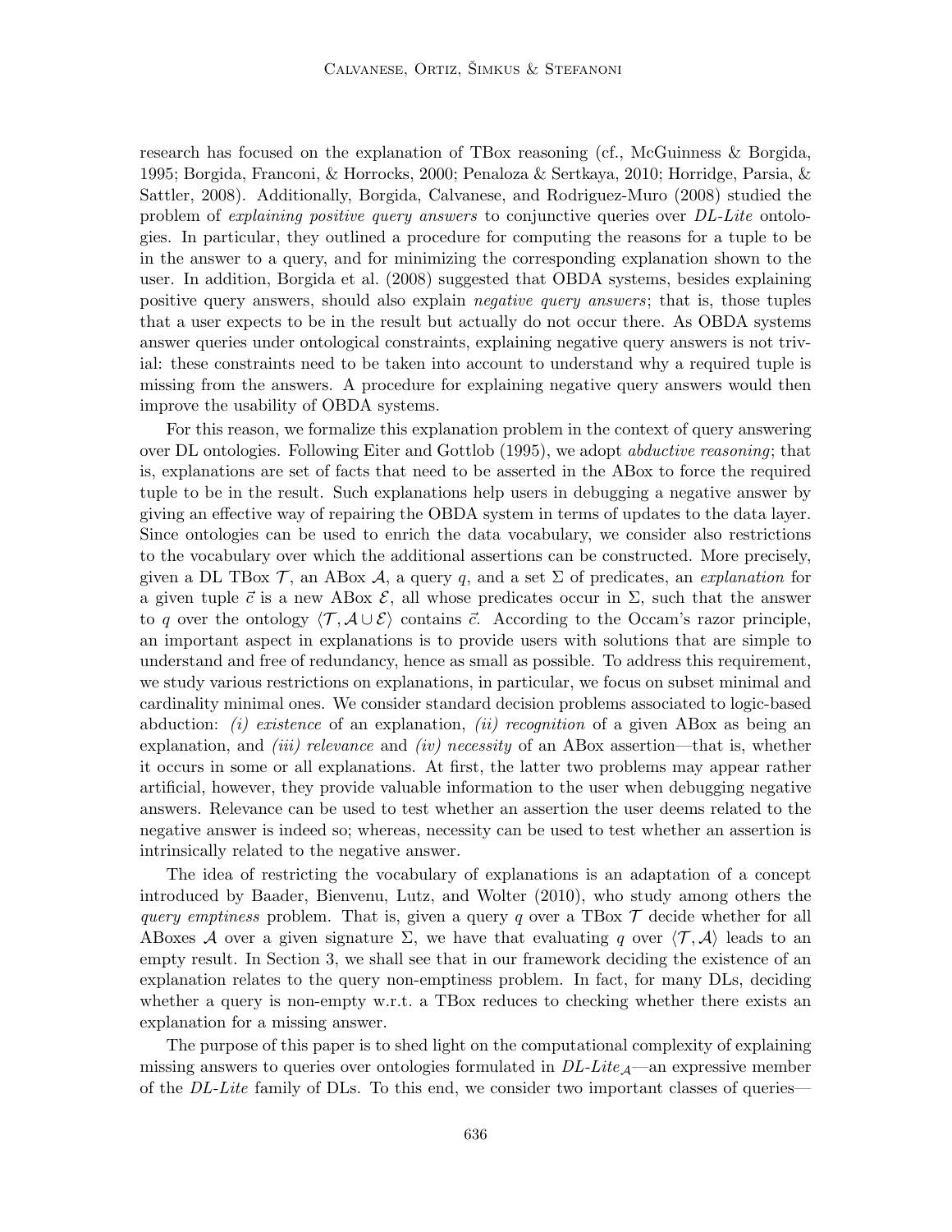research has focused on the explanation of TBox reasoning (cf., McGuinness & Borgida, 1995; Borgida, Franconi, & Horrocks, 2000; Penaloza & Sertkaya, 2010; Horridge, Parsia, & Sattler, 2008). Additionally, Borgida, Calvanese, and Rodriguez-Muro (2008) studied the problem of *explaining positive query answers* to conjunctive queries over *DL-Lite* ontologies. In particular, they outlined a procedure for computing the reasons for a tuple to be in the answer to a query, and for minimizing the corresponding explanation shown to the user. In addition, Borgida et al. (2008) suggested that OBDA systems, besides explaining positive query answers, should also explain *negative query answers*; that is, those tuples that a user expects to be in the result but actually do not occur there. As OBDA systems answer queries under ontological constraints, explaining negative query answers is not trivial: these constraints need to be taken into account to understand why a required tuple is missing from the answers. A procedure for explaining negative query answers would then improve the usability of OBDA systems.

For this reason, we formalize this explanation problem in the context of query answering over DL ontologies. Following Eiter and Gottlob (1995), we adopt *abductive reasoning*; that is, explanations are set of facts that need to be asserted in the ABox to force the required tuple to be in the result. Such explanations help users in debugging a negative answer by giving an effective way of repairing the OBDA system in terms of updates to the data layer. Since ontologies can be used to enrich the data vocabulary, we consider also restrictions to the vocabulary over which the additional assertions can be constructed. More precisely, given a DL TBox $\mathcal{T}$, an ABox $\mathcal{A}$, a query $q$, and a set $\Sigma$ of predicates, an *explanation* for a given tuple $\vec{c}$ is a new ABox $\mathcal{E}$, all whose predicates occur in $\Sigma$, such that the answer to $q$ over the ontology $\langle \mathcal{T}, \mathcal{A} \cup \mathcal{E} \rangle$ contains $\vec{c}$. According to the Occam's razor principle, an important aspect in explanations is to provide users with solutions that are simple to understand and free of redundancy, hence as small as possible. To address this requirement, we study various restrictions on explanations, in particular, we focus on subset minimal and cardinality minimal ones. We consider standard decision problems associated to logic-based abduction: *(i) existence* of an explanation, *(ii) recognition* of a given ABox as being an explanation, and *(iii) relevance* and *(iv) necessity* of an ABox assertion—that is, whether it occurs in some or all explanations. At first, the latter two problems may appear rather artificial, however, they provide valuable information to the user when debugging negative answers. Relevance can be used to test whether an assertion the user deems related to the negative answer is indeed so; whereas, necessity can be used to test whether an assertion is intrinsically related to the negative answer.

The idea of restricting the vocabulary of explanations is an adaptation of a concept introduced by Baader, Bienvenu, Lutz, and Wolter (2010), who study among others the *query emptiness* problem. That is, given a query $q$ over a TBox $\mathcal{T}$ decide whether for all ABoxes $\mathcal{A}$ over a given signature $\Sigma$, we have that evaluating $q$ over $\langle \mathcal{T}, \mathcal{A} \rangle$ leads to an empty result. In Section 3, we shall see that in our framework deciding the existence of an explanation relates to the query non-emptiness problem. In fact, for many DLs, deciding whether a query is non-empty w.r.t. a TBox reduces to checking whether there exists an explanation for a missing answer.

The purpose of this paper is to shed light on the computational complexity of explaining missing answers to queries over ontologies formulated in *DL-Lite*$_{\mathcal{A}}$—an expressive member of the *DL-Lite* family of DLs. To this end, we consider two important classes of queries—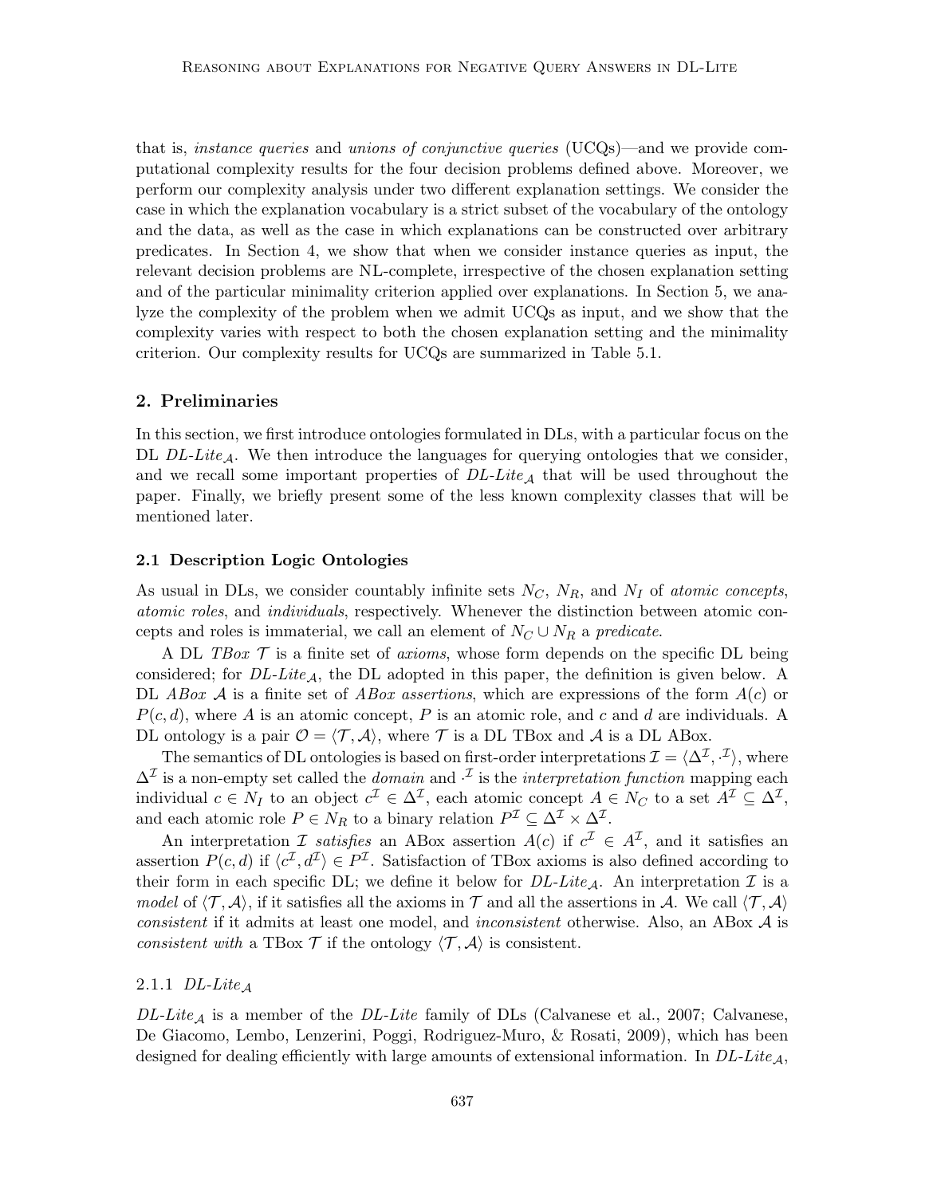that is, *instance queries* and *unions of conjunctive queries* (UCQs)—and we provide computational complexity results for the four decision problems defined above. Moreover, we perform our complexity analysis under two different explanation settings. We consider the case in which the explanation vocabulary is a strict subset of the vocabulary of the ontology and the data, as well as the case in which explanations can be constructed over arbitrary predicates. In Section 4, we show that when we consider instance queries as input, the relevant decision problems are NL-complete, irrespective of the chosen explanation setting and of the particular minimality criterion applied over explanations. In Section 5, we analyze the complexity of the problem when we admit UCQs as input, and we show that the complexity varies with respect to both the chosen explanation setting and the minimality criterion. Our complexity results for UCQs are summarized in Table 5.1.

## 2. Preliminaries

In this section, we first introduce ontologies formulated in DLs, with a particular focus on the DL *DL-Lite*$_{\mathcal{A}}$. We then introduce the languages for querying ontologies that we consider, and we recall some important properties of *DL-Lite*$_{\mathcal{A}}$ that will be used throughout the paper. Finally, we briefly present some of the less known complexity classes that will be mentioned later.

### 2.1 Description Logic Ontologies

As usual in DLs, we consider countably infinite sets $N_C$, $N_R$, and $N_I$ of *atomic concepts*, *atomic roles*, and *individuals*, respectively. Whenever the distinction between atomic concepts and roles is immaterial, we call an element of $N_C \cup N_R$ a *predicate*.

A DL *TBox* $\mathcal{T}$ is a finite set of *axioms*, whose form depends on the specific DL being considered; for *DL-Lite*$_{\mathcal{A}}$, the DL adopted in this paper, the definition is given below. A DL *ABox* $\mathcal{A}$ is a finite set of *ABox assertions*, which are expressions of the form $A(c)$ or $P(c, d)$, where $A$ is an atomic concept, $P$ is an atomic role, and $c$ and $d$ are individuals. A DL ontology is a pair $\mathcal{O} = \langle \mathcal{T}, \mathcal{A} \rangle$, where $\mathcal{T}$ is a DL TBox and $\mathcal{A}$ is a DL ABox.

The semantics of DL ontologies is based on first-order interpretations $\mathcal{I} = \langle \Delta^{\mathcal{I}}, \cdot^{\mathcal{I}} \rangle$, where $\Delta^{\mathcal{I}}$ is a non-empty set called the *domain* and $\cdot^{\mathcal{I}}$ is the *interpretation function* mapping each individual $c \in N_I$ to an object $c^{\mathcal{I}} \in \Delta^{\mathcal{I}}$, each atomic concept $A \in N_C$ to a set $A^{\mathcal{I}} \subseteq \Delta^{\mathcal{I}}$, and each atomic role $P \in N_R$ to a binary relation $P^{\mathcal{I}} \subseteq \Delta^{\mathcal{I}} \times \Delta^{\mathcal{I}}$.

An interpretation $\mathcal{I}$ *satisfies* an ABox assertion $A(c)$ if $c^{\mathcal{I}} \in A^{\mathcal{I}}$, and it satisfies an assertion $P(c, d)$ if $\langle c^{\mathcal{I}}, d^{\mathcal{I}} \rangle \in P^{\mathcal{I}}$. Satisfaction of TBox axioms is also defined according to their form in each specific DL; we define it below for *DL-Lite*$_{\mathcal{A}}$. An interpretation $\mathcal{I}$ is a *model* of $\langle \mathcal{T}, \mathcal{A} \rangle$, if it satisfies all the axioms in $\mathcal{T}$ and all the assertions in $\mathcal{A}$. We call $\langle \mathcal{T}, \mathcal{A} \rangle$ *consistent* if it admits at least one model, and *inconsistent* otherwise. Also, an ABox $\mathcal{A}$ is *consistent with* a TBox $\mathcal{T}$ if the ontology $\langle \mathcal{T}, \mathcal{A} \rangle$ is consistent.

#### 2.1.1 *DL-Lite*$_{\mathcal{A}}$

*DL-Lite*$_{\mathcal{A}}$ is a member of the *DL-Lite* family of DLs (Calvanese et al., 2007; Calvanese, De Giacomo, Lembo, Lenzerini, Poggi, Rodriguez-Muro, & Rosati, 2009), which has been designed for dealing efficiently with large amounts of extensional information. In *DL-Lite*$_{\mathcal{A}}$,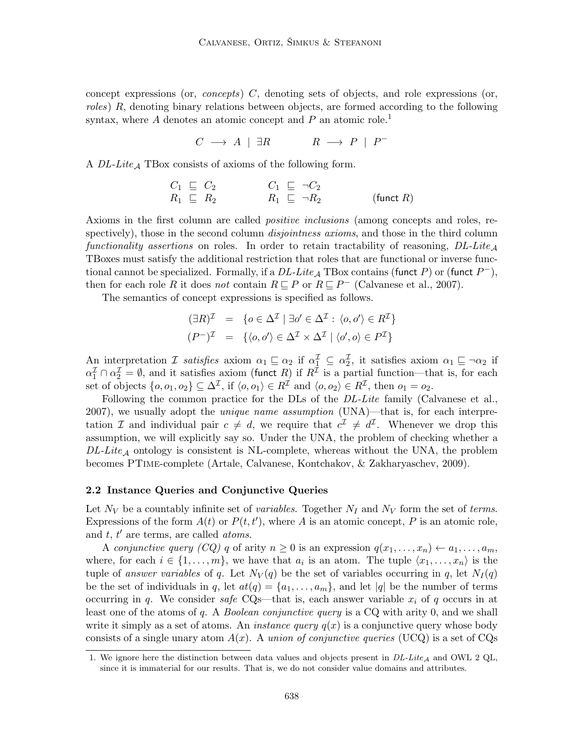concept expressions (or, *concepts*) $C$, denoting sets of objects, and role expressions (or, *roles*) $R$, denoting binary relations between objects, are formed according to the following syntax, where $A$ denotes an atomic concept and $P$ an atomic role.[1]

$$C \longrightarrow A \mid \exists R \qquad\qquad R \longrightarrow P \mid P^-$$

A *DL-Lite*$_\mathcal{A}$ TBox consists of axioms of the following form.

$$\begin{array}{lll} C_1 \sqsubseteq C_2 & \qquad C_1 \sqsubseteq \neg C_2 & \\ R_1 \sqsubseteq R_2 & \qquad R_1 \sqsubseteq \neg R_2 & \qquad (\mathsf{funct}\ R) \end{array}$$

Axioms in the first column are called *positive inclusions* (among concepts and roles, respectively), those in the second column *disjointness axioms*, and those in the third column *functionality assertions* on roles. In order to retain tractability of reasoning, *DL-Lite*$_\mathcal{A}$ TBoxes must satisfy the additional restriction that roles that are functional or inverse functional cannot be specialized. Formally, if a *DL-Lite*$_\mathcal{A}$ TBox contains $(\mathsf{funct}\ P)$ or $(\mathsf{funct}\ P^-)$, then for each role $R$ it does *not* contain $R \sqsubseteq P$ or $R \sqsubseteq P^-$ (Calvanese et al., 2007).

The semantics of concept expressions is specified as follows.

$$\begin{aligned} (\exists R)^\mathcal{I} &= \{o \in \Delta^\mathcal{I} \mid \exists o' \in \Delta^\mathcal{I} : \langle o, o' \rangle \in R^\mathcal{I}\} \\ (P^-)^\mathcal{I} &= \{\langle o, o' \rangle \in \Delta^\mathcal{I} \times \Delta^\mathcal{I} \mid \langle o', o \rangle \in P^\mathcal{I}\} \end{aligned}$$

An interpretation $\mathcal{I}$ *satisfies* axiom $\alpha_1 \sqsubseteq \alpha_2$ if $\alpha_1^\mathcal{I} \subseteq \alpha_2^\mathcal{I}$, it satisfies axiom $\alpha_1 \sqsubseteq \neg\alpha_2$ if $\alpha_1^\mathcal{I} \cap \alpha_2^\mathcal{I} = \emptyset$, and it satisfies axiom $(\mathsf{funct}\ R)$ if $R^\mathcal{I}$ is a partial function—that is, for each set of objects $\{o, o_1, o_2\} \subseteq \Delta^\mathcal{I}$, if $\langle o, o_1 \rangle \in R^\mathcal{I}$ and $\langle o, o_2 \rangle \in R^\mathcal{I}$, then $o_1 = o_2$.

Following the common practice for the DLs of the *DL-Lite* family (Calvanese et al., 2007), we usually adopt the *unique name assumption* (UNA)—that is, for each interpretation $\mathcal{I}$ and individual pair $c \neq d$, we require that $c^\mathcal{I} \neq d^\mathcal{I}$. Whenever we drop this assumption, we will explicitly say so. Under the UNA, the problem of checking whether a *DL-Lite*$_\mathcal{A}$ ontology is consistent is NL-complete, whereas without the UNA, the problem becomes PTime-complete (Artale, Calvanese, Kontchakov, & Zakharyaschev, 2009).

### 2.2 Instance Queries and Conjunctive Queries

Let $N_V$ be a countably infinite set of *variables*. Together $N_I$ and $N_V$ form the set of *terms*. Expressions of the form $A(t)$ or $P(t, t')$, where $A$ is an atomic concept, $P$ is an atomic role, and $t$, $t'$ are terms, are called *atoms*.

A *conjunctive query (CQ)* $q$ of arity $n \geq 0$ is an expression $q(x_1, \ldots, x_n) \leftarrow a_1, \ldots, a_m$, where, for each $i \in \{1, \ldots, m\}$, we have that $a_i$ is an atom. The tuple $\langle x_1, \ldots, x_n \rangle$ is the tuple of *answer variables* of $q$. Let $N_V(q)$ be the set of variables occurring in $q$, let $N_I(q)$ be the set of individuals in $q$, let $at(q) = \{a_1, \ldots, a_m\}$, and let $|q|$ be the number of terms occurring in $q$. We consider *safe* CQs—that is, each answer variable $x_i$ of $q$ occurs in at least one of the atoms of $q$. A *Boolean conjunctive query* is a CQ with arity 0, and we shall write it simply as a set of atoms. An *instance query* $q(x)$ is a conjunctive query whose body consists of a single unary atom $A(x)$. A *union of conjunctive queries* (UCQ) is a set of CQs

1. We ignore here the distinction between data values and objects present in *DL-Lite*$_\mathcal{A}$ and OWL 2 QL, since it is immaterial for our results. That is, we do not consider value domains and attributes.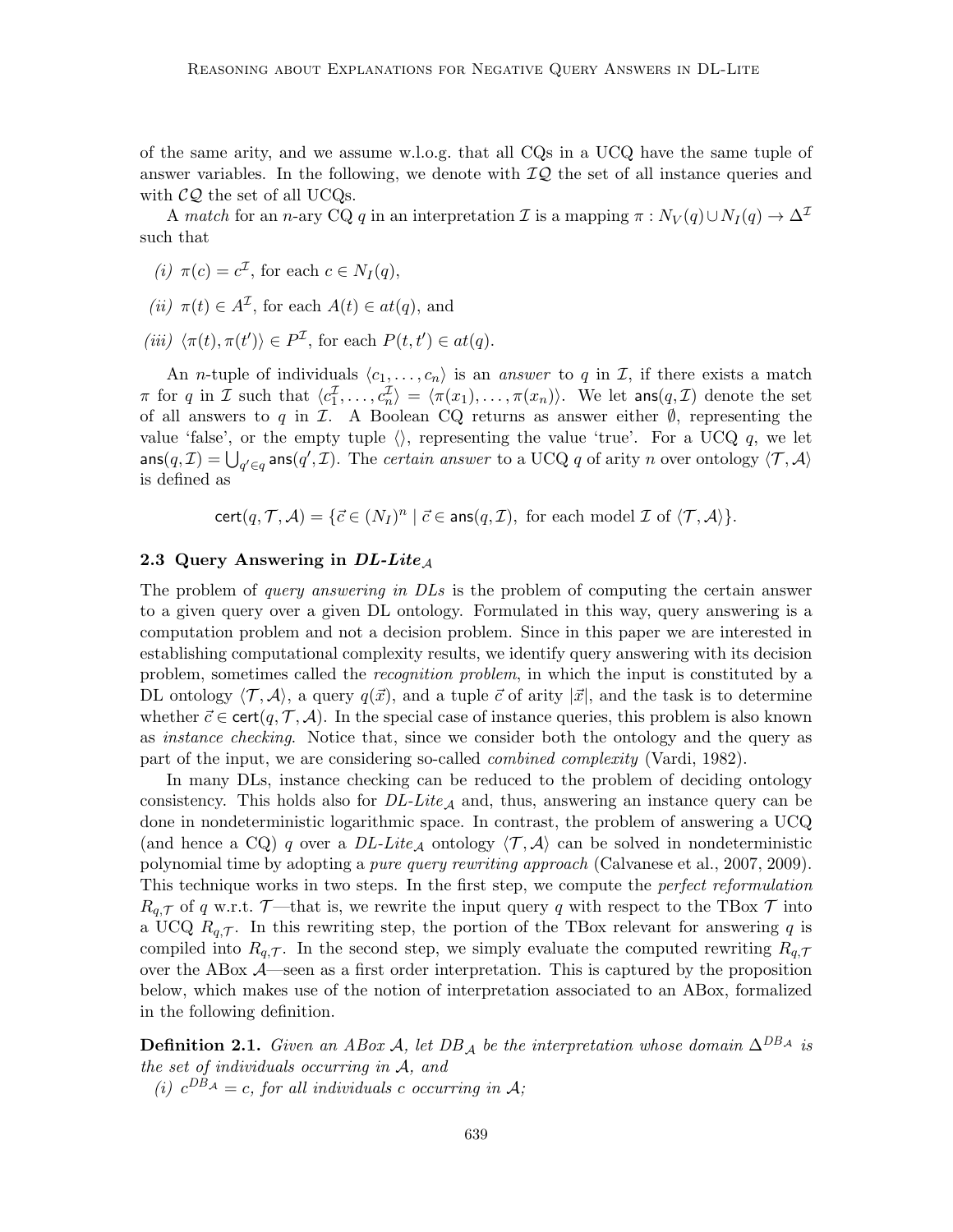of the same arity, and we assume w.l.o.g. that all CQs in a UCQ have the same tuple of answer variables. In the following, we denote with $\mathcal{IQ}$ the set of all instance queries and with $\mathcal{CQ}$ the set of all UCQs.

A *match* for an $n$-ary CQ $q$ in an interpretation $\mathcal{I}$ is a mapping $\pi : N_V(q) \cup N_I(q) \rightarrow \Delta^{\mathcal{I}}$ such that

*(i)* $\pi(c) = c^{\mathcal{I}}$, for each $c \in N_I(q)$,

*(ii)* $\pi(t) \in A^{\mathcal{I}}$, for each $A(t) \in at(q)$, and

*(iii)* $\langle \pi(t), \pi(t') \rangle \in P^{\mathcal{I}}$, for each $P(t, t') \in at(q)$.

An $n$-tuple of individuals $\langle c_1, \dots, c_n \rangle$ is an *answer* to $q$ in $\mathcal{I}$, if there exists a match $\pi$ for $q$ in $\mathcal{I}$ such that $\langle c_1^{\mathcal{I}}, \dots, c_n^{\mathcal{I}} \rangle = \langle \pi(x_1), \dots, \pi(x_n) \rangle$. We let $\mathsf{ans}(q, \mathcal{I})$ denote the set of all answers to $q$ in $\mathcal{I}$. A Boolean CQ returns as answer either $\emptyset$, representing the value 'false', or the empty tuple $\langle \rangle$, representing the value 'true'. For a UCQ $q$, we let $\mathsf{ans}(q, \mathcal{I}) = \bigcup_{q' \in q} \mathsf{ans}(q', \mathcal{I})$. The *certain answer* to a UCQ $q$ of arity $n$ over ontology $\langle \mathcal{T}, \mathcal{A} \rangle$ is defined as

$$\mathsf{cert}(q, \mathcal{T}, \mathcal{A}) = \{\vec{c} \in (N_I)^n \mid \vec{c} \in \mathsf{ans}(q, \mathcal{I}), \text{ for each model } \mathcal{I} \text{ of } \langle \mathcal{T}, \mathcal{A} \rangle\}.$$

### 2.3 Query Answering in *DL-Lite*$_{\mathcal{A}}$

The problem of *query answering in DLs* is the problem of computing the certain answer to a given query over a given DL ontology. Formulated in this way, query answering is a computation problem and not a decision problem. Since in this paper we are interested in establishing computational complexity results, we identify query answering with its decision problem, sometimes called the *recognition problem*, in which the input is constituted by a DL ontology $\langle \mathcal{T}, \mathcal{A} \rangle$, a query $q(\vec{x})$, and a tuple $\vec{c}$ of arity $|\vec{x}|$, and the task is to determine whether $\vec{c} \in \mathsf{cert}(q, \mathcal{T}, \mathcal{A})$. In the special case of instance queries, this problem is also known as *instance checking*. Notice that, since we consider both the ontology and the query as part of the input, we are considering so-called *combined complexity* (Vardi, 1982).

In many DLs, instance checking can be reduced to the problem of deciding ontology consistency. This holds also for *DL-Lite*$_{\mathcal{A}}$ and, thus, answering an instance query can be done in nondeterministic logarithmic space. In contrast, the problem of answering a UCQ (and hence a CQ) $q$ over a *DL-Lite*$_{\mathcal{A}}$ ontology $\langle \mathcal{T}, \mathcal{A} \rangle$ can be solved in nondeterministic polynomial time by adopting a *pure query rewriting approach* (Calvanese et al., 2007, 2009). This technique works in two steps. In the first step, we compute the *perfect reformulation* $R_{q,\mathcal{T}}$ of $q$ w.r.t. $\mathcal{T}$—that is, we rewrite the input query $q$ with respect to the TBox $\mathcal{T}$ into a UCQ $R_{q,\mathcal{T}}$. In this rewriting step, the portion of the TBox relevant for answering $q$ is compiled into $R_{q,\mathcal{T}}$. In the second step, we simply evaluate the computed rewriting $R_{q,\mathcal{T}}$ over the ABox $\mathcal{A}$—seen as a first order interpretation. This is captured by the proposition below, which makes use of the notion of interpretation associated to an ABox, formalized in the following definition.

**Definition 2.1.** *Given an ABox $\mathcal{A}$, let $DB_{\mathcal{A}}$ be the interpretation whose domain $\Delta^{DB_{\mathcal{A}}}$ is the set of individuals occurring in $\mathcal{A}$, and*

*(i) $c^{DB_{\mathcal{A}}} = c$, for all individuals $c$ occurring in $\mathcal{A}$;*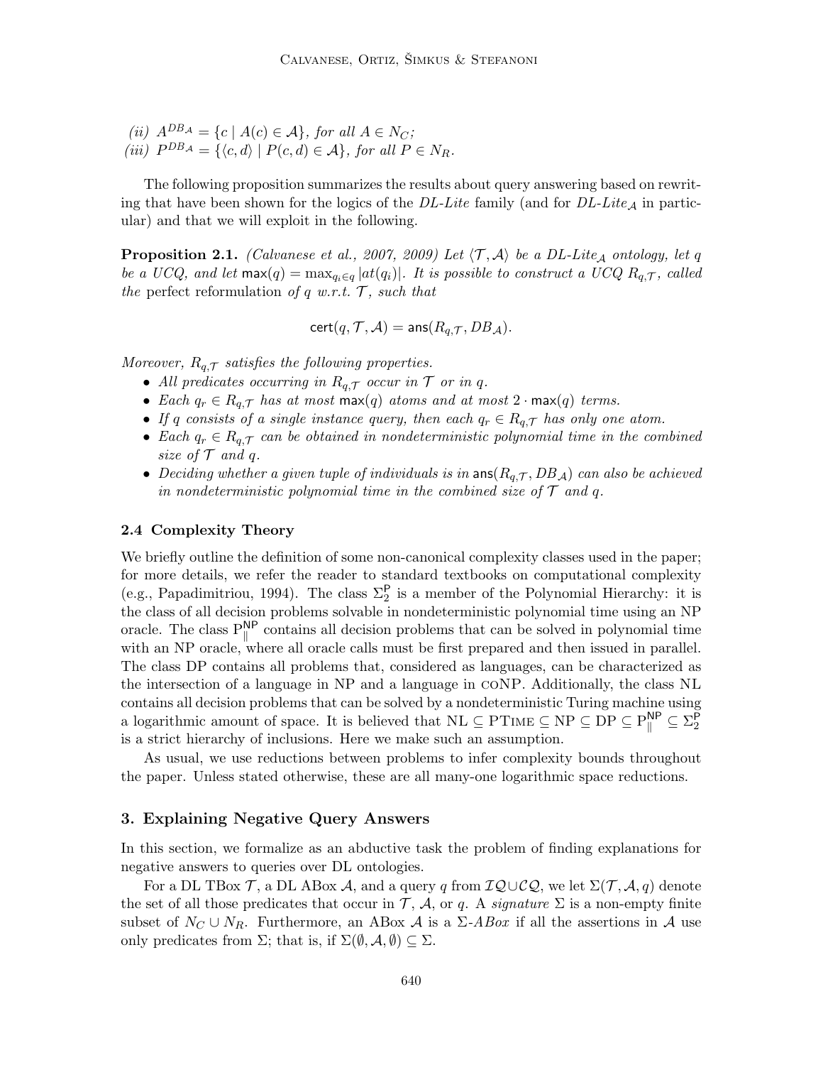(ii) $A^{DB_{\mathcal{A}}} = \{c \mid A(c) \in \mathcal{A}\}$, for all $A \in N_C$;
(iii) $P^{DB_{\mathcal{A}}} = \{\langle c, d\rangle \mid P(c, d) \in \mathcal{A}\}$, for all $P \in N_R$.

The following proposition summarizes the results about query answering based on rewriting that have been shown for the logics of the *DL-Lite* family (and for *DL-Lite*$_{\mathcal{A}}$ in particular) and that we will exploit in the following.

**Proposition 2.1.** *(Calvanese et al., 2007, 2009) Let $\langle \mathcal{T}, \mathcal{A}\rangle$ be a DL-Lite$_{\mathcal{A}}$ ontology, let $q$ be a UCQ, and let $\mathsf{max}(q) = \max_{q_i \in q} |at(q_i)|$. It is possible to construct a UCQ $R_{q,\mathcal{T}}$, called the* perfect reformulation *of $q$ w.r.t. $\mathcal{T}$, such that*

$$\mathsf{cert}(q, \mathcal{T}, \mathcal{A}) = \mathsf{ans}(R_{q,\mathcal{T}}, DB_{\mathcal{A}}).$$

*Moreover, $R_{q,\mathcal{T}}$ satisfies the following properties.*

- *All predicates occurring in $R_{q,\mathcal{T}}$ occur in $\mathcal{T}$ or in $q$.*
- *Each $q_r \in R_{q,\mathcal{T}}$ has at most $\mathsf{max}(q)$ atoms and at most $2 \cdot \mathsf{max}(q)$ terms.*
- *If $q$ consists of a single instance query, then each $q_r \in R_{q,\mathcal{T}}$ has only one atom.*
- *Each $q_r \in R_{q,\mathcal{T}}$ can be obtained in nondeterministic polynomial time in the combined size of $\mathcal{T}$ and $q$.*
- *Deciding whether a given tuple of individuals is in $\mathsf{ans}(R_{q,\mathcal{T}}, DB_{\mathcal{A}})$ can also be achieved in nondeterministic polynomial time in the combined size of $\mathcal{T}$ and $q$.*

### 2.4 Complexity Theory

We briefly outline the definition of some non-canonical complexity classes used in the paper; for more details, we refer the reader to standard textbooks on computational complexity (e.g., Papadimitriou, 1994). The class $\Sigma_2^{\mathsf{P}}$ is a member of the Polynomial Hierarchy: it is the class of all decision problems solvable in nondeterministic polynomial time using an NP oracle. The class $\mathrm{P}_{\parallel}^{\mathsf{NP}}$ contains all decision problems that can be solved in polynomial time with an NP oracle, where all oracle calls must be first prepared and then issued in parallel. The class DP contains all problems that, considered as languages, can be characterized as the intersection of a language in NP and a language in coNP. Additionally, the class NL contains all decision problems that can be solved by a nondeterministic Turing machine using a logarithmic amount of space. It is believed that $\mathrm{NL} \subseteq \mathrm{PTime} \subseteq \mathrm{NP} \subseteq \mathrm{DP} \subseteq \mathrm{P}_{\parallel}^{\mathsf{NP}} \subseteq \Sigma_2^{\mathsf{P}}$ is a strict hierarchy of inclusions. Here we make such an assumption.

As usual, we use reductions between problems to infer complexity bounds throughout the paper. Unless stated otherwise, these are all many-one logarithmic space reductions.

## 3. Explaining Negative Query Answers

In this section, we formalize as an abductive task the problem of finding explanations for negative answers to queries over DL ontologies.

For a DL TBox $\mathcal{T}$, a DL ABox $\mathcal{A}$, and a query $q$ from $\mathcal{IQ} \cup \mathcal{CQ}$, we let $\Sigma(\mathcal{T}, \mathcal{A}, q)$ denote the set of all those predicates that occur in $\mathcal{T}$, $\mathcal{A}$, or $q$. A *signature* $\Sigma$ is a non-empty finite subset of $N_C \cup N_R$. Furthermore, an ABox $\mathcal{A}$ is a $\Sigma$-*ABox* if all the assertions in $\mathcal{A}$ use only predicates from $\Sigma$; that is, if $\Sigma(\emptyset, \mathcal{A}, \emptyset) \subseteq \Sigma$.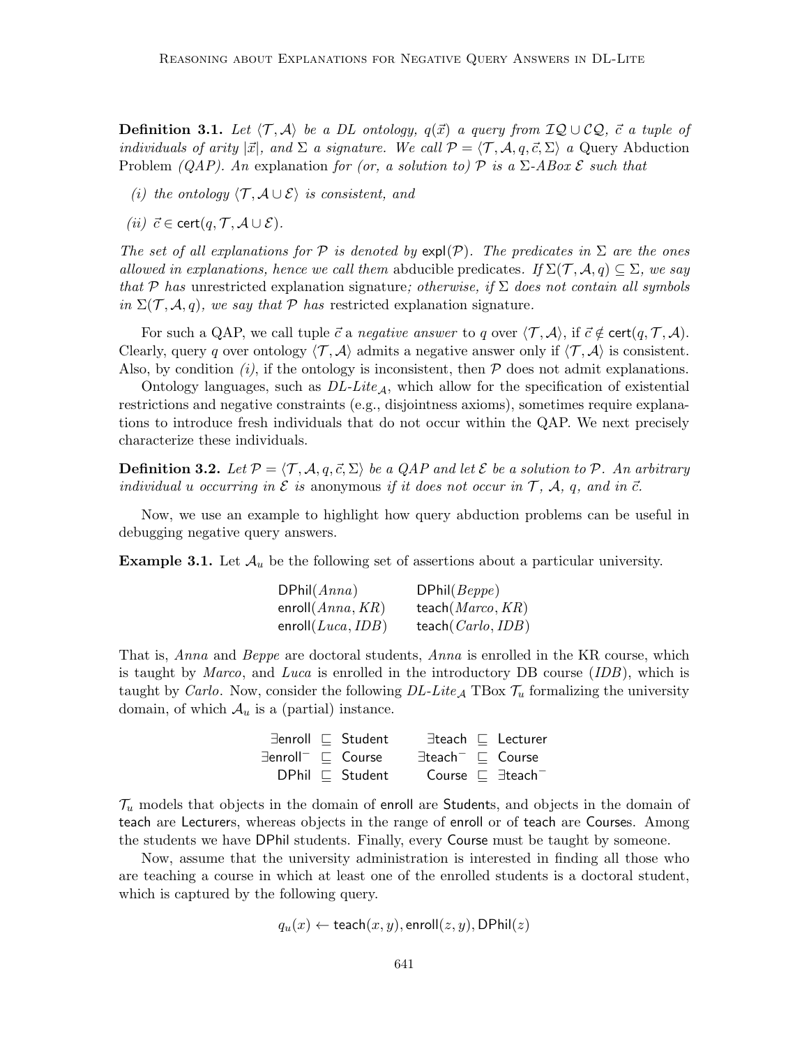**Definition 3.1.** *Let $\langle \mathcal{T}, \mathcal{A} \rangle$ be a DL ontology, $q(\vec{x})$ a query from $\mathcal{IQ} \cup \mathcal{CQ}$, $\vec{c}$ a tuple of individuals of arity $|\vec{x}|$, and $\Sigma$ a signature. We call $\mathcal{P} = \langle \mathcal{T}, \mathcal{A}, q, \vec{c}, \Sigma \rangle$ a* Query Abduction Problem *(QAP). An* explanation *for (or, a solution to) $\mathcal{P}$ is a $\Sigma$-ABox $\mathcal{E}$ such that*

*(i) the ontology $\langle \mathcal{T}, \mathcal{A} \cup \mathcal{E} \rangle$ is consistent, and*

*(ii) $\vec{c} \in \mathsf{cert}(q, \mathcal{T}, \mathcal{A} \cup \mathcal{E})$.*

*The set of all explanations for $\mathcal{P}$ is denoted by $\mathsf{expl}(\mathcal{P})$. The predicates in $\Sigma$ are the ones allowed in explanations, hence we call them* abducible *predicates. If $\Sigma(\mathcal{T}, \mathcal{A}, q) \subseteq \Sigma$, we say that $\mathcal{P}$ has* unrestricted explanation signature*; otherwise, if $\Sigma$ does not contain all symbols in $\Sigma(\mathcal{T}, \mathcal{A}, q)$, we say that $\mathcal{P}$ has* restricted explanation signature.

For such a QAP, we call tuple $\vec{c}$ a *negative answer* to $q$ over $\langle \mathcal{T}, \mathcal{A} \rangle$, if $\vec{c} \notin \mathsf{cert}(q, \mathcal{T}, \mathcal{A})$. Clearly, query $q$ over ontology $\langle \mathcal{T}, \mathcal{A} \rangle$ admits a negative answer only if $\langle \mathcal{T}, \mathcal{A} \rangle$ is consistent. Also, by condition *(i)*, if the ontology is inconsistent, then $\mathcal{P}$ does not admit explanations.

Ontology languages, such as *DL-Lite*$_{\mathcal{A}}$, which allow for the specification of existential restrictions and negative constraints (e.g., disjointness axioms), sometimes require explanations to introduce fresh individuals that do not occur within the QAP. We next precisely characterize these individuals.

**Definition 3.2.** *Let $\mathcal{P} = \langle \mathcal{T}, \mathcal{A}, q, \vec{c}, \Sigma \rangle$ be a QAP and let $\mathcal{E}$ be a solution to $\mathcal{P}$. An arbitrary individual $u$ occurring in $\mathcal{E}$ is* anonymous *if it does not occur in $\mathcal{T}$, $\mathcal{A}$, $q$, and in $\vec{c}$.*

Now, we use an example to highlight how query abduction problems can be useful in debugging negative query answers.

**Example 3.1.** Let $\mathcal{A}_u$ be the following set of assertions about a particular university.

$$
\begin{array}{ll}
\mathsf{DPhil}(Anna) & \mathsf{DPhil}(Beppe) \\
\mathsf{enroll}(Anna, KR) & \mathsf{teach}(Marco, KR) \\
\mathsf{enroll}(Luca, IDB) & \mathsf{teach}(Carlo, IDB)
\end{array}
$$

That is, *Anna* and *Beppe* are doctoral students, *Anna* is enrolled in the KR course, which is taught by *Marco*, and *Luca* is enrolled in the introductory DB course (*IDB*), which is taught by *Carlo*. Now, consider the following *DL-Lite*$_{\mathcal{A}}$ TBox $\mathcal{T}_u$ formalizing the university domain, of which $\mathcal{A}_u$ is a (partial) instance.

$$
\begin{array}{rclrcl}
\exists \mathsf{enroll} & \sqsubseteq & \mathsf{Student} & \exists \mathsf{teach} & \sqsubseteq & \mathsf{Lecturer} \\
\exists \mathsf{enroll}^- & \sqsubseteq & \mathsf{Course} & \exists \mathsf{teach}^- & \sqsubseteq & \mathsf{Course} \\
\mathsf{DPhil} & \sqsubseteq & \mathsf{Student} & \mathsf{Course} & \sqsubseteq & \exists \mathsf{teach}^-
\end{array}
$$

$\mathcal{T}_u$ models that objects in the domain of $\mathsf{enroll}$ are $\mathsf{Student}$s, and objects in the domain of $\mathsf{teach}$ are $\mathsf{Lecturer}$s, whereas objects in the range of $\mathsf{enroll}$ or of $\mathsf{teach}$ are $\mathsf{Course}$s. Among the students we have $\mathsf{DPhil}$ students. Finally, every $\mathsf{Course}$ must be taught by someone.

Now, assume that the university administration is interested in finding all those who are teaching a course in which at least one of the enrolled students is a doctoral student, which is captured by the following query.

$$
q_u(x) \leftarrow \mathsf{teach}(x, y), \mathsf{enroll}(z, y), \mathsf{DPhil}(z)
$$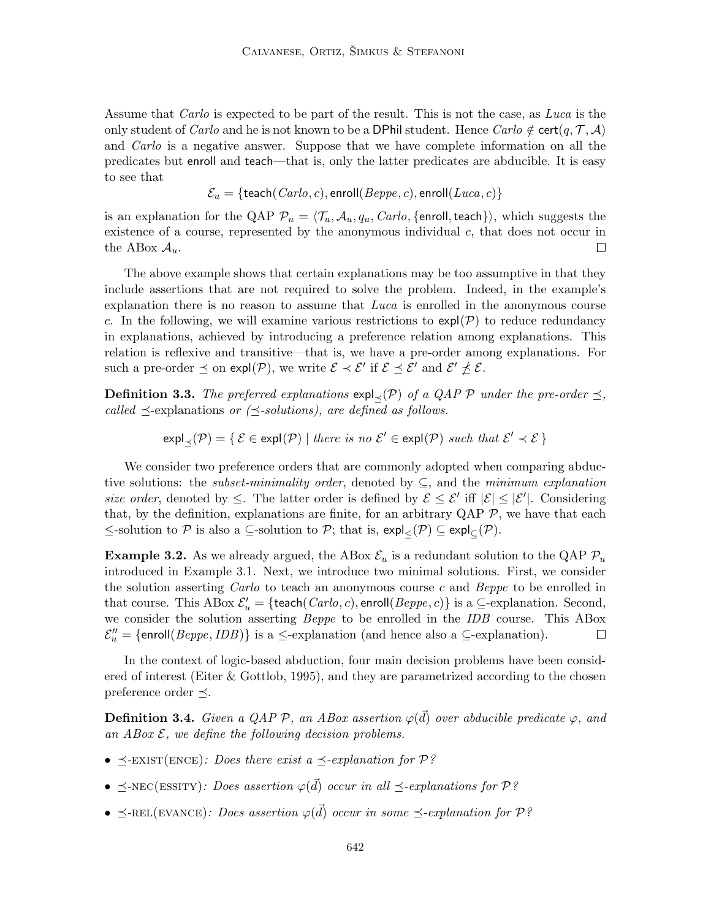Assume that *Carlo* is expected to be part of the result. This is not the case, as *Luca* is the only student of *Carlo* and he is not known to be a DPhil student. Hence $Carlo \notin \mathsf{cert}(q, \mathcal{T}, \mathcal{A})$ and *Carlo* is a negative answer. Suppose that we have complete information on all the predicates but enroll and teach—that is, only the latter predicates are abducible. It is easy to see that

$$\mathcal{E}_u = \{\mathsf{teach}(Carlo, c), \mathsf{enroll}(Beppe, c), \mathsf{enroll}(Luca, c)\}$$

is an explanation for the QAP $\mathcal{P}_u = \langle \mathcal{T}_u, \mathcal{A}_u, q_u, Carlo, \{\mathsf{enroll}, \mathsf{teach}\}\rangle$, which suggests the existence of a course, represented by the anonymous individual $c$, that does not occur in the ABox $\mathcal{A}_u$. □

The above example shows that certain explanations may be too assumptive in that they include assertions that are not required to solve the problem. Indeed, in the example's explanation there is no reason to assume that *Luca* is enrolled in the anonymous course $c$. In the following, we will examine various restrictions to $\mathsf{expl}(\mathcal{P})$ to reduce redundancy in explanations, achieved by introducing a preference relation among explanations. This relation is reflexive and transitive—that is, we have a pre-order among explanations. For such a pre-order $\preceq$ on $\mathsf{expl}(\mathcal{P})$, we write $\mathcal{E} \prec \mathcal{E}'$ if $\mathcal{E} \preceq \mathcal{E}'$ and $\mathcal{E}' \not\preceq \mathcal{E}$.

**Definition 3.3.** *The preferred explanations $\mathsf{expl}_{\preceq}(\mathcal{P})$ of a QAP $\mathcal{P}$ under the pre-order $\preceq$, called $\preceq$-*explanations *or ($\preceq$-solutions), are defined as follows.*

$$\mathsf{expl}_{\preceq}(\mathcal{P}) = \{\, \mathcal{E} \in \mathsf{expl}(\mathcal{P}) \mid \text{there is no } \mathcal{E}' \in \mathsf{expl}(\mathcal{P}) \text{ such that } \mathcal{E}' \prec \mathcal{E} \,\}$$

We consider two preference orders that are commonly adopted when comparing abductive solutions: the *subset-minimality order*, denoted by $\subseteq$, and the *minimum explanation size order*, denoted by $\leq$. The latter order is defined by $\mathcal{E} \leq \mathcal{E}'$ iff $|\mathcal{E}| \leq |\mathcal{E}'|$. Considering that, by the definition, explanations are finite, for an arbitrary QAP $\mathcal{P}$, we have that each $\leq$-solution to $\mathcal{P}$ is also a $\subseteq$-solution to $\mathcal{P}$; that is, $\mathsf{expl}_{\leq}(\mathcal{P}) \subseteq \mathsf{expl}_{\subseteq}(\mathcal{P})$.

**Example 3.2.** As we already argued, the ABox $\mathcal{E}_u$ is a redundant solution to the QAP $\mathcal{P}_u$ introduced in Example 3.1. Next, we introduce two minimal solutions. First, we consider the solution asserting *Carlo* to teach an anonymous course $c$ and *Beppe* to be enrolled in that course. This ABox $\mathcal{E}'_u = \{\mathsf{teach}(Carlo, c), \mathsf{enroll}(Beppe, c)\}$ is a $\subseteq$-explanation. Second, we consider the solution asserting *Beppe* to be enrolled in the *IDB* course. This ABox $\mathcal{E}''_u = \{\mathsf{enroll}(Beppe, IDB)\}$ is a $\leq$-explanation (and hence also a $\subseteq$-explanation). □

In the context of logic-based abduction, four main decision problems have been considered of interest (Eiter & Gottlob, 1995), and they are parametrized according to the chosen preference order $\preceq$.

**Definition 3.4.** *Given a QAP $\mathcal{P}$, an ABox assertion $\varphi(\vec{d})$ over abducible predicate $\varphi$, and an ABox $\mathcal{E}$, we define the following decision problems.*

- $\preceq$-EXIST(ENCE)*: Does there exist a $\preceq$-explanation for $\mathcal{P}$?*
- $\preceq$-NEC(ESSITY)*: Does assertion $\varphi(\vec{d})$ occur in all $\preceq$-explanations for $\mathcal{P}$?*
- $\preceq$-REL(EVANCE)*: Does assertion $\varphi(\vec{d})$ occur in some $\preceq$-explanation for $\mathcal{P}$?*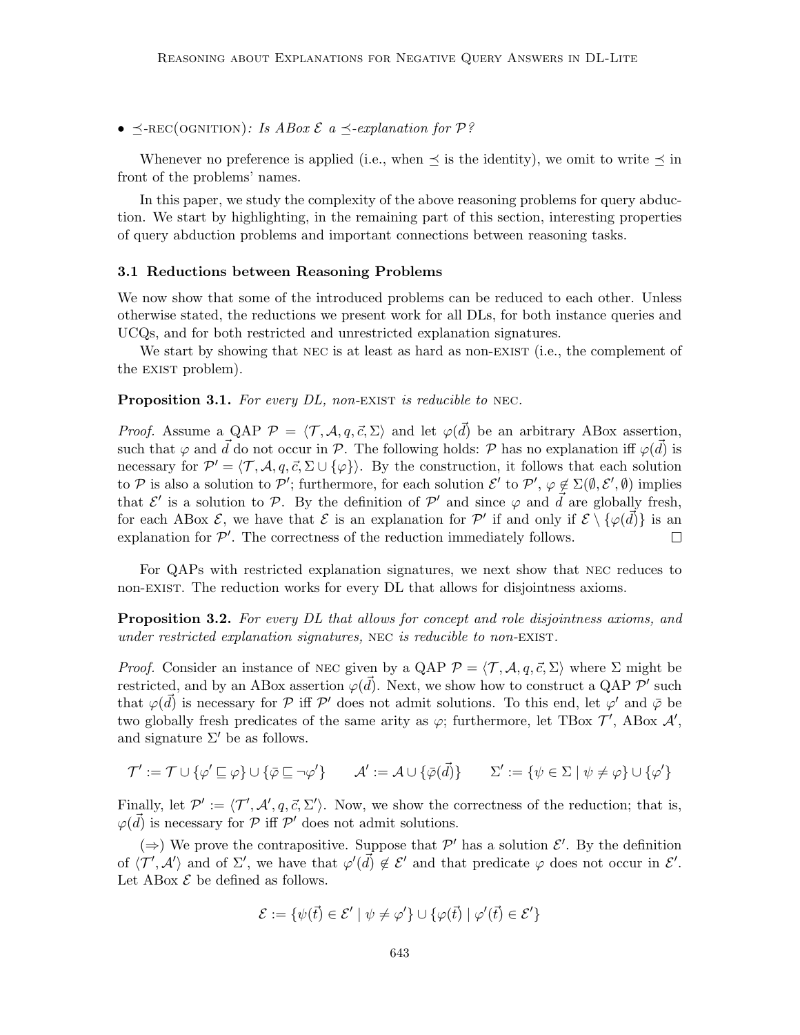- $\preceq$-REC(OGNITION): *Is ABox $\mathcal{E}$ a $\preceq$-explanation for $\mathcal{P}$?*

Whenever no preference is applied (i.e., when $\preceq$ is the identity), we omit to write $\preceq$ in front of the problems' names.

In this paper, we study the complexity of the above reasoning problems for query abduction. We start by highlighting, in the remaining part of this section, interesting properties of query abduction problems and important connections between reasoning tasks.

### 3.1 Reductions between Reasoning Problems

We now show that some of the introduced problems can be reduced to each other. Unless otherwise stated, the reductions we present work for all DLs, for both instance queries and UCQs, and for both restricted and unrestricted explanation signatures.

We start by showing that NEC is at least as hard as non-EXIST (i.e., the complement of the EXIST problem).

**Proposition 3.1.** *For every DL, non-*EXIST *is reducible to* NEC.

*Proof.* Assume a QAP $\mathcal{P} = \langle \mathcal{T}, \mathcal{A}, q, \vec{c}, \Sigma \rangle$ and let $\varphi(\vec{d})$ be an arbitrary ABox assertion, such that $\varphi$ and $\vec{d}$ do not occur in $\mathcal{P}$. The following holds: $\mathcal{P}$ has no explanation iff $\varphi(\vec{d})$ is necessary for $\mathcal{P}' = \langle \mathcal{T}, \mathcal{A}, q, \vec{c}, \Sigma \cup \{\varphi\} \rangle$. By the construction, it follows that each solution to $\mathcal{P}$ is also a solution to $\mathcal{P}'$; furthermore, for each solution $\mathcal{E}'$ to $\mathcal{P}'$, $\varphi \notin \Sigma(\emptyset, \mathcal{E}', \emptyset)$ implies that $\mathcal{E}'$ is a solution to $\mathcal{P}$. By the definition of $\mathcal{P}'$ and since $\varphi$ and $\vec{d}$ are globally fresh, for each ABox $\mathcal{E}$, we have that $\mathcal{E}$ is an explanation for $\mathcal{P}'$ if and only if $\mathcal{E} \setminus \{\varphi(\vec{d})\}$ is an explanation for $\mathcal{P}'$. The correctness of the reduction immediately follows. $\square$

For QAPs with restricted explanation signatures, we next show that NEC reduces to non-EXIST. The reduction works for every DL that allows for disjointness axioms.

**Proposition 3.2.** *For every DL that allows for concept and role disjointness axioms, and under restricted explanation signatures,* NEC *is reducible to non-*EXIST.

*Proof.* Consider an instance of NEC given by a QAP $\mathcal{P} = \langle \mathcal{T}, \mathcal{A}, q, \vec{c}, \Sigma \rangle$ where $\Sigma$ might be restricted, and by an ABox assertion $\varphi(\vec{d})$. Next, we show how to construct a QAP $\mathcal{P}'$ such that $\varphi(\vec{d})$ is necessary for $\mathcal{P}$ iff $\mathcal{P}'$ does not admit solutions. To this end, let $\varphi'$ and $\bar{\varphi}$ be two globally fresh predicates of the same arity as $\varphi$; furthermore, let TBox $\mathcal{T}'$, ABox $\mathcal{A}'$, and signature $\Sigma'$ be as follows.

$$\mathcal{T}' := \mathcal{T} \cup \{\varphi' \sqsubseteq \varphi\} \cup \{\bar{\varphi} \sqsubseteq \neg\varphi'\} \qquad \mathcal{A}' := \mathcal{A} \cup \{\bar{\varphi}(\vec{d})\} \qquad \Sigma' := \{\psi \in \Sigma \mid \psi \neq \varphi\} \cup \{\varphi'\}$$

Finally, let $\mathcal{P}' := \langle \mathcal{T}', \mathcal{A}', q, \vec{c}, \Sigma' \rangle$. Now, we show the correctness of the reduction; that is, $\varphi(\vec{d})$ is necessary for $\mathcal{P}$ iff $\mathcal{P}'$ does not admit solutions.

($\Rightarrow$) We prove the contrapositive. Suppose that $\mathcal{P}'$ has a solution $\mathcal{E}'$. By the definition of $\langle \mathcal{T}', \mathcal{A}' \rangle$ and of $\Sigma'$, we have that $\varphi'(\vec{d}) \notin \mathcal{E}'$ and that predicate $\varphi$ does not occur in $\mathcal{E}'$. Let ABox $\mathcal{E}$ be defined as follows.

$$\mathcal{E} := \{\psi(\vec{t}) \in \mathcal{E}' \mid \psi \neq \varphi'\} \cup \{\varphi(\vec{t}) \mid \varphi'(\vec{t}) \in \mathcal{E}'\}$$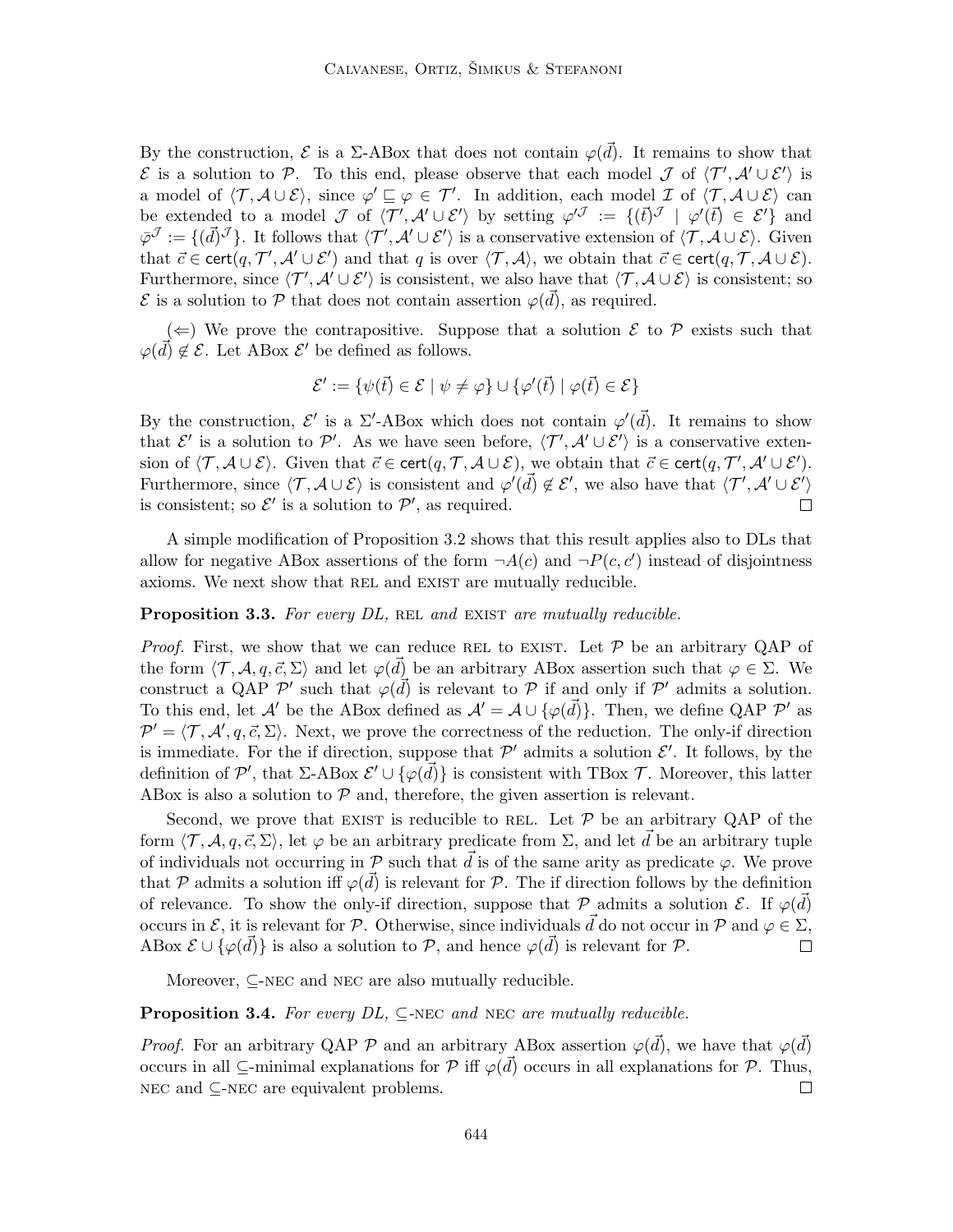By the construction, $\mathcal{E}$ is a $\Sigma$-ABox that does not contain $\varphi(\vec{d})$. It remains to show that $\mathcal{E}$ is a solution to $\mathcal{P}$. To this end, please observe that each model $\mathcal{J}$ of $\langle \mathcal{T}', \mathcal{A}' \cup \mathcal{E}' \rangle$ is a model of $\langle \mathcal{T}, \mathcal{A} \cup \mathcal{E} \rangle$, since $\varphi' \sqsubseteq \varphi \in \mathcal{T}'$. In addition, each model $\mathcal{I}$ of $\langle \mathcal{T}, \mathcal{A} \cup \mathcal{E} \rangle$ can be extended to a model $\mathcal{J}$ of $\langle \mathcal{T}', \mathcal{A}' \cup \mathcal{E}' \rangle$ by setting $\varphi'^{\mathcal{J}} := \{(\vec{t})^{\mathcal{J}} \mid \varphi'(\vec{t}) \in \mathcal{E}'\}$ and $\bar{\varphi}^{\mathcal{J}} := \{(\vec{d})^{\mathcal{J}}\}$. It follows that $\langle \mathcal{T}', \mathcal{A}' \cup \mathcal{E}' \rangle$ is a conservative extension of $\langle \mathcal{T}, \mathcal{A} \cup \mathcal{E} \rangle$. Given that $\vec{c} \in \mathsf{cert}(q, \mathcal{T}', \mathcal{A}' \cup \mathcal{E}')$ and that $q$ is over $\langle \mathcal{T}, \mathcal{A} \rangle$, we obtain that $\vec{c} \in \mathsf{cert}(q, \mathcal{T}, \mathcal{A} \cup \mathcal{E})$. Furthermore, since $\langle \mathcal{T}', \mathcal{A}' \cup \mathcal{E}' \rangle$ is consistent, we also have that $\langle \mathcal{T}, \mathcal{A} \cup \mathcal{E} \rangle$ is consistent; so $\mathcal{E}$ is a solution to $\mathcal{P}$ that does not contain assertion $\varphi(\vec{d})$, as required.

($\Leftarrow$) We prove the contrapositive. Suppose that a solution $\mathcal{E}$ to $\mathcal{P}$ exists such that $\varphi(\vec{d}) \notin \mathcal{E}$. Let ABox $\mathcal{E}'$ be defined as follows.

$$\mathcal{E}' := \{\psi(\vec{t}) \in \mathcal{E} \mid \psi \neq \varphi\} \cup \{\varphi'(\vec{t}) \mid \varphi(\vec{t}) \in \mathcal{E}\}$$

By the construction, $\mathcal{E}'$ is a $\Sigma'$-ABox which does not contain $\varphi'(\vec{d})$. It remains to show that $\mathcal{E}'$ is a solution to $\mathcal{P}'$. As we have seen before, $\langle \mathcal{T}', \mathcal{A}' \cup \mathcal{E}' \rangle$ is a conservative extension of $\langle \mathcal{T}, \mathcal{A} \cup \mathcal{E} \rangle$. Given that $\vec{c} \in \mathsf{cert}(q, \mathcal{T}, \mathcal{A} \cup \mathcal{E})$, we obtain that $\vec{c} \in \mathsf{cert}(q, \mathcal{T}', \mathcal{A}' \cup \mathcal{E}')$. Furthermore, since $\langle \mathcal{T}, \mathcal{A} \cup \mathcal{E} \rangle$ is consistent and $\varphi'(\vec{d}) \notin \mathcal{E}'$, we also have that $\langle \mathcal{T}', \mathcal{A}' \cup \mathcal{E}' \rangle$ is consistent; so $\mathcal{E}'$ is a solution to $\mathcal{P}'$, as required. □

A simple modification of Proposition 3.2 shows that this result applies also to DLs that allow for negative ABox assertions of the form $\neg A(c)$ and $\neg P(c, c')$ instead of disjointness axioms. We next show that REL and EXIST are mutually reducible.

**Proposition 3.3.** *For every DL,* REL *and* EXIST *are mutually reducible.*

*Proof.* First, we show that we can reduce REL to EXIST. Let $\mathcal{P}$ be an arbitrary QAP of the form $\langle \mathcal{T}, \mathcal{A}, q, \vec{c}, \Sigma \rangle$ and let $\varphi(\vec{d})$ be an arbitrary ABox assertion such that $\varphi \in \Sigma$. We construct a QAP $\mathcal{P}'$ such that $\varphi(\vec{d})$ is relevant to $\mathcal{P}$ if and only if $\mathcal{P}'$ admits a solution. To this end, let $\mathcal{A}'$ be the ABox defined as $\mathcal{A}' = \mathcal{A} \cup \{\varphi(\vec{d})\}$. Then, we define QAP $\mathcal{P}'$ as $\mathcal{P}' = \langle \mathcal{T}, \mathcal{A}', q, \vec{c}, \Sigma \rangle$. Next, we prove the correctness of the reduction. The only-if direction is immediate. For the if direction, suppose that $\mathcal{P}'$ admits a solution $\mathcal{E}'$. It follows, by the definition of $\mathcal{P}'$, that $\Sigma$-ABox $\mathcal{E}' \cup \{\varphi(\vec{d})\}$ is consistent with TBox $\mathcal{T}$. Moreover, this latter ABox is also a solution to $\mathcal{P}$ and, therefore, the given assertion is relevant.

Second, we prove that EXIST is reducible to REL. Let $\mathcal{P}$ be an arbitrary QAP of the form $\langle \mathcal{T}, \mathcal{A}, q, \vec{c}, \Sigma \rangle$, let $\varphi$ be an arbitrary predicate from $\Sigma$, and let $\vec{d}$ be an arbitrary tuple of individuals not occurring in $\mathcal{P}$ such that $\vec{d}$ is of the same arity as predicate $\varphi$. We prove that $\mathcal{P}$ admits a solution iff $\varphi(\vec{d})$ is relevant for $\mathcal{P}$. The if direction follows by the definition of relevance. To show the only-if direction, suppose that $\mathcal{P}$ admits a solution $\mathcal{E}$. If $\varphi(\vec{d})$ occurs in $\mathcal{E}$, it is relevant for $\mathcal{P}$. Otherwise, since individuals $\vec{d}$ do not occur in $\mathcal{P}$ and $\varphi \in \Sigma$, ABox $\mathcal{E} \cup \{\varphi(\vec{d})\}$ is also a solution to $\mathcal{P}$, and hence $\varphi(\vec{d})$ is relevant for $\mathcal{P}$. □

Moreover, $\subseteq$-NEC and NEC are also mutually reducible.

**Proposition 3.4.** *For every DL,* $\subseteq$-NEC *and* NEC *are mutually reducible.*

*Proof.* For an arbitrary QAP $\mathcal{P}$ and an arbitrary ABox assertion $\varphi(\vec{d})$, we have that $\varphi(\vec{d})$ occurs in all $\subseteq$-minimal explanations for $\mathcal{P}$ iff $\varphi(\vec{d})$ occurs in all explanations for $\mathcal{P}$. Thus, NEC and $\subseteq$-NEC are equivalent problems. □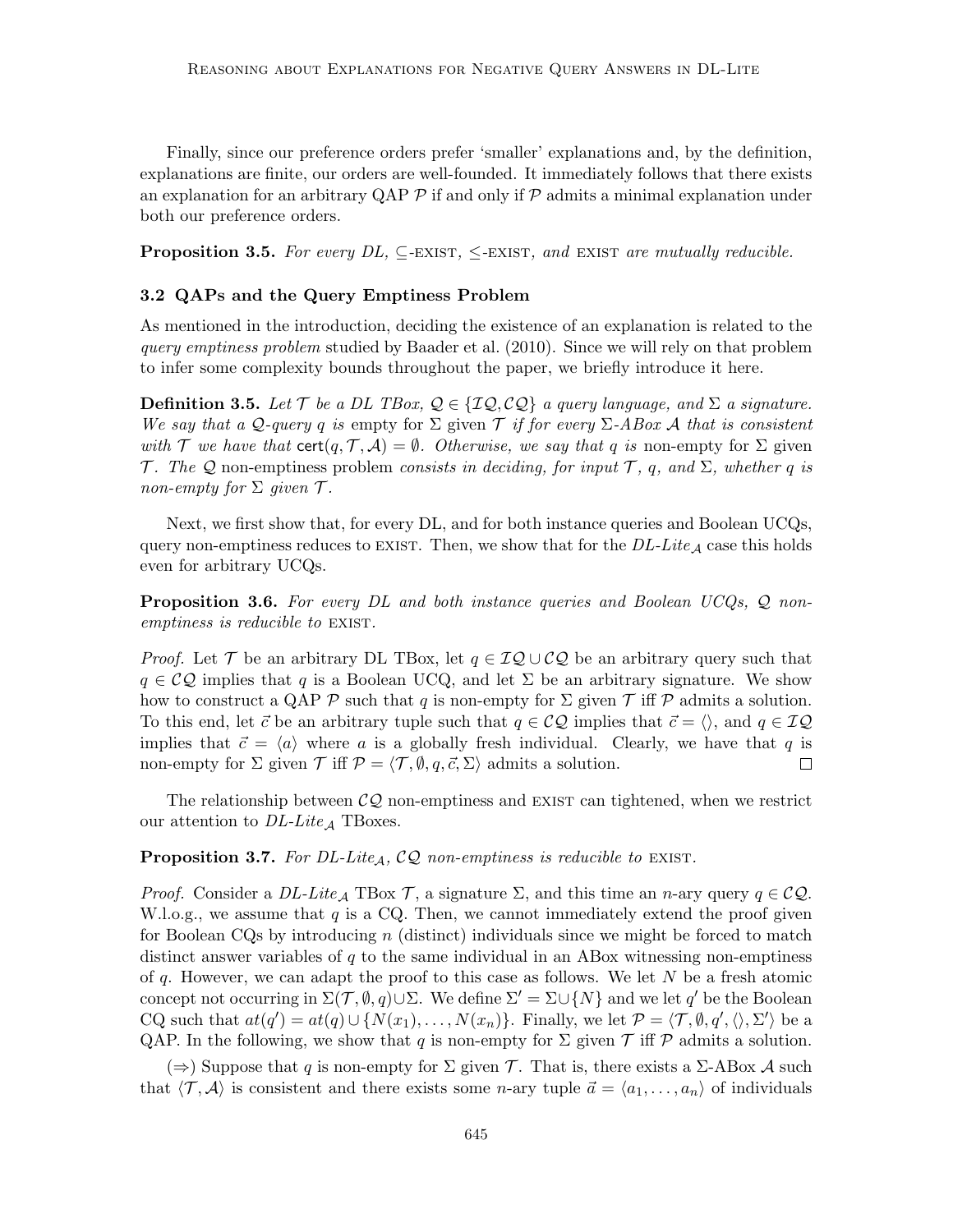Finally, since our preference orders prefer 'smaller' explanations and, by the definition, explanations are finite, our orders are well-founded. It immediately follows that there exists an explanation for an arbitrary QAP $\mathcal{P}$ if and only if $\mathcal{P}$ admits a minimal explanation under both our preference orders.

**Proposition 3.5.** *For every DL, $\subseteq$-EXIST, $\leq$-EXIST, and EXIST are mutually reducible.*

### 3.2 QAPs and the Query Emptiness Problem

As mentioned in the introduction, deciding the existence of an explanation is related to the *query emptiness problem* studied by Baader et al. (2010). Since we will rely on that problem to infer some complexity bounds throughout the paper, we briefly introduce it here.

**Definition 3.5.** *Let $\mathcal{T}$ be a DL TBox, $\mathcal{Q} \in \{\mathcal{IQ}, \mathcal{CQ}\}$ a query language, and $\Sigma$ a signature. We say that a $\mathcal{Q}$-query $q$ is* empty *for $\Sigma$ given $\mathcal{T}$ if for every $\Sigma$-ABox $\mathcal{A}$ that is consistent with $\mathcal{T}$ we have that $\mathsf{cert}(q, \mathcal{T}, \mathcal{A}) = \emptyset$. Otherwise, we say that $q$ is* non-empty *for $\Sigma$ given $\mathcal{T}$. The $\mathcal{Q}$* non-emptiness problem *consists in deciding, for input $\mathcal{T}$, $q$, and $\Sigma$, whether $q$ is non-empty for $\Sigma$ given $\mathcal{T}$.*

Next, we first show that, for every DL, and for both instance queries and Boolean UCQs, query non-emptiness reduces to EXIST. Then, we show that for the *DL-Lite$_\mathcal{A}$* case this holds even for arbitrary UCQs.

**Proposition 3.6.** *For every DL and both instance queries and Boolean UCQs, $\mathcal{Q}$ non-emptiness is reducible to* EXIST.

*Proof.* Let $\mathcal{T}$ be an arbitrary DL TBox, let $q \in \mathcal{IQ} \cup \mathcal{CQ}$ be an arbitrary query such that $q \in \mathcal{CQ}$ implies that $q$ is a Boolean UCQ, and let $\Sigma$ be an arbitrary signature. We show how to construct a QAP $\mathcal{P}$ such that $q$ is non-empty for $\Sigma$ given $\mathcal{T}$ iff $\mathcal{P}$ admits a solution. To this end, let $\vec{c}$ be an arbitrary tuple such that $q \in \mathcal{CQ}$ implies that $\vec{c} = \langle\rangle$, and $q \in \mathcal{IQ}$ implies that $\vec{c} = \langle a \rangle$ where $a$ is a globally fresh individual. Clearly, we have that $q$ is non-empty for $\Sigma$ given $\mathcal{T}$ iff $\mathcal{P} = \langle \mathcal{T}, \emptyset, q, \vec{c}, \Sigma \rangle$ admits a solution. $\square$

The relationship between $\mathcal{CQ}$ non-emptiness and EXIST can tightened, when we restrict our attention to *DL-Lite$_\mathcal{A}$* TBoxes.

**Proposition 3.7.** *For DL-Lite$_\mathcal{A}$, $\mathcal{CQ}$ non-emptiness is reducible to* EXIST.

*Proof.* Consider a *DL-Lite$_\mathcal{A}$* TBox $\mathcal{T}$, a signature $\Sigma$, and this time an $n$-ary query $q \in \mathcal{CQ}$. W.l.o.g., we assume that $q$ is a CQ. Then, we cannot immediately extend the proof given for Boolean CQs by introducing $n$ (distinct) individuals since we might be forced to match distinct answer variables of $q$ to the same individual in an ABox witnessing non-emptiness of $q$. However, we can adapt the proof to this case as follows. We let $N$ be a fresh atomic concept not occurring in $\Sigma(\mathcal{T}, \emptyset, q) \cup \Sigma$. We define $\Sigma' = \Sigma \cup \{N\}$ and we let $q'$ be the Boolean CQ such that $at(q') = at(q) \cup \{N(x_1), \ldots, N(x_n)\}$. Finally, we let $\mathcal{P} = \langle \mathcal{T}, \emptyset, q', \langle\rangle, \Sigma' \rangle$ be a QAP. In the following, we show that $q$ is non-empty for $\Sigma$ given $\mathcal{T}$ iff $\mathcal{P}$ admits a solution.

($\Rightarrow$) Suppose that $q$ is non-empty for $\Sigma$ given $\mathcal{T}$. That is, there exists a $\Sigma$-ABox $\mathcal{A}$ such that $\langle \mathcal{T}, \mathcal{A} \rangle$ is consistent and there exists some $n$-ary tuple $\vec{a} = \langle a_1, \ldots, a_n \rangle$ of individuals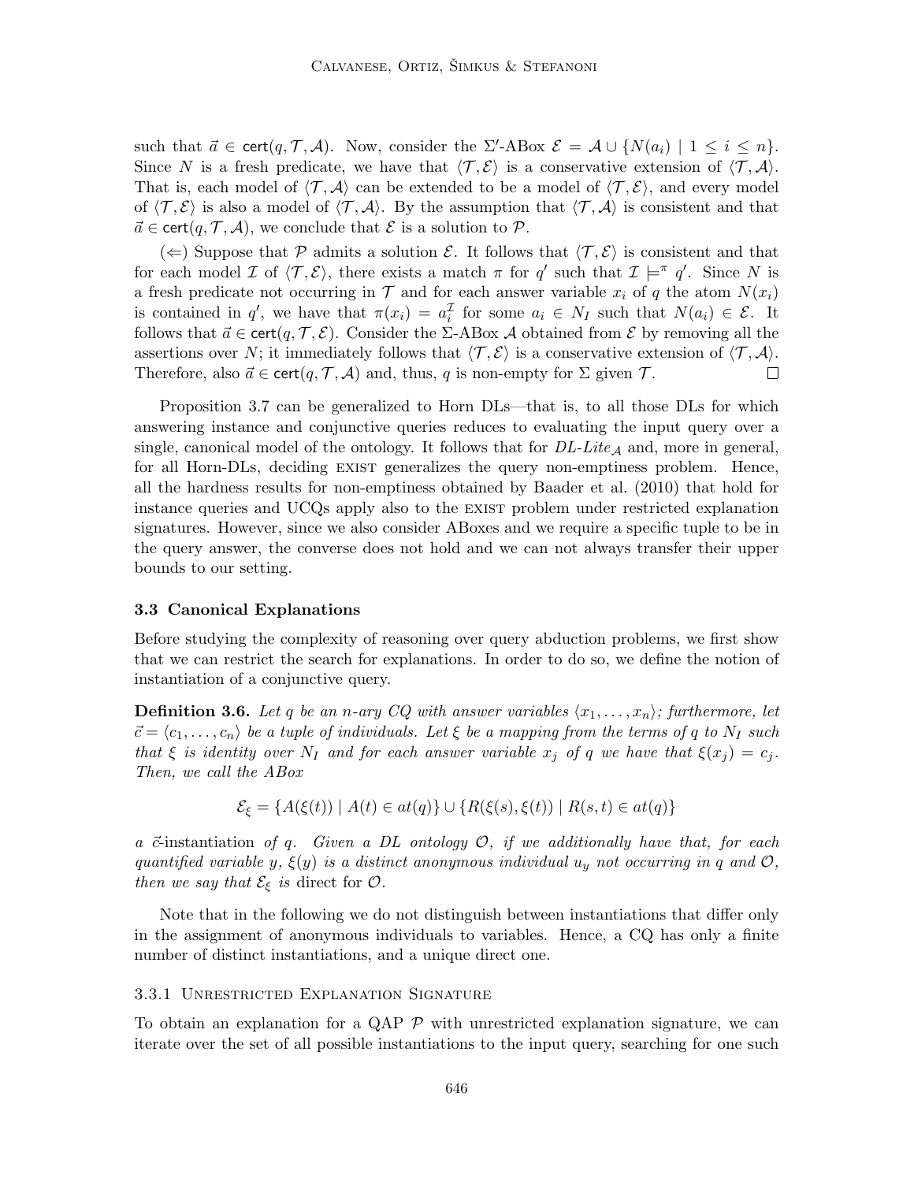such that $\vec{a} \in \mathsf{cert}(q, \mathcal{T}, \mathcal{A})$. Now, consider the $\Sigma'$-ABox $\mathcal{E} = \mathcal{A} \cup \{N(a_i) \mid 1 \leq i \leq n\}$. Since $N$ is a fresh predicate, we have that $\langle \mathcal{T}, \mathcal{E} \rangle$ is a conservative extension of $\langle \mathcal{T}, \mathcal{A} \rangle$. That is, each model of $\langle \mathcal{T}, \mathcal{A} \rangle$ can be extended to be a model of $\langle \mathcal{T}, \mathcal{E} \rangle$, and every model of $\langle \mathcal{T}, \mathcal{E} \rangle$ is also a model of $\langle \mathcal{T}, \mathcal{A} \rangle$. By the assumption that $\langle \mathcal{T}, \mathcal{A} \rangle$ is consistent and that $\vec{a} \in \mathsf{cert}(q, \mathcal{T}, \mathcal{A})$, we conclude that $\mathcal{E}$ is a solution to $\mathcal{P}$.

($\Leftarrow$) Suppose that $\mathcal{P}$ admits a solution $\mathcal{E}$. It follows that $\langle \mathcal{T}, \mathcal{E} \rangle$ is consistent and that for each model $\mathcal{I}$ of $\langle \mathcal{T}, \mathcal{E} \rangle$, there exists a match $\pi$ for $q'$ such that $\mathcal{I} \models^{\pi} q'$. Since $N$ is a fresh predicate not occurring in $\mathcal{T}$ and for each answer variable $x_i$ of $q$ the atom $N(x_i)$ is contained in $q'$, we have that $\pi(x_i) = a_i^{\mathcal{I}}$ for some $a_i \in N_I$ such that $N(a_i) \in \mathcal{E}$. It follows that $\vec{a} \in \mathsf{cert}(q, \mathcal{T}, \mathcal{E})$. Consider the $\Sigma$-ABox $\mathcal{A}$ obtained from $\mathcal{E}$ by removing all the assertions over $N$; it immediately follows that $\langle \mathcal{T}, \mathcal{E} \rangle$ is a conservative extension of $\langle \mathcal{T}, \mathcal{A} \rangle$. Therefore, also $\vec{a} \in \mathsf{cert}(q, \mathcal{T}, \mathcal{A})$ and, thus, $q$ is non-empty for $\Sigma$ given $\mathcal{T}$. $\square$

Proposition 3.7 can be generalized to Horn DLs—that is, to all those DLs for which answering instance and conjunctive queries reduces to evaluating the input query over a single, canonical model of the ontology. It follows that for *DL-Lite*$_{\mathcal{A}}$ and, more in general, for all Horn-DLs, deciding EXIST generalizes the query non-emptiness problem. Hence, all the hardness results for non-emptiness obtained by Baader et al. (2010) that hold for instance queries and UCQs apply also to the EXIST problem under restricted explanation signatures. However, since we also consider ABoxes and we require a specific tuple to be in the query answer, the converse does not hold and we can not always transfer their upper bounds to our setting.

### 3.3 Canonical Explanations

Before studying the complexity of reasoning over query abduction problems, we first show that we can restrict the search for explanations. In order to do so, we define the notion of instantiation of a conjunctive query.

**Definition 3.6.** *Let $q$ be an $n$-ary CQ with answer variables $\langle x_1, \ldots, x_n \rangle$; furthermore, let $\vec{c} = \langle c_1, \ldots, c_n \rangle$ be a tuple of individuals. Let $\xi$ be a mapping from the terms of $q$ to $N_I$ such that $\xi$ is identity over $N_I$ and for each answer variable $x_j$ of $q$ we have that $\xi(x_j) = c_j$. Then, we call the ABox*

$$\mathcal{E}_{\xi} = \{A(\xi(t)) \mid A(t) \in at(q)\} \cup \{R(\xi(s), \xi(t)) \mid R(s,t) \in at(q)\}$$

*a $\vec{c}$-*instantiation *of $q$. Given a DL ontology $\mathcal{O}$, if we additionally have that, for each quantified variable $y$, $\xi(y)$ is a distinct anonymous individual $u_y$ not occurring in $q$ and $\mathcal{O}$, then we say that $\mathcal{E}_{\xi}$ is* direct *for $\mathcal{O}$.*

Note that in the following we do not distinguish between instantiations that differ only in the assignment of anonymous individuals to variables. Hence, a CQ has only a finite number of distinct instantiations, and a unique direct one.

#### 3.3.1 Unrestricted Explanation Signature

To obtain an explanation for a QAP $\mathcal{P}$ with unrestricted explanation signature, we can iterate over the set of all possible instantiations to the input query, searching for one such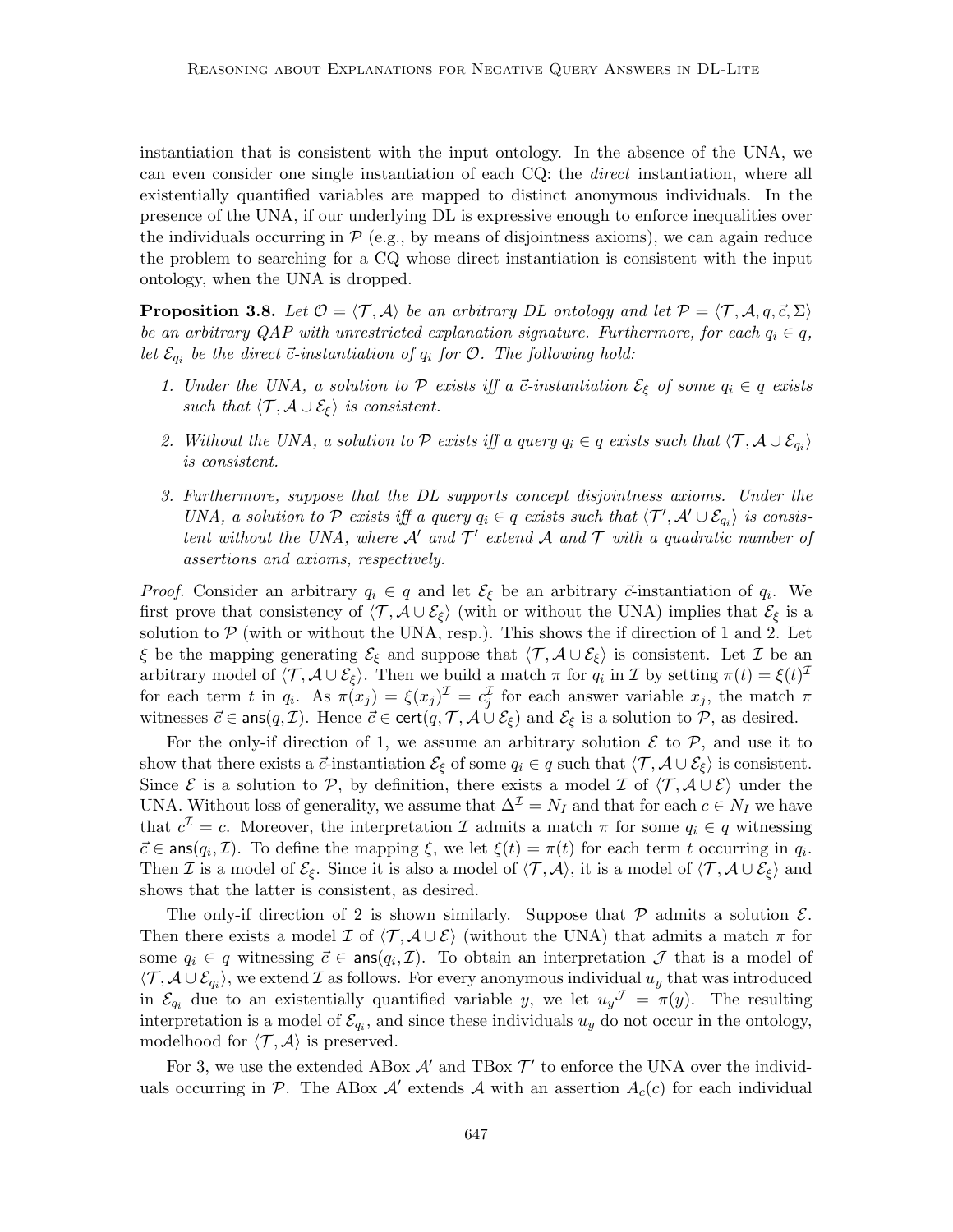instantiation that is consistent with the input ontology. In the absence of the UNA, we can even consider one single instantiation of each CQ: the *direct* instantiation, where all existentially quantified variables are mapped to distinct anonymous individuals. In the presence of the UNA, if our underlying DL is expressive enough to enforce inequalities over the individuals occurring in $\mathcal{P}$ (e.g., by means of disjointness axioms), we can again reduce the problem to searching for a CQ whose direct instantiation is consistent with the input ontology, when the UNA is dropped.

**Proposition 3.8.** *Let $\mathcal{O} = \langle \mathcal{T}, \mathcal{A} \rangle$ be an arbitrary DL ontology and let $\mathcal{P} = \langle \mathcal{T}, \mathcal{A}, q, \vec{c}, \Sigma \rangle$ be an arbitrary QAP with unrestricted explanation signature. Furthermore, for each $q_i \in q$, let $\mathcal{E}_{q_i}$ be the direct $\vec{c}$-instantiation of $q_i$ for $\mathcal{O}$. The following hold:*

1. *Under the UNA, a solution to $\mathcal{P}$ exists iff a $\vec{c}$-instantiation $\mathcal{E}_\xi$ of some $q_i \in q$ exists such that $\langle \mathcal{T}, \mathcal{A} \cup \mathcal{E}_\xi \rangle$ is consistent.*
2. *Without the UNA, a solution to $\mathcal{P}$ exists iff a query $q_i \in q$ exists such that $\langle \mathcal{T}, \mathcal{A} \cup \mathcal{E}_{q_i} \rangle$ is consistent.*
3. *Furthermore, suppose that the DL supports concept disjointness axioms. Under the UNA, a solution to $\mathcal{P}$ exists iff a query $q_i \in q$ exists such that $\langle \mathcal{T}', \mathcal{A}' \cup \mathcal{E}_{q_i} \rangle$ is consistent without the UNA, where $\mathcal{A}'$ and $\mathcal{T}'$ extend $\mathcal{A}$ and $\mathcal{T}$ with a quadratic number of assertions and axioms, respectively.*

*Proof.* Consider an arbitrary $q_i \in q$ and let $\mathcal{E}_\xi$ be an arbitrary $\vec{c}$-instantiation of $q_i$. We first prove that consistency of $\langle \mathcal{T}, \mathcal{A} \cup \mathcal{E}_\xi \rangle$ (with or without the UNA) implies that $\mathcal{E}_\xi$ is a solution to $\mathcal{P}$ (with or without the UNA, resp.). This shows the if direction of 1 and 2. Let $\xi$ be the mapping generating $\mathcal{E}_\xi$ and suppose that $\langle \mathcal{T}, \mathcal{A} \cup \mathcal{E}_\xi \rangle$ is consistent. Let $\mathcal{I}$ be an arbitrary model of $\langle \mathcal{T}, \mathcal{A} \cup \mathcal{E}_\xi \rangle$. Then we build a match $\pi$ for $q_i$ in $\mathcal{I}$ by setting $\pi(t) = \xi(t)^\mathcal{I}$ for each term $t$ in $q_i$. As $\pi(x_j) = \xi(x_j)^\mathcal{I} = c_j^\mathcal{I}$ for each answer variable $x_j$, the match $\pi$ witnesses $\vec{c} \in \mathsf{ans}(q, \mathcal{I})$. Hence $\vec{c} \in \mathsf{cert}(q, \mathcal{T}, \mathcal{A} \cup \mathcal{E}_\xi)$ and $\mathcal{E}_\xi$ is a solution to $\mathcal{P}$, as desired.

For the only-if direction of 1, we assume an arbitrary solution $\mathcal{E}$ to $\mathcal{P}$, and use it to show that there exists a $\vec{c}$-instantiation $\mathcal{E}_\xi$ of some $q_i \in q$ such that $\langle \mathcal{T}, \mathcal{A} \cup \mathcal{E}_\xi \rangle$ is consistent. Since $\mathcal{E}$ is a solution to $\mathcal{P}$, by definition, there exists a model $\mathcal{I}$ of $\langle \mathcal{T}, \mathcal{A} \cup \mathcal{E} \rangle$ under the UNA. Without loss of generality, we assume that $\Delta^\mathcal{I} = N_I$ and that for each $c \in N_I$ we have that $c^\mathcal{I} = c$. Moreover, the interpretation $\mathcal{I}$ admits a match $\pi$ for some $q_i \in q$ witnessing $\vec{c} \in \mathsf{ans}(q_i, \mathcal{I})$. To define the mapping $\xi$, we let $\xi(t) = \pi(t)$ for each term $t$ occurring in $q_i$. Then $\mathcal{I}$ is a model of $\mathcal{E}_\xi$. Since it is also a model of $\langle \mathcal{T}, \mathcal{A} \rangle$, it is a model of $\langle \mathcal{T}, \mathcal{A} \cup \mathcal{E}_\xi \rangle$ and shows that the latter is consistent, as desired.

The only-if direction of 2 is shown similarly. Suppose that $\mathcal{P}$ admits a solution $\mathcal{E}$. Then there exists a model $\mathcal{I}$ of $\langle \mathcal{T}, \mathcal{A} \cup \mathcal{E} \rangle$ (without the UNA) that admits a match $\pi$ for some $q_i \in q$ witnessing $\vec{c} \in \mathsf{ans}(q_i, \mathcal{I})$. To obtain an interpretation $\mathcal{J}$ that is a model of $\langle \mathcal{T}, \mathcal{A} \cup \mathcal{E}_{q_i} \rangle$, we extend $\mathcal{I}$ as follows. For every anonymous individual $u_y$ that was introduced in $\mathcal{E}_{q_i}$ due to an existentially quantified variable $y$, we let $u_y{}^\mathcal{J} = \pi(y)$. The resulting interpretation is a model of $\mathcal{E}_{q_i}$, and since these individuals $u_y$ do not occur in the ontology, modelhood for $\langle \mathcal{T}, \mathcal{A} \rangle$ is preserved.

For 3, we use the extended ABox $\mathcal{A}'$ and TBox $\mathcal{T}'$ to enforce the UNA over the individuals occurring in $\mathcal{P}$. The ABox $\mathcal{A}'$ extends $\mathcal{A}$ with an assertion $A_c(c)$ for each individual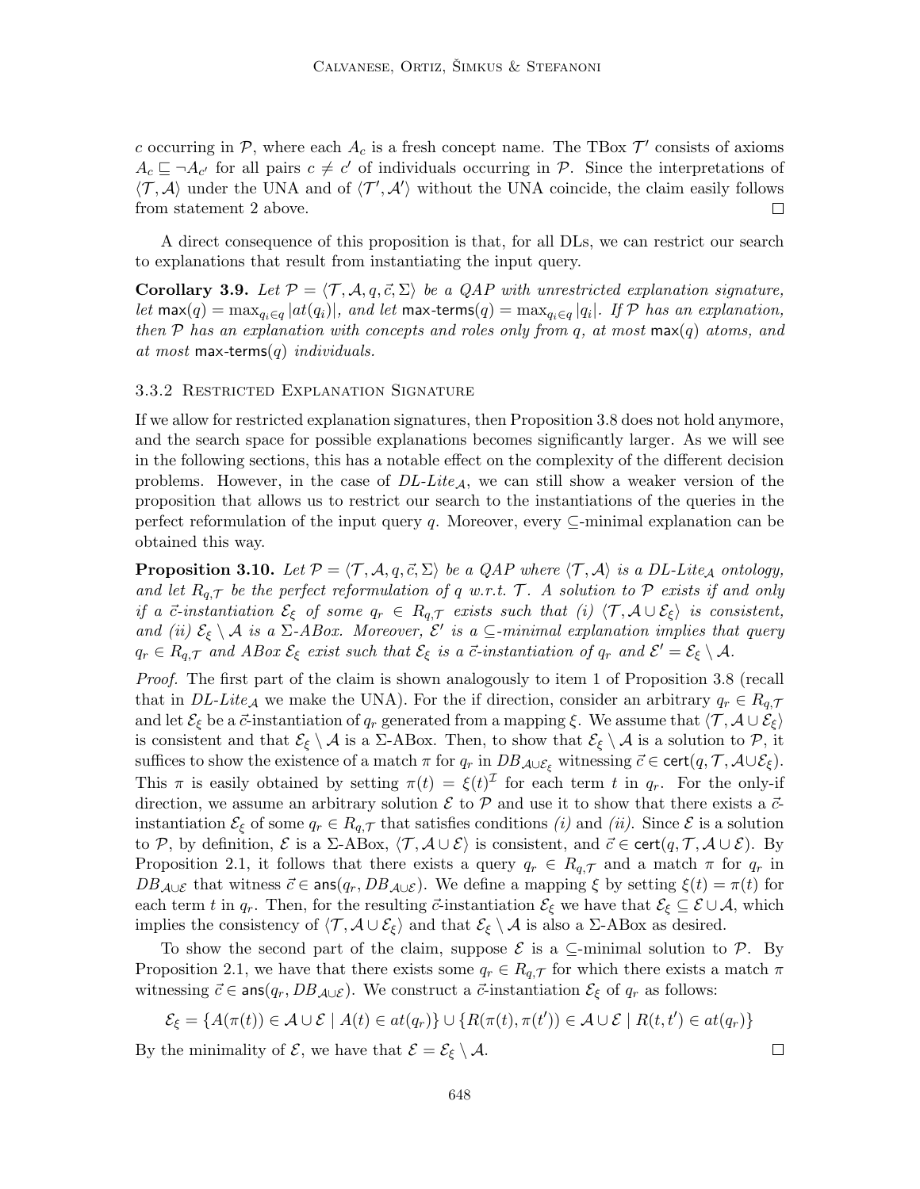$c$ occurring in $\mathcal{P}$, where each $A_c$ is a fresh concept name. The TBox $\mathcal{T}'$ consists of axioms $A_c \sqsubseteq \neg A_{c'}$ for all pairs $c \neq c'$ of individuals occurring in $\mathcal{P}$. Since the interpretations of $\langle \mathcal{T}, \mathcal{A} \rangle$ under the UNA and of $\langle \mathcal{T}', \mathcal{A}' \rangle$ without the UNA coincide, the claim easily follows from statement 2 above. $\square$

A direct consequence of this proposition is that, for all DLs, we can restrict our search to explanations that result from instantiating the input query.

**Corollary 3.9.** *Let $\mathcal{P} = \langle \mathcal{T}, \mathcal{A}, q, \vec{c}, \Sigma \rangle$ be a QAP with unrestricted explanation signature, let $\mathsf{max}(q) = \max_{q_i \in q} |at(q_i)|$, and let $\mathsf{max\text{-}terms}(q) = \max_{q_i \in q} |q_i|$. If $\mathcal{P}$ has an explanation, then $\mathcal{P}$ has an explanation with concepts and roles only from $q$, at most $\mathsf{max}(q)$ atoms, and at most $\mathsf{max\text{-}terms}(q)$ individuals.*

### 3.3.2 Restricted Explanation Signature

If we allow for restricted explanation signatures, then Proposition 3.8 does not hold anymore, and the search space for possible explanations becomes significantly larger. As we will see in the following sections, this has a notable effect on the complexity of the different decision problems. However, in the case of *DL-Lite*$_\mathcal{A}$, we can still show a weaker version of the proposition that allows us to restrict our search to the instantiations of the queries in the perfect reformulation of the input query $q$. Moreover, every $\subseteq$-minimal explanation can be obtained this way.

**Proposition 3.10.** *Let $\mathcal{P} = \langle \mathcal{T}, \mathcal{A}, q, \vec{c}, \Sigma \rangle$ be a QAP where $\langle \mathcal{T}, \mathcal{A} \rangle$ is a DL-Lite$_\mathcal{A}$ ontology, and let $R_{q,\mathcal{T}}$ be the perfect reformulation of $q$ w.r.t. $\mathcal{T}$. A solution to $\mathcal{P}$ exists if and only if a $\vec{c}$-instantiation $\mathcal{E}_\xi$ of some $q_r \in R_{q,\mathcal{T}}$ exists such that (i) $\langle \mathcal{T}, \mathcal{A} \cup \mathcal{E}_\xi \rangle$ is consistent, and (ii) $\mathcal{E}_\xi \setminus \mathcal{A}$ is a $\Sigma$-ABox. Moreover, $\mathcal{E}'$ is a $\subseteq$-minimal explanation implies that query $q_r \in R_{q,\mathcal{T}}$ and ABox $\mathcal{E}_\xi$ exist such that $\mathcal{E}_\xi$ is a $\vec{c}$-instantiation of $q_r$ and $\mathcal{E}' = \mathcal{E}_\xi \setminus \mathcal{A}$.*

*Proof.* The first part of the claim is shown analogously to item 1 of Proposition 3.8 (recall that in *DL-Lite*$_\mathcal{A}$ we make the UNA). For the if direction, consider an arbitrary $q_r \in R_{q,\mathcal{T}}$ and let $\mathcal{E}_\xi$ be a $\vec{c}$-instantiation of $q_r$ generated from a mapping $\xi$. We assume that $\langle \mathcal{T}, \mathcal{A} \cup \mathcal{E}_\xi \rangle$ is consistent and that $\mathcal{E}_\xi \setminus \mathcal{A}$ is a $\Sigma$-ABox. Then, to show that $\mathcal{E}_\xi \setminus \mathcal{A}$ is a solution to $\mathcal{P}$, it suffices to show the existence of a match $\pi$ for $q_r$ in $DB_{\mathcal{A} \cup \mathcal{E}_\xi}$ witnessing $\vec{c} \in \mathsf{cert}(q, \mathcal{T}, \mathcal{A} \cup \mathcal{E}_\xi)$. This $\pi$ is easily obtained by setting $\pi(t) = \xi(t)^\mathcal{I}$ for each term $t$ in $q_r$. For the only-if direction, we assume an arbitrary solution $\mathcal{E}$ to $\mathcal{P}$ and use it to show that there exists a $\vec{c}$-instantiation $\mathcal{E}_\xi$ of some $q_r \in R_{q,\mathcal{T}}$ that satisfies conditions *(i)* and *(ii)*. Since $\mathcal{E}$ is a solution to $\mathcal{P}$, by definition, $\mathcal{E}$ is a $\Sigma$-ABox, $\langle \mathcal{T}, \mathcal{A} \cup \mathcal{E} \rangle$ is consistent, and $\vec{c} \in \mathsf{cert}(q, \mathcal{T}, \mathcal{A} \cup \mathcal{E})$. By Proposition 2.1, it follows that there exists a query $q_r \in R_{q,\mathcal{T}}$ and a match $\pi$ for $q_r$ in $DB_{\mathcal{A} \cup \mathcal{E}}$ that witness $\vec{c} \in \mathsf{ans}(q_r, DB_{\mathcal{A} \cup \mathcal{E}})$. We define a mapping $\xi$ by setting $\xi(t) = \pi(t)$ for each term $t$ in $q_r$. Then, for the resulting $\vec{c}$-instantiation $\mathcal{E}_\xi$ we have that $\mathcal{E}_\xi \subseteq \mathcal{E} \cup \mathcal{A}$, which implies the consistency of $\langle \mathcal{T}, \mathcal{A} \cup \mathcal{E}_\xi \rangle$ and that $\mathcal{E}_\xi \setminus \mathcal{A}$ is also a $\Sigma$-ABox as desired.

To show the second part of the claim, suppose $\mathcal{E}$ is a $\subseteq$-minimal solution to $\mathcal{P}$. By Proposition 2.1, we have that there exists some $q_r \in R_{q,\mathcal{T}}$ for which there exists a match $\pi$ witnessing $\vec{c} \in \mathsf{ans}(q_r, DB_{\mathcal{A} \cup \mathcal{E}})$. We construct a $\vec{c}$-instantiation $\mathcal{E}_\xi$ of $q_r$ as follows:

$$\mathcal{E}_\xi = \{A(\pi(t)) \in \mathcal{A} \cup \mathcal{E} \mid A(t) \in at(q_r)\} \cup \{R(\pi(t), \pi(t')) \in \mathcal{A} \cup \mathcal{E} \mid R(t, t') \in at(q_r)\}$$

By the minimality of $\mathcal{E}$, we have that $\mathcal{E} = \mathcal{E}_\xi \setminus \mathcal{A}$. $\square$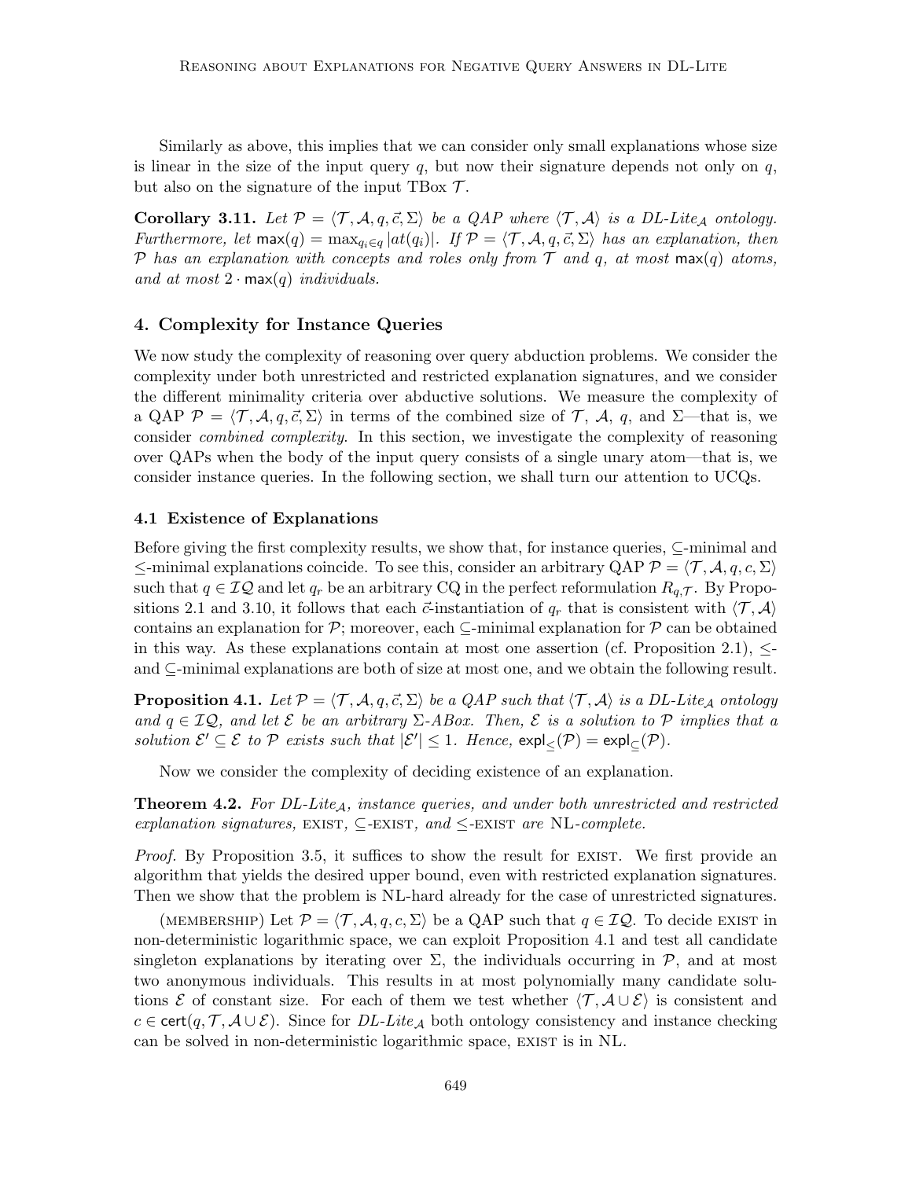Similarly as above, this implies that we can consider only small explanations whose size is linear in the size of the input query $q$, but now their signature depends not only on $q$, but also on the signature of the input TBox $\mathcal{T}$.

**Corollary 3.11.** *Let $\mathcal{P} = \langle \mathcal{T}, \mathcal{A}, q, \vec{c}, \Sigma \rangle$ be a QAP where $\langle \mathcal{T}, \mathcal{A} \rangle$ is a DL-Lite$_\mathcal{A}$ ontology. Furthermore, let $\mathsf{max}(q) = \max_{q_i \in q} |at(q_i)|$. If $\mathcal{P} = \langle \mathcal{T}, \mathcal{A}, q, \vec{c}, \Sigma \rangle$ has an explanation, then $\mathcal{P}$ has an explanation with concepts and roles only from $\mathcal{T}$ and $q$, at most $\mathsf{max}(q)$ atoms, and at most $2 \cdot \mathsf{max}(q)$ individuals.*

## 4. Complexity for Instance Queries

We now study the complexity of reasoning over query abduction problems. We consider the complexity under both unrestricted and restricted explanation signatures, and we consider the different minimality criteria over abductive solutions. We measure the complexity of a QAP $\mathcal{P} = \langle \mathcal{T}, \mathcal{A}, q, \vec{c}, \Sigma \rangle$ in terms of the combined size of $\mathcal{T}$, $\mathcal{A}$, $q$, and $\Sigma$—that is, we consider *combined complexity*. In this section, we investigate the complexity of reasoning over QAPs when the body of the input query consists of a single unary atom—that is, we consider instance queries. In the following section, we shall turn our attention to UCQs.

### 4.1 Existence of Explanations

Before giving the first complexity results, we show that, for instance queries, $\subseteq$-minimal and $\leq$-minimal explanations coincide. To see this, consider an arbitrary QAP $\mathcal{P} = \langle \mathcal{T}, \mathcal{A}, q, c, \Sigma \rangle$ such that $q \in \mathcal{IQ}$ and let $q_r$ be an arbitrary CQ in the perfect reformulation $R_{q,\mathcal{T}}$. By Propositions 2.1 and 3.10, it follows that each $\vec{c}$-instantiation of $q_r$ that is consistent with $\langle \mathcal{T}, \mathcal{A} \rangle$ contains an explanation for $\mathcal{P}$; moreover, each $\subseteq$-minimal explanation for $\mathcal{P}$ can be obtained in this way. As these explanations contain at most one assertion (cf. Proposition 2.1), $\leq$- and $\subseteq$-minimal explanations are both of size at most one, and we obtain the following result.

**Proposition 4.1.** *Let $\mathcal{P} = \langle \mathcal{T}, \mathcal{A}, q, \vec{c}, \Sigma \rangle$ be a QAP such that $\langle \mathcal{T}, \mathcal{A} \rangle$ is a DL-Lite$_\mathcal{A}$ ontology and $q \in \mathcal{IQ}$, and let $\mathcal{E}$ be an arbitrary $\Sigma$-ABox. Then, $\mathcal{E}$ is a solution to $\mathcal{P}$ implies that a solution $\mathcal{E}' \subseteq \mathcal{E}$ to $\mathcal{P}$ exists such that $|\mathcal{E}'| \leq 1$. Hence, $\mathsf{expl}_{\leq}(\mathcal{P}) = \mathsf{expl}_{\subseteq}(\mathcal{P})$.*

Now we consider the complexity of deciding existence of an explanation.

**Theorem 4.2.** *For DL-Lite$_\mathcal{A}$, instance queries, and under both unrestricted and restricted explanation signatures,* EXIST*,* $\subseteq$-EXIST*, and* $\leq$-EXIST *are* NL*-complete.*

*Proof.* By Proposition 3.5, it suffices to show the result for EXIST. We first provide an algorithm that yields the desired upper bound, even with restricted explanation signatures. Then we show that the problem is NL-hard already for the case of unrestricted signatures.

(MEMBERSHIP) Let $\mathcal{P} = \langle \mathcal{T}, \mathcal{A}, q, c, \Sigma \rangle$ be a QAP such that $q \in \mathcal{IQ}$. To decide EXIST in non-deterministic logarithmic space, we can exploit Proposition 4.1 and test all candidate singleton explanations by iterating over $\Sigma$, the individuals occurring in $\mathcal{P}$, and at most two anonymous individuals. This results in at most polynomially many candidate solutions $\mathcal{E}$ of constant size. For each of them we test whether $\langle \mathcal{T}, \mathcal{A} \cup \mathcal{E} \rangle$ is consistent and $c \in \mathsf{cert}(q, \mathcal{T}, \mathcal{A} \cup \mathcal{E})$. Since for DL-Lite$_\mathcal{A}$ both ontology consistency and instance checking can be solved in non-deterministic logarithmic space, EXIST is in NL.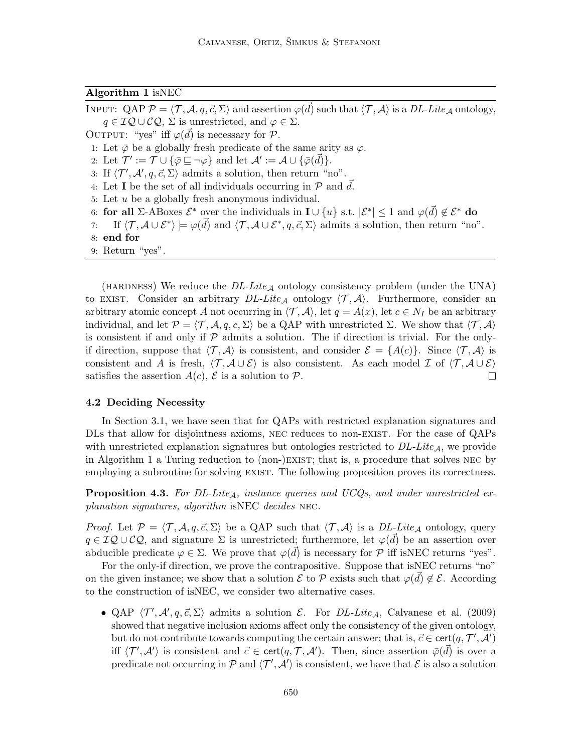**Algorithm 1** isNEC

INPUT: QAP $\mathcal{P} = \langle \mathcal{T}, \mathcal{A}, q, \vec{c}, \Sigma \rangle$ and assertion $\varphi(\vec{d})$ such that $\langle \mathcal{T}, \mathcal{A} \rangle$ is a *DL-Lite*$_{\mathcal{A}}$ ontology, $q \in \mathcal{IQ} \cup \mathcal{CQ}$, $\Sigma$ is unrestricted, and $\varphi \in \Sigma$.

OUTPUT: "yes" iff $\varphi(\vec{d})$ is necessary for $\mathcal{P}$.

1: Let $\bar{\varphi}$ be a globally fresh predicate of the same arity as $\varphi$.
2: Let $\mathcal{T}' := \mathcal{T} \cup \{\bar{\varphi} \sqsubseteq \neg\varphi\}$ and let $\mathcal{A}' := \mathcal{A} \cup \{\bar{\varphi}(\vec{d})\}$.
3: If $\langle \mathcal{T}', \mathcal{A}', q, \vec{c}, \Sigma \rangle$ admits a solution, then return "no".
4: Let $\mathbf{I}$ be the set of all individuals occurring in $\mathcal{P}$ and $\vec{d}$.
5: Let $u$ be a globally fresh anonymous individual.
6: **for all** $\Sigma$-ABoxes $\mathcal{E}^*$ over the individuals in $\mathbf{I} \cup \{u\}$ s.t. $|\mathcal{E}^*| \leq 1$ and $\varphi(\vec{d}) \notin \mathcal{E}^*$ **do**
7: If $\langle \mathcal{T}, \mathcal{A} \cup \mathcal{E}^* \rangle \models \varphi(\vec{d})$ and $\langle \mathcal{T}, \mathcal{A} \cup \mathcal{E}^*, q, \vec{c}, \Sigma \rangle$ admits a solution, then return "no".
8: **end for**
9: Return "yes".

(HARDNESS) We reduce the *DL-Lite*$_{\mathcal{A}}$ ontology consistency problem (under the UNA) to EXIST. Consider an arbitrary *DL-Lite*$_{\mathcal{A}}$ ontology $\langle \mathcal{T}, \mathcal{A} \rangle$. Furthermore, consider an arbitrary atomic concept $A$ not occurring in $\langle \mathcal{T}, \mathcal{A} \rangle$, let $q = A(x)$, let $c \in N_I$ be an arbitrary individual, and let $\mathcal{P} = \langle \mathcal{T}, \mathcal{A}, q, c, \Sigma \rangle$ be a QAP with unrestricted $\Sigma$. We show that $\langle \mathcal{T}, \mathcal{A} \rangle$ is consistent if and only if $\mathcal{P}$ admits a solution. The if direction is trivial. For the only-if direction, suppose that $\langle \mathcal{T}, \mathcal{A} \rangle$ is consistent, and consider $\mathcal{E} = \{A(c)\}$. Since $\langle \mathcal{T}, \mathcal{A} \rangle$ is consistent and $A$ is fresh, $\langle \mathcal{T}, \mathcal{A} \cup \mathcal{E} \rangle$ is also consistent. As each model $\mathcal{I}$ of $\langle \mathcal{T}, \mathcal{A} \cup \mathcal{E} \rangle$ satisfies the assertion $A(c)$, $\mathcal{E}$ is a solution to $\mathcal{P}$. □

### 4.2 Deciding Necessity

In Section 3.1, we have seen that for QAPs with restricted explanation signatures and DLs that allow for disjointness axioms, NEC reduces to non-EXIST. For the case of QAPs with unrestricted explanation signatures but ontologies restricted to *DL-Lite*$_{\mathcal{A}}$, we provide in Algorithm 1 a Turing reduction to (non-)EXIST; that is, a procedure that solves NEC by employing a subroutine for solving EXIST. The following proposition proves its correctness.

**Proposition 4.3.** *For DL-Lite*$_{\mathcal{A}}$*, instance queries and UCQs, and under unrestricted explanation signatures, algorithm* isNEC *decides* NEC.

*Proof.* Let $\mathcal{P} = \langle \mathcal{T}, \mathcal{A}, q, \vec{c}, \Sigma \rangle$ be a QAP such that $\langle \mathcal{T}, \mathcal{A} \rangle$ is a *DL-Lite*$_{\mathcal{A}}$ ontology, query $q \in \mathcal{IQ} \cup \mathcal{CQ}$, and signature $\Sigma$ is unrestricted; furthermore, let $\varphi(\vec{d})$ be an assertion over abducible predicate $\varphi \in \Sigma$. We prove that $\varphi(\vec{d})$ is necessary for $\mathcal{P}$ iff isNEC returns "yes".

For the only-if direction, we prove the contrapositive. Suppose that isNEC returns "no" on the given instance; we show that a solution $\mathcal{E}$ to $\mathcal{P}$ exists such that $\varphi(\vec{d}) \notin \mathcal{E}$. According to the construction of isNEC, we consider two alternative cases.

- QAP $\langle \mathcal{T}', \mathcal{A}', q, \vec{c}, \Sigma \rangle$ admits a solution $\mathcal{E}$. For *DL-Lite*$_{\mathcal{A}}$, Calvanese et al. (2009) showed that negative inclusion axioms affect only the consistency of the given ontology, but do not contribute towards computing the certain answer; that is, $\vec{c} \in \mathsf{cert}(q, \mathcal{T}', \mathcal{A}')$ iff $\langle \mathcal{T}', \mathcal{A}' \rangle$ is consistent and $\vec{c} \in \mathsf{cert}(q, \mathcal{T}, \mathcal{A}')$. Then, since assertion $\bar{\varphi}(\vec{d})$ is over a predicate not occurring in $\mathcal{P}$ and $\langle \mathcal{T}', \mathcal{A}' \rangle$ is consistent, we have that $\mathcal{E}$ is also a solution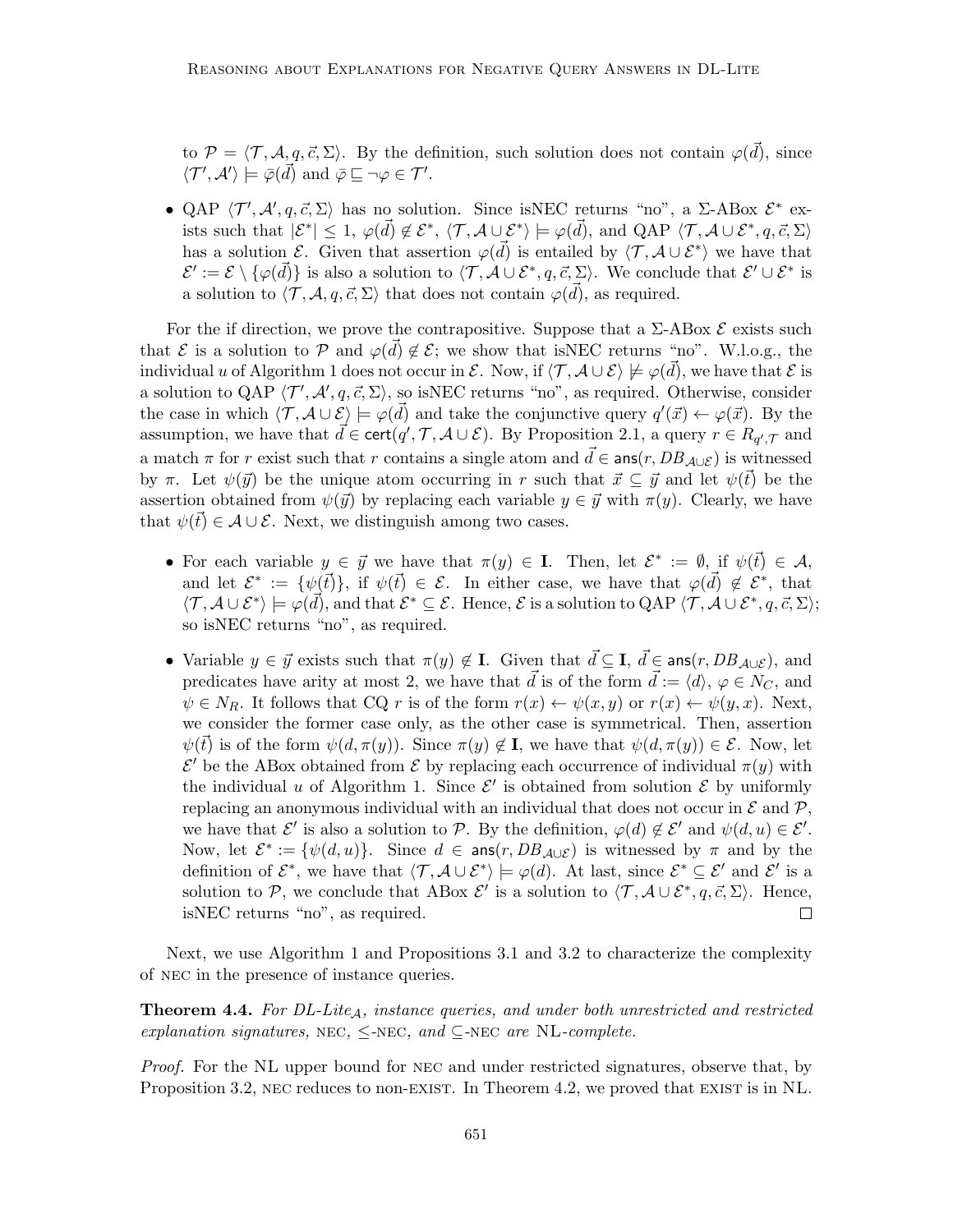to $\mathcal{P} = \langle \mathcal{T}, \mathcal{A}, q, \vec{c}, \Sigma \rangle$. By the definition, such solution does not contain $\varphi(\vec{d})$, since $\langle \mathcal{T}', \mathcal{A}' \rangle \models \bar{\varphi}(\vec{d})$ and $\bar{\varphi} \sqsubseteq \neg\varphi \in \mathcal{T}'$.

- QAP $\langle \mathcal{T}', \mathcal{A}', q, \vec{c}, \Sigma \rangle$ has no solution. Since isNEC returns "no", a $\Sigma$-ABox $\mathcal{E}^*$ exists such that $|\mathcal{E}^*| \leq 1$, $\varphi(\vec{d}) \notin \mathcal{E}^*$, $\langle \mathcal{T}, \mathcal{A} \cup \mathcal{E}^* \rangle \models \varphi(\vec{d})$, and QAP $\langle \mathcal{T}, \mathcal{A} \cup \mathcal{E}^*, q, \vec{c}, \Sigma \rangle$ has a solution $\mathcal{E}$. Given that assertion $\varphi(\vec{d})$ is entailed by $\langle \mathcal{T}, \mathcal{A} \cup \mathcal{E}^* \rangle$ we have that $\mathcal{E}' := \mathcal{E} \setminus \{\varphi(\vec{d})\}$ is also a solution to $\langle \mathcal{T}, \mathcal{A} \cup \mathcal{E}^*, q, \vec{c}, \Sigma \rangle$. We conclude that $\mathcal{E}' \cup \mathcal{E}^*$ is a solution to $\langle \mathcal{T}, \mathcal{A}, q, \vec{c}, \Sigma \rangle$ that does not contain $\varphi(\vec{d})$, as required.

For the if direction, we prove the contrapositive. Suppose that a $\Sigma$-ABox $\mathcal{E}$ exists such that $\mathcal{E}$ is a solution to $\mathcal{P}$ and $\varphi(\vec{d}) \notin \mathcal{E}$; we show that isNEC returns "no". W.l.o.g., the individual $u$ of Algorithm 1 does not occur in $\mathcal{E}$. Now, if $\langle \mathcal{T}, \mathcal{A} \cup \mathcal{E} \rangle \not\models \varphi(\vec{d})$, we have that $\mathcal{E}$ is a solution to QAP $\langle \mathcal{T}', \mathcal{A}', q, \vec{c}, \Sigma \rangle$, so isNEC returns "no", as required. Otherwise, consider the case in which $\langle \mathcal{T}, \mathcal{A} \cup \mathcal{E} \rangle \models \varphi(\vec{d})$ and take the conjunctive query $q'(\vec{x}) \leftarrow \varphi(\vec{x})$. By the assumption, we have that $\vec{d} \in \mathsf{cert}(q', \mathcal{T}, \mathcal{A} \cup \mathcal{E})$. By Proposition 2.1, a query $r \in R_{q',\mathcal{T}}$ and a match $\pi$ for $r$ exist such that $r$ contains a single atom and $\vec{d} \in \mathsf{ans}(r, DB_{\mathcal{A} \cup \mathcal{E}})$ is witnessed by $\pi$. Let $\psi(\vec{y})$ be the unique atom occurring in $r$ such that $\vec{x} \subseteq \vec{y}$ and let $\psi(\vec{t})$ be the assertion obtained from $\psi(\vec{y})$ by replacing each variable $y \in \vec{y}$ with $\pi(y)$. Clearly, we have that $\psi(\vec{t}) \in \mathcal{A} \cup \mathcal{E}$. Next, we distinguish among two cases.

- For each variable $y \in \vec{y}$ we have that $\pi(y) \in \mathbf{I}$. Then, let $\mathcal{E}^* := \emptyset$, if $\psi(\vec{t}) \in \mathcal{A}$, and let $\mathcal{E}^* := \{\psi(\vec{t})\}$, if $\psi(\vec{t}) \in \mathcal{E}$. In either case, we have that $\varphi(\vec{d}) \notin \mathcal{E}^*$, that $\langle \mathcal{T}, \mathcal{A} \cup \mathcal{E}^* \rangle \models \varphi(\vec{d})$, and that $\mathcal{E}^* \subseteq \mathcal{E}$. Hence, $\mathcal{E}$ is a solution to QAP $\langle \mathcal{T}, \mathcal{A} \cup \mathcal{E}^*, q, \vec{c}, \Sigma \rangle$; so isNEC returns "no", as required.

- Variable $y \in \vec{y}$ exists such that $\pi(y) \notin \mathbf{I}$. Given that $\vec{d} \subseteq \mathbf{I}$, $\vec{d} \in \mathsf{ans}(r, DB_{\mathcal{A} \cup \mathcal{E}})$, and predicates have arity at most 2, we have that $\vec{d}$ is of the form $\vec{d} := \langle d \rangle$, $\varphi \in N_C$, and $\psi \in N_R$. It follows that CQ $r$ is of the form $r(x) \leftarrow \psi(x, y)$ or $r(x) \leftarrow \psi(y, x)$. Next, we consider the former case only, as the other case is symmetrical. Then, assertion $\psi(\vec{t})$ is of the form $\psi(d, \pi(y))$. Since $\pi(y) \notin \mathbf{I}$, we have that $\psi(d, \pi(y)) \in \mathcal{E}$. Now, let $\mathcal{E}'$ be the ABox obtained from $\mathcal{E}$ by replacing each occurrence of individual $\pi(y)$ with the individual $u$ of Algorithm 1. Since $\mathcal{E}'$ is obtained from solution $\mathcal{E}$ by uniformly replacing an anonymous individual with an individual that does not occur in $\mathcal{E}$ and $\mathcal{P}$, we have that $\mathcal{E}'$ is also a solution to $\mathcal{P}$. By the definition, $\varphi(d) \notin \mathcal{E}'$ and $\psi(d, u) \in \mathcal{E}'$. Now, let $\mathcal{E}^* := \{\psi(d, u)\}$. Since $d \in \mathsf{ans}(r, DB_{\mathcal{A} \cup \mathcal{E}})$ is witnessed by $\pi$ and by the definition of $\mathcal{E}^*$, we have that $\langle \mathcal{T}, \mathcal{A} \cup \mathcal{E}^* \rangle \models \varphi(d)$. At last, since $\mathcal{E}^* \subseteq \mathcal{E}'$ and $\mathcal{E}'$ is a solution to $\mathcal{P}$, we conclude that ABox $\mathcal{E}'$ is a solution to $\langle \mathcal{T}, \mathcal{A} \cup \mathcal{E}^*, q, \vec{c}, \Sigma \rangle$. Hence, isNEC returns "no", as required. $\square$

Next, we use Algorithm 1 and Propositions 3.1 and 3.2 to characterize the complexity of NEC in the presence of instance queries.

**Theorem 4.4.** *For DL-Lite$_\mathcal{A}$, instance queries, and under both unrestricted and restricted explanation signatures,* NEC*,* $\leq$-NEC*, and* $\subseteq$-NEC *are* NL*-complete.*

*Proof.* For the NL upper bound for NEC and under restricted signatures, observe that, by Proposition 3.2, NEC reduces to non-EXIST. In Theorem 4.2, we proved that EXIST is in NL.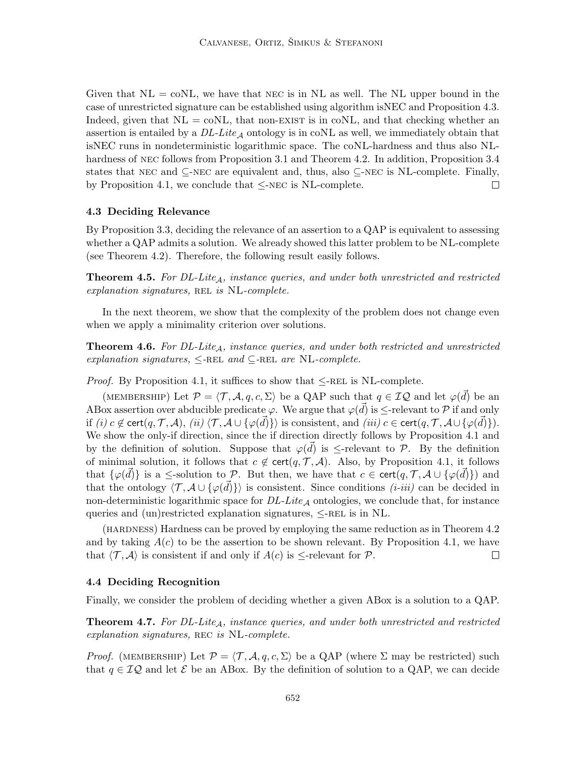Given that NL = coNL, we have that NEC is in NL as well. The NL upper bound in the case of unrestricted signature can be established using algorithm isNEC and Proposition 4.3. Indeed, given that NL = coNL, that non-EXIST is in coNL, and that checking whether an assertion is entailed by a *DL-Lite*$_\mathcal{A}$ ontology is in coNL as well, we immediately obtain that isNEC runs in nondeterministic logarithmic space. The coNL-hardness and thus also NL-hardness of NEC follows from Proposition 3.1 and Theorem 4.2. In addition, Proposition 3.4 states that NEC and $\subseteq$-NEC are equivalent and, thus, also $\subseteq$-NEC is NL-complete. Finally, by Proposition 4.1, we conclude that $\leq$-NEC is NL-complete. $\square$

### 4.3 Deciding Relevance

By Proposition 3.3, deciding the relevance of an assertion to a QAP is equivalent to assessing whether a QAP admits a solution. We already showed this latter problem to be NL-complete (see Theorem 4.2). Therefore, the following result easily follows.

**Theorem 4.5.** *For DL-Lite$_\mathcal{A}$, instance queries, and under both unrestricted and restricted explanation signatures,* REL *is* NL*-complete.*

In the next theorem, we show that the complexity of the problem does not change even when we apply a minimality criterion over solutions.

**Theorem 4.6.** *For DL-Lite$_\mathcal{A}$, instance queries, and under both restricted and unrestricted explanation signatures,* $\leq$-REL *and* $\subseteq$-REL *are* NL*-complete.*

*Proof.* By Proposition 4.1, it suffices to show that $\leq$-REL is NL-complete.

(MEMBERSHIP) Let $\mathcal{P} = \langle \mathcal{T}, \mathcal{A}, q, c, \Sigma \rangle$ be a QAP such that $q \in \mathcal{IQ}$ and let $\varphi(\vec{d})$ be an ABox assertion over abducible predicate $\varphi$. We argue that $\varphi(\vec{d})$ is $\leq$-relevant to $\mathcal{P}$ if and only if *(i)* $c \notin \mathsf{cert}(q, \mathcal{T}, \mathcal{A})$, *(ii)* $\langle \mathcal{T}, \mathcal{A} \cup \{\varphi(\vec{d})\} \rangle$ is consistent, and *(iii)* $c \in \mathsf{cert}(q, \mathcal{T}, \mathcal{A} \cup \{\varphi(\vec{d})\})$. We show the only-if direction, since the if direction directly follows by Proposition 4.1 and by the definition of solution. Suppose that $\varphi(\vec{d})$ is $\leq$-relevant to $\mathcal{P}$. By the definition of minimal solution, it follows that $c \notin \mathsf{cert}(q, \mathcal{T}, \mathcal{A})$. Also, by Proposition 4.1, it follows that $\{\varphi(\vec{d})\}$ is a $\leq$-solution to $\mathcal{P}$. But then, we have that $c \in \mathsf{cert}(q, \mathcal{T}, \mathcal{A} \cup \{\varphi(\vec{d})\})$ and that the ontology $\langle \mathcal{T}, \mathcal{A} \cup \{\varphi(\vec{d})\} \rangle$ is consistent. Since conditions *(i-iii)* can be decided in non-deterministic logarithmic space for *DL-Lite*$_\mathcal{A}$ ontologies, we conclude that, for instance queries and (un)restricted explanation signatures, $\leq$-REL is in NL.

(HARDNESS) Hardness can be proved by employing the same reduction as in Theorem 4.2 and by taking $A(c)$ to be the assertion to be shown relevant. By Proposition 4.1, we have that $\langle \mathcal{T}, \mathcal{A} \rangle$ is consistent if and only if $A(c)$ is $\leq$-relevant for $\mathcal{P}$. $\square$

### 4.4 Deciding Recognition

Finally, we consider the problem of deciding whether a given ABox is a solution to a QAP.

**Theorem 4.7.** *For DL-Lite$_\mathcal{A}$, instance queries, and under both unrestricted and restricted explanation signatures,* REC *is* NL*-complete.*

*Proof.* (MEMBERSHIP) Let $\mathcal{P} = \langle \mathcal{T}, \mathcal{A}, q, c, \Sigma \rangle$ be a QAP (where $\Sigma$ may be restricted) such that $q \in \mathcal{IQ}$ and let $\mathcal{E}$ be an ABox. By the definition of solution to a QAP, we can decide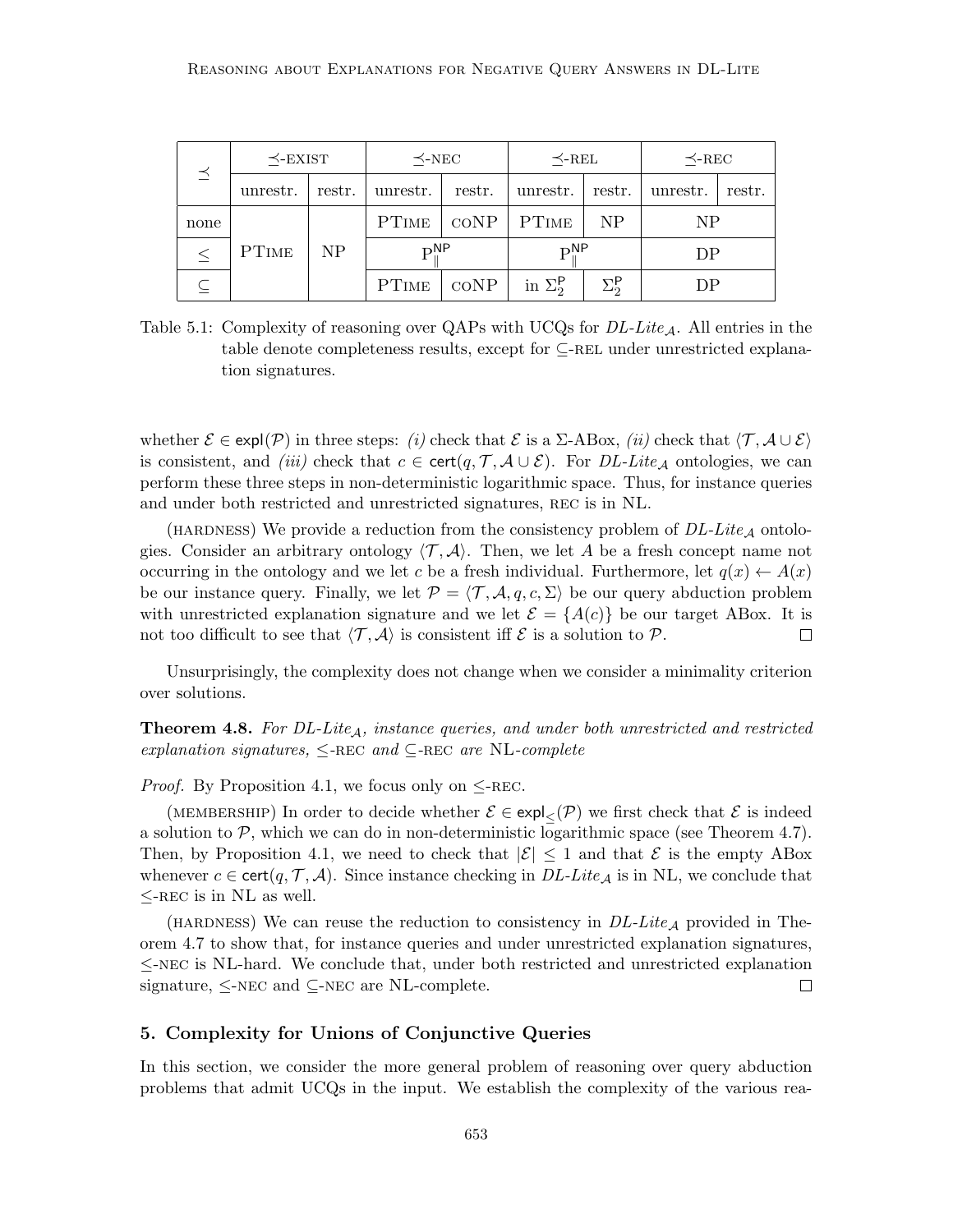| $\preceq$ | $\preceq$-EXIST | | $\preceq$-NEC | | $\preceq$-REL | | $\preceq$-REC | |
|---|---|---|---|---|---|---|---|---|
| | unrestr. | restr. | unrestr. | restr. | unrestr. | restr. | unrestr. | restr. |
| none | PTIME | NP | PTIME | CONP | PTIME | NP | NP | |
| $\leq$ | | | $\mathrm{P}_{\parallel}^{\mathsf{NP}}$ | | $\mathrm{P}_{\parallel}^{\mathsf{NP}}$ | | DP | |
| $\subseteq$ | | | PTIME | CONP | in $\Sigma_2^{\mathsf{P}}$ | $\Sigma_2^{\mathsf{P}}$ | DP | |

Table 5.1: Complexity of reasoning over QAPs with UCQs for *DL-Lite*$_{\mathcal{A}}$. All entries in the table denote completeness results, except for $\subseteq$-REL under unrestricted explanation signatures.

whether $\mathcal{E} \in \mathsf{expl}(\mathcal{P})$ in three steps: *(i)* check that $\mathcal{E}$ is a $\Sigma$-ABox, *(ii)* check that $\langle \mathcal{T}, \mathcal{A} \cup \mathcal{E} \rangle$ is consistent, and *(iii)* check that $c \in \mathsf{cert}(q, \mathcal{T}, \mathcal{A} \cup \mathcal{E})$. For *DL-Lite*$_{\mathcal{A}}$ ontologies, we can perform these three steps in non-deterministic logarithmic space. Thus, for instance queries and under both restricted and unrestricted signatures, REC is in NL.

(HARDNESS) We provide a reduction from the consistency problem of *DL-Lite*$_{\mathcal{A}}$ ontologies. Consider an arbitrary ontology $\langle \mathcal{T}, \mathcal{A} \rangle$. Then, we let $A$ be a fresh concept name not occurring in the ontology and we let $c$ be a fresh individual. Furthermore, let $q(x) \leftarrow A(x)$ be our instance query. Finally, we let $\mathcal{P} = \langle \mathcal{T}, \mathcal{A}, q, c, \Sigma \rangle$ be our query abduction problem with unrestricted explanation signature and we let $\mathcal{E} = \{A(c)\}$ be our target ABox. It is not too difficult to see that $\langle \mathcal{T}, \mathcal{A} \rangle$ is consistent iff $\mathcal{E}$ is a solution to $\mathcal{P}$. $\square$

Unsurprisingly, the complexity does not change when we consider a minimality criterion over solutions.

**Theorem 4.8.** *For DL-Lite*$_{\mathcal{A}}$*, instance queries, and under both unrestricted and restricted explanation signatures,* $\leq$-REC *and* $\subseteq$-REC *are* NL*-complete*

*Proof.* By Proposition 4.1, we focus only on $\leq$-REC.

(MEMBERSHIP) In order to decide whether $\mathcal{E} \in \mathsf{expl}_{\leq}(\mathcal{P})$ we first check that $\mathcal{E}$ is indeed a solution to $\mathcal{P}$, which we can do in non-deterministic logarithmic space (see Theorem 4.7). Then, by Proposition 4.1, we need to check that $|\mathcal{E}| \leq 1$ and that $\mathcal{E}$ is the empty ABox whenever $c \in \mathsf{cert}(q, \mathcal{T}, \mathcal{A})$. Since instance checking in *DL-Lite*$_{\mathcal{A}}$ is in NL, we conclude that $\leq$-REC is in NL as well.

(HARDNESS) We can reuse the reduction to consistency in *DL-Lite*$_{\mathcal{A}}$ provided in Theorem 4.7 to show that, for instance queries and under unrestricted explanation signatures, $\leq$-NEC is NL-hard. We conclude that, under both restricted and unrestricted explanation signature, $\leq$-NEC and $\subseteq$-NEC are NL-complete. $\square$

## 5. Complexity for Unions of Conjunctive Queries

In this section, we consider the more general problem of reasoning over query abduction problems that admit UCQs in the input. We establish the complexity of the various rea-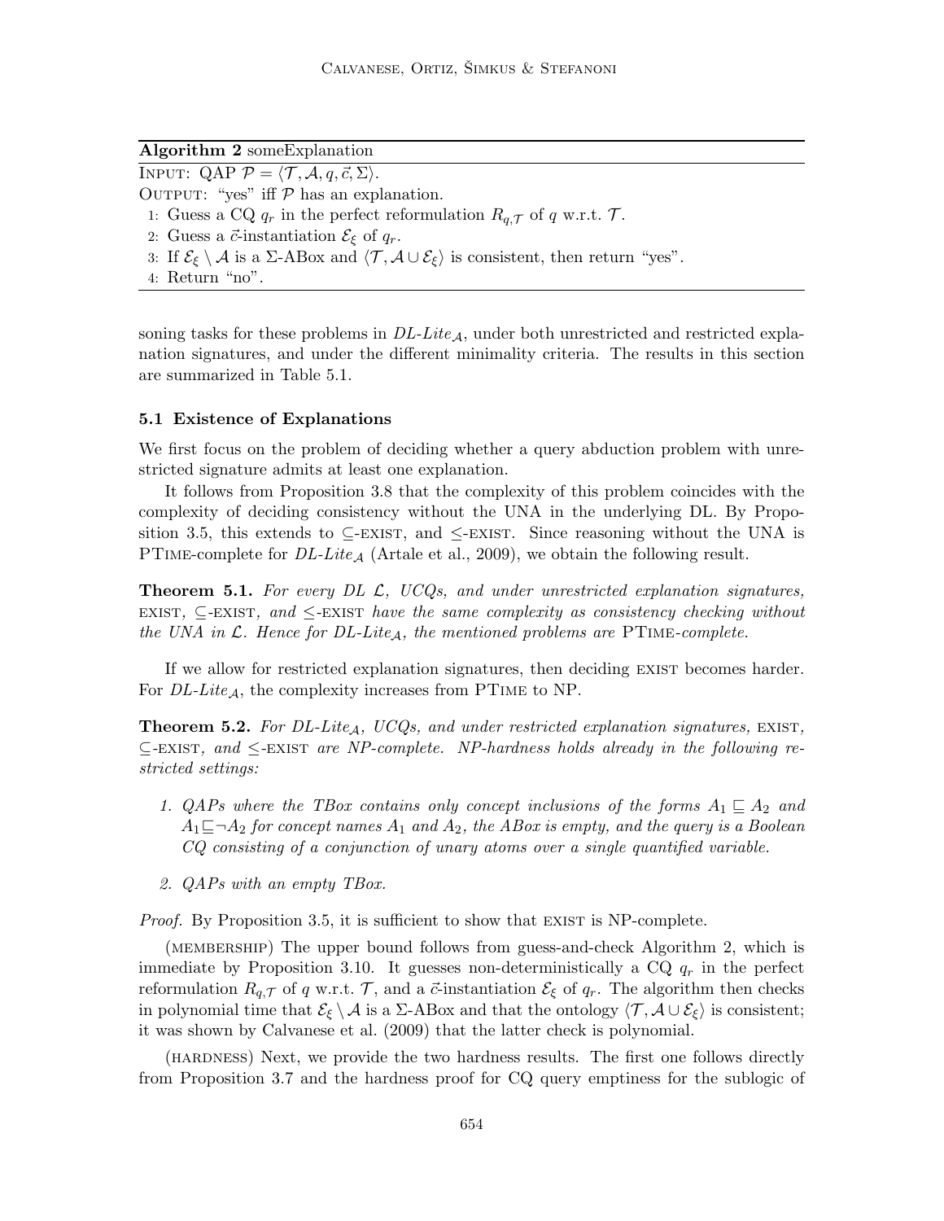**Algorithm 2** someExplanation

INPUT: QAP $\mathcal{P} = \langle \mathcal{T}, \mathcal{A}, q, \vec{c}, \Sigma \rangle$.
OUTPUT: "yes" iff $\mathcal{P}$ has an explanation.

1: Guess a CQ $q_r$ in the perfect reformulation $R_{q,\mathcal{T}}$ of $q$ w.r.t. $\mathcal{T}$.
2: Guess a $\vec{c}$-instantiation $\mathcal{E}_\xi$ of $q_r$.
3: If $\mathcal{E}_\xi \setminus \mathcal{A}$ is a $\Sigma$-ABox and $\langle \mathcal{T}, \mathcal{A} \cup \mathcal{E}_\xi \rangle$ is consistent, then return "yes".
4: Return "no".

soning tasks for these problems in *DL-Lite*$_\mathcal{A}$, under both unrestricted and restricted explanation signatures, and under the different minimality criteria. The results in this section are summarized in Table 5.1.

### 5.1 Existence of Explanations

We first focus on the problem of deciding whether a query abduction problem with unrestricted signature admits at least one explanation.

It follows from Proposition 3.8 that the complexity of this problem coincides with the complexity of deciding consistency without the UNA in the underlying DL. By Proposition 3.5, this extends to $\subseteq$-EXIST, and $\leq$-EXIST. Since reasoning without the UNA is PTIME-complete for *DL-Lite*$_\mathcal{A}$ (Artale et al., 2009), we obtain the following result.

**Theorem 5.1.** *For every DL $\mathcal{L}$, UCQs, and under unrestricted explanation signatures,* EXIST*, $\subseteq$-*EXIST*, and $\leq$-*EXIST *have the same complexity as consistency checking without the UNA in $\mathcal{L}$. Hence for DL-Lite$_\mathcal{A}$, the mentioned problems are* PTIME*-complete.*

If we allow for restricted explanation signatures, then deciding EXIST becomes harder. For *DL-Lite*$_\mathcal{A}$, the complexity increases from PTIME to NP.

**Theorem 5.2.** *For DL-Lite$_\mathcal{A}$, UCQs, and under restricted explanation signatures,* EXIST*, $\subseteq$-*EXIST*, and $\leq$-*EXIST *are NP-complete. NP-hardness holds already in the following restricted settings:*

1. *QAPs where the TBox contains only concept inclusions of the forms $A_1 \sqsubseteq A_2$ and $A_1 \sqsubseteq \neg A_2$ for concept names $A_1$ and $A_2$, the ABox is empty, and the query is a Boolean CQ consisting of a conjunction of unary atoms over a single quantified variable.*
2. *QAPs with an empty TBox.*

*Proof.* By Proposition 3.5, it is sufficient to show that EXIST is NP-complete.

(MEMBERSHIP) The upper bound follows from guess-and-check Algorithm 2, which is immediate by Proposition 3.10. It guesses non-deterministically a CQ $q_r$ in the perfect reformulation $R_{q,\mathcal{T}}$ of $q$ w.r.t. $\mathcal{T}$, and a $\vec{c}$-instantiation $\mathcal{E}_\xi$ of $q_r$. The algorithm then checks in polynomial time that $\mathcal{E}_\xi \setminus \mathcal{A}$ is a $\Sigma$-ABox and that the ontology $\langle \mathcal{T}, \mathcal{A} \cup \mathcal{E}_\xi \rangle$ is consistent; it was shown by Calvanese et al. (2009) that the latter check is polynomial.

(HARDNESS) Next, we provide the two hardness results. The first one follows directly from Proposition 3.7 and the hardness proof for CQ query emptiness for the sublogic of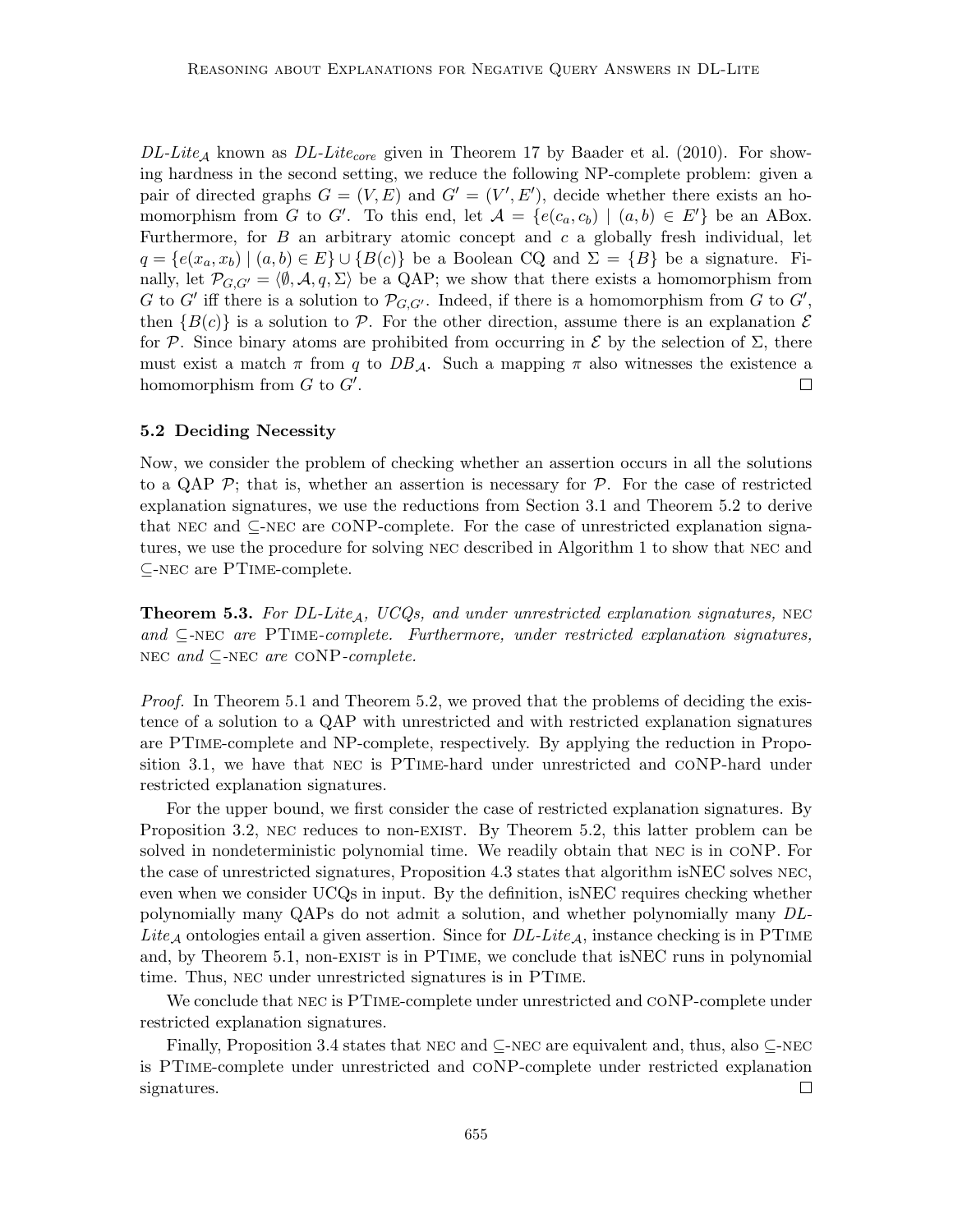*DL-Lite*$_{\mathcal{A}}$ known as *DL-Lite*$_{core}$ given in Theorem 17 by Baader et al. (2010). For showing hardness in the second setting, we reduce the following NP-complete problem: given a pair of directed graphs $G = (V, E)$ and $G' = (V', E')$, decide whether there exists an homomorphism from $G$ to $G'$. To this end, let $\mathcal{A} = \{e(c_a, c_b) \mid (a, b) \in E'\}$ be an ABox. Furthermore, for $B$ an arbitrary atomic concept and $c$ a globally fresh individual, let $q = \{e(x_a, x_b) \mid (a, b) \in E\} \cup \{B(c)\}$ be a Boolean CQ and $\Sigma = \{B\}$ be a signature. Finally, let $\mathcal{P}_{G,G'} = \langle \emptyset, \mathcal{A}, q, \Sigma \rangle$ be a QAP; we show that there exists a homomorphism from $G$ to $G'$ iff there is a solution to $\mathcal{P}_{G,G'}$. Indeed, if there is a homomorphism from $G$ to $G'$, then $\{B(c)\}$ is a solution to $\mathcal{P}$. For the other direction, assume there is an explanation $\mathcal{E}$ for $\mathcal{P}$. Since binary atoms are prohibited from occurring in $\mathcal{E}$ by the selection of $\Sigma$, there must exist a match $\pi$ from $q$ to $DB_{\mathcal{A}}$. Such a mapping $\pi$ also witnesses the existence a homomorphism from $G$ to $G'$. □

### 5.2 Deciding Necessity

Now, we consider the problem of checking whether an assertion occurs in all the solutions to a QAP $\mathcal{P}$; that is, whether an assertion is necessary for $\mathcal{P}$. For the case of restricted explanation signatures, we use the reductions from Section 3.1 and Theorem 5.2 to derive that NEC and $\subseteq$-NEC are coNP-complete. For the case of unrestricted explanation signatures, we use the procedure for solving NEC described in Algorithm 1 to show that NEC and $\subseteq$-NEC are PTIME-complete.

**Theorem 5.3.** *For DL-Lite*$_{\mathcal{A}}$*, UCQs, and under unrestricted explanation signatures,* NEC *and* $\subseteq$-NEC *are* PTIME*-complete. Furthermore, under restricted explanation signatures,* NEC *and* $\subseteq$-NEC *are* coNP*-complete.*

*Proof.* In Theorem 5.1 and Theorem 5.2, we proved that the problems of deciding the existence of a solution to a QAP with unrestricted and with restricted explanation signatures are PTIME-complete and NP-complete, respectively. By applying the reduction in Proposition 3.1, we have that NEC is PTIME-hard under unrestricted and coNP-hard under restricted explanation signatures.

For the upper bound, we first consider the case of restricted explanation signatures. By Proposition 3.2, NEC reduces to non-EXIST. By Theorem 5.2, this latter problem can be solved in nondeterministic polynomial time. We readily obtain that NEC is in coNP. For the case of unrestricted signatures, Proposition 4.3 states that algorithm isNEC solves NEC, even when we consider UCQs in input. By the definition, isNEC requires checking whether polynomially many QAPs do not admit a solution, and whether polynomially many *DL-Lite*$_{\mathcal{A}}$ ontologies entail a given assertion. Since for *DL-Lite*$_{\mathcal{A}}$, instance checking is in PTIME and, by Theorem 5.1, non-EXIST is in PTIME, we conclude that isNEC runs in polynomial time. Thus, NEC under unrestricted signatures is in PTIME.

We conclude that NEC is PTIME-complete under unrestricted and coNP-complete under restricted explanation signatures.

Finally, Proposition 3.4 states that NEC and $\subseteq$-NEC are equivalent and, thus, also $\subseteq$-NEC is PTIME-complete under unrestricted and coNP-complete under restricted explanation signatures. □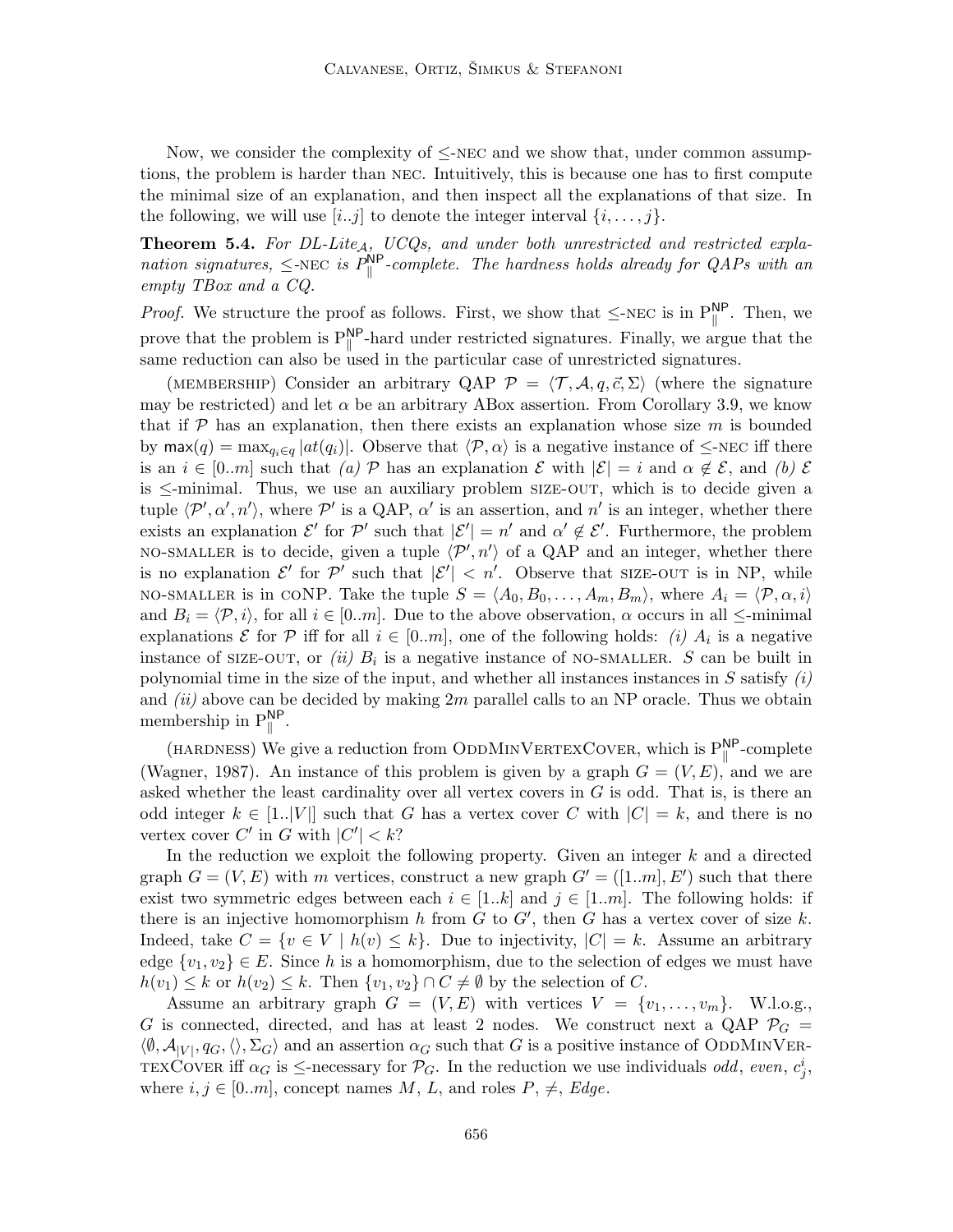Now, we consider the complexity of $\leq$-NEC and we show that, under common assumptions, the problem is harder than NEC. Intuitively, this is because one has to first compute the minimal size of an explanation, and then inspect all the explanations of that size. In the following, we will use $[i..j]$ to denote the integer interval $\{i, \ldots, j\}$.

**Theorem 5.4.** *For DL-Lite$_{\mathcal{A}}$, UCQs, and under both unrestricted and restricted explanation signatures, $\leq$-NEC is $P_{\parallel}^{\mathsf{NP}}$-complete. The hardness holds already for QAPs with an empty TBox and a CQ.*

*Proof.* We structure the proof as follows. First, we show that $\leq$-NEC is in $\mathrm{P}_{\parallel}^{\mathsf{NP}}$. Then, we prove that the problem is $\mathrm{P}_{\parallel}^{\mathsf{NP}}$-hard under restricted signatures. Finally, we argue that the same reduction can also be used in the particular case of unrestricted signatures.

(MEMBERSHIP) Consider an arbitrary QAP $\mathcal{P} = \langle \mathcal{T}, \mathcal{A}, q, \vec{c}, \Sigma \rangle$ (where the signature may be restricted) and let $\alpha$ be an arbitrary ABox assertion. From Corollary 3.9, we know that if $\mathcal{P}$ has an explanation, then there exists an explanation whose size $m$ is bounded by $\mathsf{max}(q) = \max_{q_i \in q} |at(q_i)|$. Observe that $\langle \mathcal{P}, \alpha \rangle$ is a negative instance of $\leq$-NEC iff there is an $i \in [0..m]$ such that *(a)* $\mathcal{P}$ has an explanation $\mathcal{E}$ with $|\mathcal{E}| = i$ and $\alpha \notin \mathcal{E}$, and *(b)* $\mathcal{E}$ is $\leq$-minimal. Thus, we use an auxiliary problem SIZE-OUT, which is to decide given a tuple $\langle \mathcal{P}', \alpha', n' \rangle$, where $\mathcal{P}'$ is a QAP, $\alpha'$ is an assertion, and $n'$ is an integer, whether there exists an explanation $\mathcal{E}'$ for $\mathcal{P}'$ such that $|\mathcal{E}'| = n'$ and $\alpha' \notin \mathcal{E}'$. Furthermore, the problem NO-SMALLER is to decide, given a tuple $\langle \mathcal{P}', n' \rangle$ of a QAP and an integer, whether there is no explanation $\mathcal{E}'$ for $\mathcal{P}'$ such that $|\mathcal{E}'| < n'$. Observe that SIZE-OUT is in NP, while NO-SMALLER is in CONP. Take the tuple $S = \langle A_0, B_0, \ldots, A_m, B_m \rangle$, where $A_i = \langle \mathcal{P}, \alpha, i \rangle$ and $B_i = \langle \mathcal{P}, i \rangle$, for all $i \in [0..m]$. Due to the above observation, $\alpha$ occurs in all $\leq$-minimal explanations $\mathcal{E}$ for $\mathcal{P}$ iff for all $i \in [0..m]$, one of the following holds: *(i)* $A_i$ is a negative instance of SIZE-OUT, or *(ii)* $B_i$ is a negative instance of NO-SMALLER. $S$ can be built in polynomial time in the size of the input, and whether all instances instances in $S$ satisfy *(i)* and *(ii)* above can be decided by making $2m$ parallel calls to an NP oracle. Thus we obtain membership in $\mathrm{P}_{\parallel}^{\mathsf{NP}}$.

(HARDNESS) We give a reduction from ODDMINVERTEXCOVER, which is $\mathrm{P}_{\parallel}^{\mathsf{NP}}$-complete (Wagner, 1987). An instance of this problem is given by a graph $G = (V, E)$, and we are asked whether the least cardinality over all vertex covers in $G$ is odd. That is, is there an odd integer $k \in [1..|V|]$ such that $G$ has a vertex cover $C$ with $|C| = k$, and there is no vertex cover $C'$ in $G$ with $|C'| < k$?

In the reduction we exploit the following property. Given an integer $k$ and a directed graph $G = (V, E)$ with $m$ vertices, construct a new graph $G' = ([1..m], E')$ such that there exist two symmetric edges between each $i \in [1..k]$ and $j \in [1..m]$. The following holds: if there is an injective homomorphism $h$ from $G$ to $G'$, then $G$ has a vertex cover of size $k$. Indeed, take $C = \{v \in V \mid h(v) \leq k\}$. Due to injectivity, $|C| = k$. Assume an arbitrary edge $\{v_1, v_2\} \in E$. Since $h$ is a homomorphism, due to the selection of edges we must have $h(v_1) \leq k$ or $h(v_2) \leq k$. Then $\{v_1, v_2\} \cap C \neq \emptyset$ by the selection of $C$.

Assume an arbitrary graph $G = (V, E)$ with vertices $V = \{v_1, \ldots, v_m\}$. W.l.o.g., $G$ is connected, directed, and has at least 2 nodes. We construct next a QAP $\mathcal{P}_G = \langle \emptyset, \mathcal{A}_{|V|}, q_G, \langle\rangle, \Sigma_G \rangle$ and an assertion $\alpha_G$ such that $G$ is a positive instance of ODDMINVERTEXCOVER iff $\alpha_G$ is $\leq$-necessary for $\mathcal{P}_G$. In the reduction we use individuals *odd*, *even*, $c_j^i$, where $i, j \in [0..m]$, concept names $M$, $L$, and roles $P$, $\neq$, *Edge*.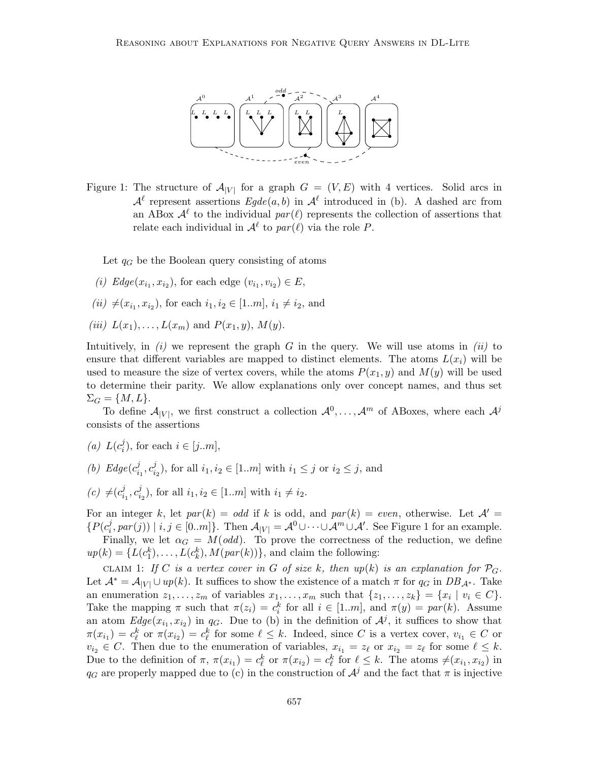Figure 1: The structure of $\mathcal{A}_{|V|}$ for a graph $G = (V, E)$ with 4 vertices. Solid arcs in $\mathcal{A}^\ell$ represent assertions $Egde(a, b)$ in $\mathcal{A}^\ell$ introduced in (b). A dashed arc from an ABox $\mathcal{A}^\ell$ to the individual $par(\ell)$ represents the collection of assertions that relate each individual in $\mathcal{A}^\ell$ to $par(\ell)$ via the role $P$.

Let $q_G$ be the Boolean query consisting of atoms

*(i)* $Edge(x_{i_1}, x_{i_2})$, for each edge $(v_{i_1}, v_{i_2}) \in E$,

*(ii)* $\neq(x_{i_1}, x_{i_2})$, for each $i_1, i_2 \in [1..m]$, $i_1 \neq i_2$, and

*(iii)* $L(x_1), \ldots, L(x_m)$ and $P(x_1, y)$, $M(y)$.

Intuitively, in *(i)* we represent the graph $G$ in the query. We will use atoms in *(ii)* to ensure that different variables are mapped to distinct elements. The atoms $L(x_i)$ will be used to measure the size of vertex covers, while the atoms $P(x_1, y)$ and $M(y)$ will be used to determine their parity. We allow explanations only over concept names, and thus set $\Sigma_G = \{M, L\}$.

To define $\mathcal{A}_{|V|}$, we first construct a collection $\mathcal{A}^0, \ldots, \mathcal{A}^m$ of ABoxes, where each $\mathcal{A}^j$ consists of the assertions

*(a)* $L(c_i^j)$, for each $i \in [j..m]$,

*(b)* $Edge(c_{i_1}^j, c_{i_2}^j)$, for all $i_1, i_2 \in [1..m]$ with $i_1 \leq j$ or $i_2 \leq j$, and

*(c)* $\neq(c_{i_1}^j, c_{i_2}^j)$, for all $i_1, i_2 \in [1..m]$ with $i_1 \neq i_2$.

For an integer $k$, let $par(k) = odd$ if $k$ is odd, and $par(k) = even$, otherwise. Let $\mathcal{A}' = \{P(c_i^j, par(j)) \mid i, j \in [0..m]\}$. Then $\mathcal{A}_{|V|} = \mathcal{A}^0 \cup \cdots \cup \mathcal{A}^m \cup \mathcal{A}'$. See Figure 1 for an example.

Finally, we let $\alpha_G = M(odd)$. To prove the correctness of the reduction, we define $up(k) = \{L(c_1^k), \ldots, L(c_k^k), M(par(k))\}$, and claim the following:

CLAIM 1: *If $C$ is a vertex cover in $G$ of size $k$, then $up(k)$ is an explanation for $\mathcal{P}_G$.* Let $\mathcal{A}^* = \mathcal{A}_{|V|} \cup up(k)$. It suffices to show the existence of a match $\pi$ for $q_G$ in $DB_{\mathcal{A}^*}$. Take an enumeration $z_1, \ldots, z_m$ of variables $x_1, \ldots, x_m$ such that $\{z_1, \ldots, z_k\} = \{x_i \mid v_i \in C\}$. Take the mapping $\pi$ such that $\pi(z_i) = c_i^k$ for all $i \in [1..m]$, and $\pi(y) = par(k)$. Assume an atom $Edge(x_{i_1}, x_{i_2})$ in $q_G$. Due to (b) in the definition of $\mathcal{A}^j$, it suffices to show that $\pi(x_{i_1}) = c_\ell^k$ or $\pi(x_{i_2}) = c_\ell^k$ for some $\ell \leq k$. Indeed, since $C$ is a vertex cover, $v_{i_1} \in C$ or $v_{i_2} \in C$. Then due to the enumeration of variables, $x_{i_1} = z_\ell$ or $x_{i_2} = z_\ell$ for some $\ell \leq k$. Due to the definition of $\pi$, $\pi(x_{i_1}) = c_\ell^k$ or $\pi(x_{i_2}) = c_\ell^k$ for $\ell \leq k$. The atoms $\neq(x_{i_1}, x_{i_2})$ in $q_G$ are properly mapped due to (c) in the construction of $\mathcal{A}^j$ and the fact that $\pi$ is injective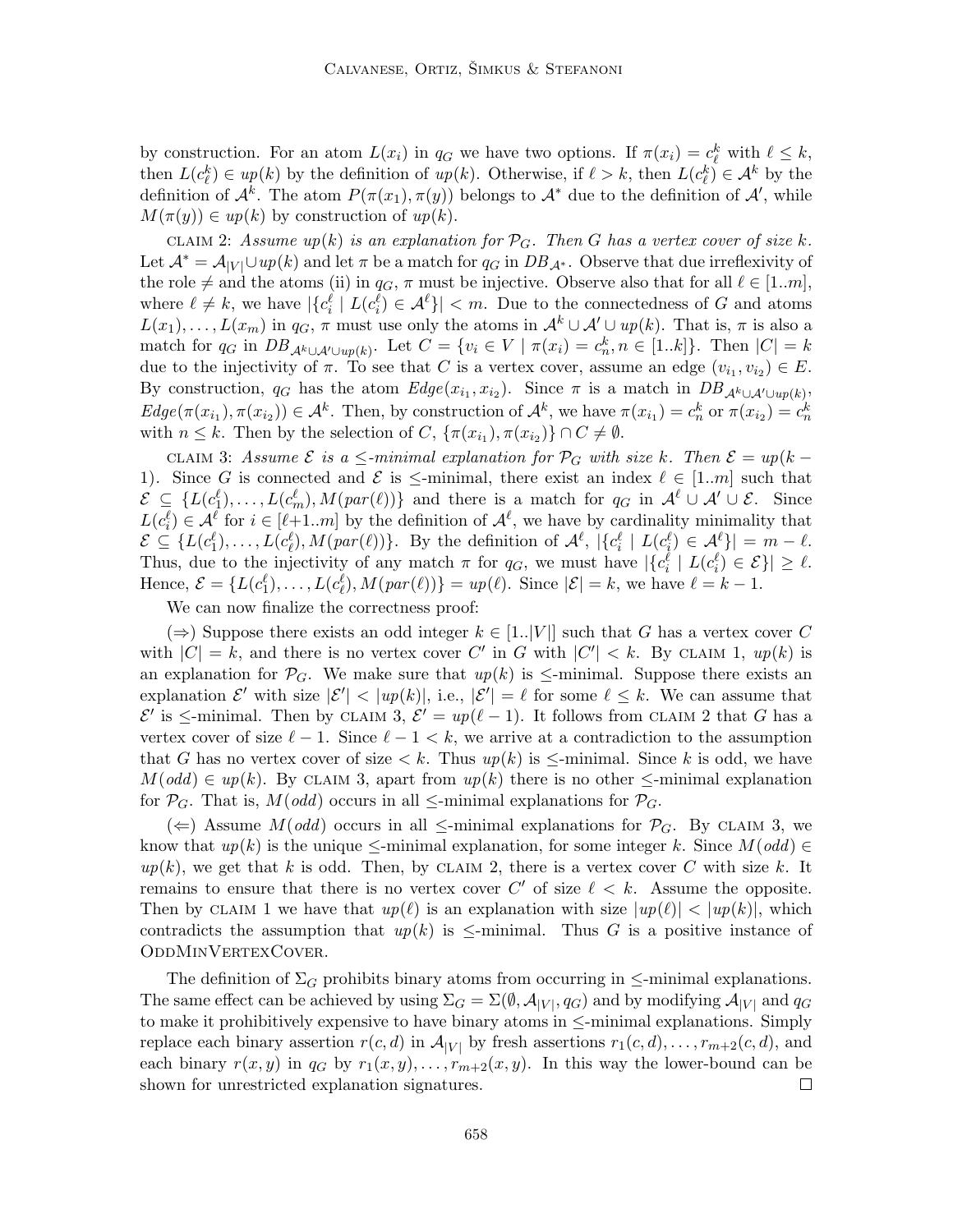by construction. For an atom $L(x_i)$ in $q_G$ we have two options. If $\pi(x_i) = c^k_\ell$ with $\ell \leq k$, then $L(c^k_\ell) \in up(k)$ by the definition of $up(k)$. Otherwise, if $\ell > k$, then $L(c^k_\ell) \in \mathcal{A}^k$ by the definition of $\mathcal{A}^k$. The atom $P(\pi(x_1), \pi(y))$ belongs to $\mathcal{A}^*$ due to the definition of $\mathcal{A}'$, while $M(\pi(y)) \in up(k)$ by construction of $up(k)$.

CLAIM 2: *Assume $up(k)$ is an explanation for $\mathcal{P}_G$. Then $G$ has a vertex cover of size $k$.* Let $\mathcal{A}^* = \mathcal{A}_{|V|} \cup up(k)$ and let $\pi$ be a match for $q_G$ in $DB_{\mathcal{A}^*}$. Observe that due irreflexivity of the role $\neq$ and the atoms (ii) in $q_G$, $\pi$ must be injective. Observe also that for all $\ell \in [1..m]$, where $\ell \neq k$, we have $|\{c^\ell_i \mid L(c^\ell_i) \in \mathcal{A}^k\}| < m$. Due to the connectedness of $G$ and atoms $L(x_1), \ldots, L(x_m)$ in $q_G$, $\pi$ must use only the atoms in $\mathcal{A}^k \cup \mathcal{A}' \cup up(k)$. That is, $\pi$ is also a match for $q_G$ in $DB_{\mathcal{A}^k \cup \mathcal{A}' \cup up(k)}$. Let $C = \{v_i \in V \mid \pi(x_i) = c^k_n, n \in [1..k]\}$. Then $|C| = k$ due to the injectivity of $\pi$. To see that $C$ is a vertex cover, assume an edge $(v_{i_1}, v_{i_2}) \in E$. By construction, $q_G$ has the atom $Edge(x_{i_1}, x_{i_2})$. Since $\pi$ is a match in $DB_{\mathcal{A}^k \cup \mathcal{A}' \cup up(k)}$, $Edge(\pi(x_{i_1}), \pi(x_{i_2})) \in \mathcal{A}^k$. Then, by construction of $\mathcal{A}^k$, we have $\pi(x_{i_1}) = c^k_n$ or $\pi(x_{i_2}) = c^k_n$ with $n \leq k$. Then by the selection of $C$, $\{\pi(x_{i_1}), \pi(x_{i_2})\} \cap C \neq \emptyset$.

CLAIM 3: *Assume $\mathcal{E}$ is a $\leq$-minimal explanation for $\mathcal{P}_G$ with size $k$. Then $\mathcal{E} = up(k - 1)$.* Since $G$ is connected and $\mathcal{E}$ is $\leq$-minimal, there exist an index $\ell \in [1..m]$ such that $\mathcal{E} \subseteq \{L(c^\ell_1), \ldots, L(c^\ell_m), M(par(\ell))\}$ and there is a match for $q_G$ in $\mathcal{A}^\ell \cup \mathcal{A}' \cup \mathcal{E}$. Since $L(c^\ell_i) \in \mathcal{A}^\ell$ for $i \in [\ell+1..m]$ by the definition of $\mathcal{A}^\ell$, we have by cardinality minimality that $\mathcal{E} \subseteq \{L(c^\ell_1), \ldots, L(c^\ell_\ell), M(par(\ell))\}$. By the definition of $\mathcal{A}^\ell$, $|\{c^\ell_i \mid L(c^\ell_i) \in \mathcal{A}^\ell\}| = m - \ell$. Thus, due to the injectivity of any match $\pi$ for $q_G$, we must have $|\{c^\ell_i \mid L(c^\ell_i) \in \mathcal{E}\}| \geq \ell$. Hence, $\mathcal{E} = \{L(c^\ell_1), \ldots, L(c^\ell_\ell), M(par(\ell))\} = up(\ell)$. Since $|\mathcal{E}| = k$, we have $\ell = k - 1$.

We can now finalize the correctness proof:

($\Rightarrow$) Suppose there exists an odd integer $k \in [1..|V|]$ such that $G$ has a vertex cover $C$ with $|C| = k$, and there is no vertex cover $C'$ in $G$ with $|C'| < k$. By CLAIM 1, $up(k)$ is an explanation for $\mathcal{P}_G$. We make sure that $up(k)$ is $\leq$-minimal. Suppose there exists an explanation $\mathcal{E}'$ with size $|\mathcal{E}'| < |up(k)|$, i.e., $|\mathcal{E}'| = \ell$ for some $\ell \leq k$. We can assume that $\mathcal{E}'$ is $\leq$-minimal. Then by CLAIM 3, $\mathcal{E}' = up(\ell - 1)$. It follows from CLAIM 2 that $G$ has a vertex cover of size $\ell - 1$. Since $\ell - 1 < k$, we arrive at a contradiction to the assumption that $G$ has no vertex cover of size $< k$. Thus $up(k)$ is $\leq$-minimal. Since $k$ is odd, we have $M(odd) \in up(k)$. By CLAIM 3, apart from $up(k)$ there is no other $\leq$-minimal explanation for $\mathcal{P}_G$. That is, $M(odd)$ occurs in all $\leq$-minimal explanations for $\mathcal{P}_G$.

($\Leftarrow$) Assume $M(odd)$ occurs in all $\leq$-minimal explanations for $\mathcal{P}_G$. By CLAIM 3, we know that $up(k)$ is the unique $\leq$-minimal explanation, for some integer $k$. Since $M(odd) \in up(k)$, we get that $k$ is odd. Then, by CLAIM 2, there is a vertex cover $C$ with size $k$. It remains to ensure that there is no vertex cover $C'$ of size $\ell < k$. Assume the opposite. Then by CLAIM 1 we have that $up(\ell)$ is an explanation with size $|up(\ell)| < |up(k)|$, which contradicts the assumption that $up(k)$ is $\leq$-minimal. Thus $G$ is a positive instance of ODDMINVERTEXCOVER.

The definition of $\Sigma_G$ prohibits binary atoms from occurring in $\leq$-minimal explanations. The same effect can be achieved by using $\Sigma_G = \Sigma(\emptyset, \mathcal{A}_{|V|}, q_G)$ and by modifying $\mathcal{A}_{|V|}$ and $q_G$ to make it prohibitively expensive to have binary atoms in $\leq$-minimal explanations. Simply replace each binary assertion $r(c, d)$ in $\mathcal{A}_{|V|}$ by fresh assertions $r_1(c, d), \ldots, r_{m+2}(c, d)$, and each binary $r(x, y)$ in $q_G$ by $r_1(x, y), \ldots, r_{m+2}(x, y)$. In this way the lower-bound can be shown for unrestricted explanation signatures. $\square$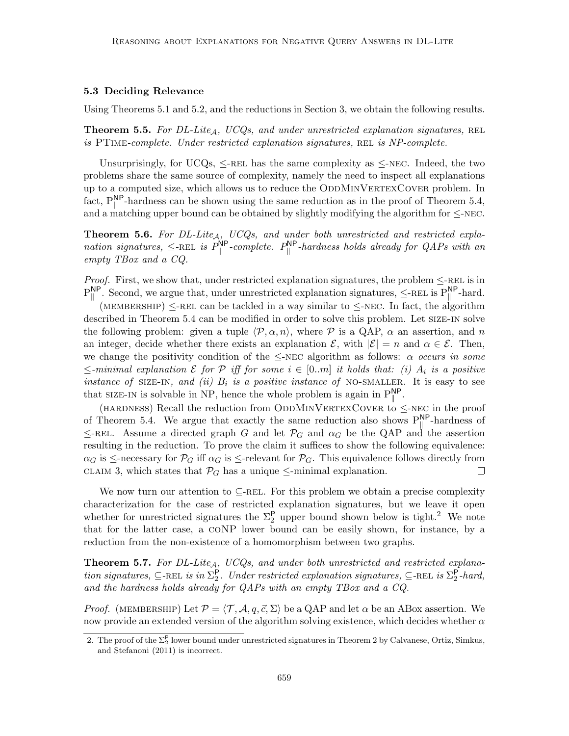### 5.3 Deciding Relevance

Using Theorems 5.1 and 5.2, and the reductions in Section 3, we obtain the following results.

**Theorem 5.5.** *For DL-Lite$_{\mathcal{A}}$, UCQs, and under unrestricted explanation signatures,* REL *is* PTIME*-complete. Under restricted explanation signatures,* REL *is NP-complete.*

Unsurprisingly, for UCQs, $\leq$-REL has the same complexity as $\leq$-NEC. Indeed, the two problems share the same source of complexity, namely the need to inspect all explanations up to a computed size, which allows us to reduce the ODDMINVERTEXCOVER problem. In fact, $\mathrm{P}_{\|}^{\mathsf{NP}}$-hardness can be shown using the same reduction as in the proof of Theorem 5.4, and a matching upper bound can be obtained by slightly modifying the algorithm for $\leq$-NEC.

**Theorem 5.6.** *For DL-Lite$_{\mathcal{A}}$, UCQs, and under both unrestricted and restricted explanation signatures,* $\leq$-REL *is $P_{\|}^{\mathsf{NP}}$-complete. $P_{\|}^{\mathsf{NP}}$-hardness holds already for QAPs with an empty TBox and a CQ.*

*Proof.* First, we show that, under restricted explanation signatures, the problem $\leq$-REL is in $\mathrm{P}_{\|}^{\mathsf{NP}}$. Second, we argue that, under unrestricted explanation signatures, $\leq$-REL is $\mathrm{P}_{\|}^{\mathsf{NP}}$-hard.

(MEMBERSHIP) $\leq$-REL can be tackled in a way similar to $\leq$-NEC. In fact, the algorithm described in Theorem 5.4 can be modified in order to solve this problem. Let SIZE-IN solve the following problem: given a tuple $\langle \mathcal{P}, \alpha, n \rangle$, where $\mathcal{P}$ is a QAP, $\alpha$ an assertion, and $n$ an integer, decide whether there exists an explanation $\mathcal{E}$, with $|\mathcal{E}| = n$ and $\alpha \in \mathcal{E}$. Then, we change the positivity condition of the $\leq$-NEC algorithm as follows: *$\alpha$ occurs in some $\leq$-minimal explanation $\mathcal{E}$ for $\mathcal{P}$ iff for some $i \in [0..m]$ it holds that: (i) $A_i$ is a positive instance of* SIZE-IN*, and (ii) $B_i$ is a positive instance of* NO-SMALLER. It is easy to see that SIZE-IN is solvable in NP, hence the whole problem is again in $\mathrm{P}_{\|}^{\mathsf{NP}}$.

(HARDNESS) Recall the reduction from ODDMINVERTEXCOVER to $\leq$-NEC in the proof of Theorem 5.4. We argue that exactly the same reduction also shows $\mathrm{P}_{\|}^{\mathsf{NP}}$-hardness of $\leq$-REL. Assume a directed graph $G$ and let $\mathcal{P}_G$ and $\alpha_G$ be the QAP and the assertion resulting in the reduction. To prove the claim it suffices to show the following equivalence: $\alpha_G$ is $\leq$-necessary for $\mathcal{P}_G$ iff $\alpha_G$ is $\leq$-relevant for $\mathcal{P}_G$. This equivalence follows directly from CLAIM 3, which states that $\mathcal{P}_G$ has a unique $\leq$-minimal explanation. $\square$

We now turn our attention to $\subseteq$-REL. For this problem we obtain a precise complexity characterization for the case of restricted explanation signatures, but we leave it open whether for unrestricted signatures the $\Sigma_2^{\mathsf{P}}$ upper bound shown below is tight.[2] We note that for the latter case, a CONP lower bound can be easily shown, for instance, by a reduction from the non-existence of a homomorphism between two graphs.

**Theorem 5.7.** *For DL-Lite$_{\mathcal{A}}$, UCQs, and under both unrestricted and restricted explanation signatures,* $\subseteq$-REL *is in $\Sigma_2^{\mathsf{P}}$. Under restricted explanation signatures,* $\subseteq$-REL *is $\Sigma_2^{\mathsf{P}}$-hard, and the hardness holds already for QAPs with an empty TBox and a CQ.*

*Proof.* (MEMBERSHIP) Let $\mathcal{P} = \langle \mathcal{T}, \mathcal{A}, q, \vec{c}, \Sigma \rangle$ be a QAP and let $\alpha$ be an ABox assertion. We now provide an extended version of the algorithm solving existence, which decides whether $\alpha$

2. The proof of the $\Sigma_2^{\mathsf{P}}$ lower bound under unrestricted signatures in Theorem 2 by Calvanese, Ortiz, Simkus, and Stefanoni (2011) is incorrect.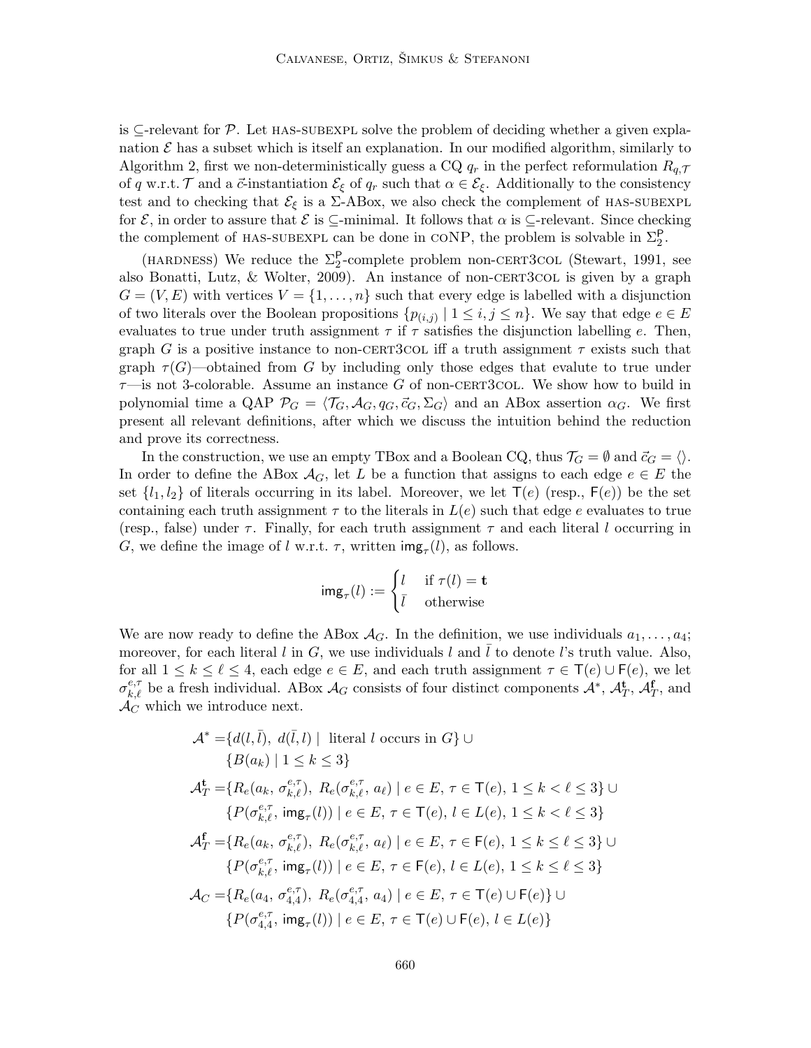is $\subseteq$-relevant for $\mathcal{P}$. Let HAS-SUBEXPL solve the problem of deciding whether a given explanation $\mathcal{E}$ has a subset which is itself an explanation. In our modified algorithm, similarly to Algorithm 2, first we non-deterministically guess a CQ $q_r$ in the perfect reformulation $R_{q,\mathcal{T}}$ of $q$ w.r.t. $\mathcal{T}$ and a $\vec{c}$-instantiation $\mathcal{E}_\xi$ of $q_r$ such that $\alpha \in \mathcal{E}_\xi$. Additionally to the consistency test and to checking that $\mathcal{E}_\xi$ is a $\Sigma$-ABox, we also check the complement of HAS-SUBEXPL for $\mathcal{E}$, in order to assure that $\mathcal{E}$ is $\subseteq$-minimal. It follows that $\alpha$ is $\subseteq$-relevant. Since checking the complement of HAS-SUBEXPL can be done in coNP, the problem is solvable in $\Sigma_2^{\mathsf{P}}$.

(HARDNESS) We reduce the $\Sigma_2^{\mathsf{P}}$-complete problem NON-CERT3COL (Stewart, 1991, see also Bonatti, Lutz, & Wolter, 2009). An instance of NON-CERT3COL is given by a graph $G = (V, E)$ with vertices $V = \{1, \dots, n\}$ such that every edge is labelled with a disjunction of two literals over the Boolean propositions $\{p_{(i,j)} \mid 1 \leq i, j \leq n\}$. We say that edge $e \in E$ evaluates to true under truth assignment $\tau$ if $\tau$ satisfies the disjunction labelling $e$. Then, graph $G$ is a positive instance to NON-CERT3COL iff a truth assignment $\tau$ exists such that graph $\tau(G)$—obtained from $G$ by including only those edges that evalute to true under $\tau$—is not 3-colorable. Assume an instance $G$ of NON-CERT3COL. We show how to build in polynomial time a QAP $\mathcal{P}_G = \langle \mathcal{T}_G, \mathcal{A}_G, q_G, \vec{c}_G, \Sigma_G \rangle$ and an ABox assertion $\alpha_G$. We first present all relevant definitions, after which we discuss the intuition behind the reduction and prove its correctness.

In the construction, we use an empty TBox and a Boolean CQ, thus $\mathcal{T}_G = \emptyset$ and $\vec{c}_G = \langle\rangle$. In order to define the ABox $\mathcal{A}_G$, let $L$ be a function that assigns to each edge $e \in E$ the set $\{l_1, l_2\}$ of literals occurring in its label. Moreover, we let $\mathsf{T}(e)$ (resp., $\mathsf{F}(e)$) be the set containing each truth assignment $\tau$ to the literals in $L(e)$ such that edge $e$ evaluates to true (resp., false) under $\tau$. Finally, for each truth assignment $\tau$ and each literal $l$ occurring in $G$, we define the image of $l$ w.r.t. $\tau$, written $\mathsf{img}_\tau(l)$, as follows.

$$\mathsf{img}_\tau(l) := \begin{cases} l & \text{if } \tau(l) = \mathbf{t} \\ \bar{l} & \text{otherwise} \end{cases}$$

We are now ready to define the ABox $\mathcal{A}_G$. In the definition, we use individuals $a_1, \dots, a_4$; moreover, for each literal $l$ in $G$, we use individuals $l$ and $\bar{l}$ to denote $l$'s truth value. Also, for all $1 \leq k \leq \ell \leq 4$, each edge $e \in E$, and each truth assignment $\tau \in \mathsf{T}(e) \cup \mathsf{F}(e)$, we let $\sigma_{k,\ell}^{e,\tau}$ be a fresh individual. ABox $\mathcal{A}_G$ consists of four distinct components $\mathcal{A}^*$, $\mathcal{A}_T^{\mathbf{t}}$, $\mathcal{A}_T^{\mathbf{f}}$, and $\mathcal{A}_C$ which we introduce next.

$$\begin{aligned}
\mathcal{A}^* =& \{d(l, \bar{l}),\ d(\bar{l}, l) \mid \text{ literal } l \text{ occurs in } G\} \cup \\
& \{B(a_k) \mid 1 \leq k \leq 3\} \\
\mathcal{A}_T^{\mathbf{t}} =& \{R_e(a_k,\ \sigma_{k,\ell}^{e,\tau}),\ R_e(\sigma_{k,\ell}^{e,\tau},\ a_\ell) \mid e \in E,\ \tau \in \mathsf{T}(e),\ 1 \leq k < \ell \leq 3\} \cup \\
& \{P(\sigma_{k,\ell}^{e,\tau},\ \mathsf{img}_\tau(l)) \mid e \in E,\ \tau \in \mathsf{T}(e),\ l \in L(e),\ 1 \leq k < \ell \leq 3\} \\
\mathcal{A}_T^{\mathbf{f}} =& \{R_e(a_k,\ \sigma_{k,\ell}^{e,\tau}),\ R_e(\sigma_{k,\ell}^{e,\tau},\ a_\ell) \mid e \in E,\ \tau \in \mathsf{F}(e),\ 1 \leq k \leq \ell \leq 3\} \cup \\
& \{P(\sigma_{k,\ell}^{e,\tau},\ \mathsf{img}_\tau(l)) \mid e \in E,\ \tau \in \mathsf{F}(e),\ l \in L(e),\ 1 \leq k \leq \ell \leq 3\} \\
\mathcal{A}_C =& \{R_e(a_4,\ \sigma_{4,4}^{e,\tau}),\ R_e(\sigma_{4,4}^{e,\tau},\ a_4) \mid e \in E,\ \tau \in \mathsf{T}(e) \cup \mathsf{F}(e)\} \cup \\
& \{P(\sigma_{4,4}^{e,\tau},\ \mathsf{img}_\tau(l)) \mid e \in E,\ \tau \in \mathsf{T}(e) \cup \mathsf{F}(e),\ l \in L(e)\}
\end{aligned}$$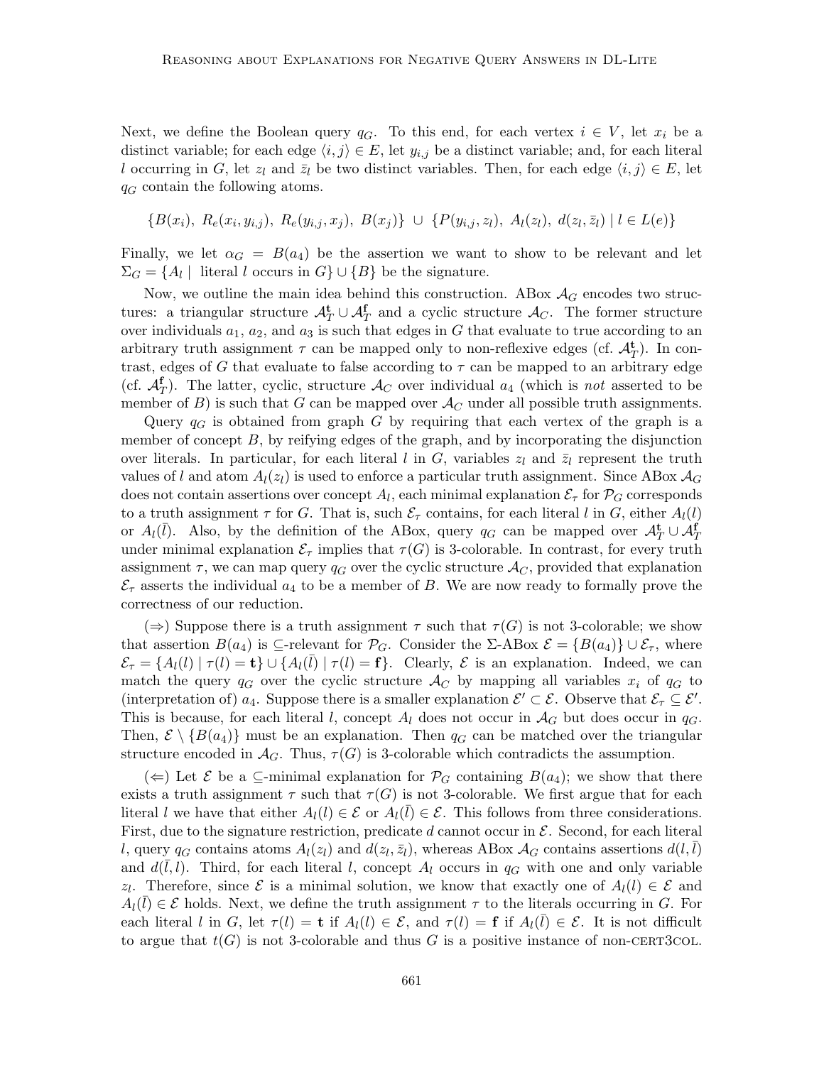Next, we define the Boolean query $q_G$. To this end, for each vertex $i \in V$, let $x_i$ be a distinct variable; for each edge $\langle i, j \rangle \in E$, let $y_{i,j}$ be a distinct variable; and, for each literal $l$ occurring in $G$, let $z_l$ and $\bar{z}_l$ be two distinct variables. Then, for each edge $\langle i, j \rangle \in E$, let $q_G$ contain the following atoms.

$$\{B(x_i),\ R_e(x_i, y_{i,j}),\ R_e(y_{i,j}, x_j),\ B(x_j)\} \ \cup\ \{P(y_{i,j}, z_l),\ A_l(z_l),\ d(z_l, \bar{z}_l) \mid l \in L(e)\}$$

Finally, we let $\alpha_G = B(a_4)$ be the assertion we want to show to be relevant and let $\Sigma_G = \{A_l \mid \text{ literal } l \text{ occurs in } G\} \cup \{B\}$ be the signature.

Now, we outline the main idea behind this construction. ABox $\mathcal{A}_G$ encodes two structures: a triangular structure $\mathcal{A}_T^{\mathbf{t}} \cup \mathcal{A}_T^{\mathbf{f}}$ and a cyclic structure $\mathcal{A}_C$. The former structure over individuals $a_1$, $a_2$, and $a_3$ is such that edges in $G$ that evaluate to true according to an arbitrary truth assignment $\tau$ can be mapped only to non-reflexive edges (cf. $\mathcal{A}_T^{\mathbf{t}}$). In contrast, edges of $G$ that evaluate to false according to $\tau$ can be mapped to an arbitrary edge (cf. $\mathcal{A}_T^{\mathbf{f}}$). The latter, cyclic, structure $\mathcal{A}_C$ over individual $a_4$ (which is *not* asserted to be member of $B$) is such that $G$ can be mapped over $\mathcal{A}_C$ under all possible truth assignments.

Query $q_G$ is obtained from graph $G$ by requiring that each vertex of the graph is a member of concept $B$, by reifying edges of the graph, and by incorporating the disjunction over literals. In particular, for each literal $l$ in $G$, variables $z_l$ and $\bar{z}_l$ represent the truth values of $l$ and atom $A_l(z_l)$ is used to enforce a particular truth assignment. Since ABox $\mathcal{A}_G$ does not contain assertions over concept $A_l$, each minimal explanation $\mathcal{E}_\tau$ for $\mathcal{P}_G$ corresponds to a truth assignment $\tau$ for $G$. That is, such $\mathcal{E}_\tau$ contains, for each literal $l$ in $G$, either $A_l(l)$ or $A_l(\bar{l})$. Also, by the definition of the ABox, query $q_G$ can be mapped over $\mathcal{A}_T^{\mathbf{t}} \cup \mathcal{A}_T^{\mathbf{f}}$ under minimal explanation $\mathcal{E}_\tau$ implies that $\tau(G)$ is 3-colorable. In contrast, for every truth assignment $\tau$, we can map query $q_G$ over the cyclic structure $\mathcal{A}_C$, provided that explanation $\mathcal{E}_\tau$ asserts the individual $a_4$ to be a member of $B$. We are now ready to formally prove the correctness of our reduction.

($\Rightarrow$) Suppose there is a truth assignment $\tau$ such that $\tau(G)$ is not 3-colorable; we show that assertion $B(a_4)$ is $\subseteq$-relevant for $\mathcal{P}_G$. Consider the $\Sigma$-ABox $\mathcal{E} = \{B(a_4)\} \cup \mathcal{E}_\tau$, where $\mathcal{E}_\tau = \{A_l(l) \mid \tau(l) = \mathbf{t}\} \cup \{A_l(\bar{l}) \mid \tau(l) = \mathbf{f}\}$. Clearly, $\mathcal{E}$ is an explanation. Indeed, we can match the query $q_G$ over the cyclic structure $\mathcal{A}_C$ by mapping all variables $x_i$ of $q_G$ to (interpretation of) $a_4$. Suppose there is a smaller explanation $\mathcal{E}' \subset \mathcal{E}$. Observe that $\mathcal{E}_\tau \subseteq \mathcal{E}'$. This is because, for each literal $l$, concept $A_l$ does not occur in $\mathcal{A}_G$ but does occur in $q_G$. Then, $\mathcal{E} \setminus \{B(a_4)\}$ must be an explanation. Then $q_G$ can be matched over the triangular structure encoded in $\mathcal{A}_G$. Thus, $\tau(G)$ is 3-colorable which contradicts the assumption.

($\Leftarrow$) Let $\mathcal{E}$ be a $\subseteq$-minimal explanation for $\mathcal{P}_G$ containing $B(a_4)$; we show that there exists a truth assignment $\tau$ such that $\tau(G)$ is not 3-colorable. We first argue that for each literal $l$ we have that either $A_l(l) \in \mathcal{E}$ or $A_l(\bar{l}) \in \mathcal{E}$. This follows from three considerations. First, due to the signature restriction, predicate $d$ cannot occur in $\mathcal{E}$. Second, for each literal $l$, query $q_G$ contains atoms $A_l(z_l)$ and $d(z_l, \bar{z}_l)$, whereas ABox $\mathcal{A}_G$ contains assertions $d(l, \bar{l})$ and $d(\bar{l}, l)$. Third, for each literal $l$, concept $A_l$ occurs in $q_G$ with one and only variable $z_l$. Therefore, since $\mathcal{E}$ is a minimal solution, we know that exactly one of $A_l(l) \in \mathcal{E}$ and $A_l(\bar{l}) \in \mathcal{E}$ holds. Next, we define the truth assignment $\tau$ to the literals occurring in $G$. For each literal $l$ in $G$, let $\tau(l) = \mathbf{t}$ if $A_l(l) \in \mathcal{E}$, and $\tau(l) = \mathbf{f}$ if $A_l(\bar{l}) \in \mathcal{E}$. It is not difficult to argue that $t(G)$ is not 3-colorable and thus $G$ is a positive instance of non-CERT3COL.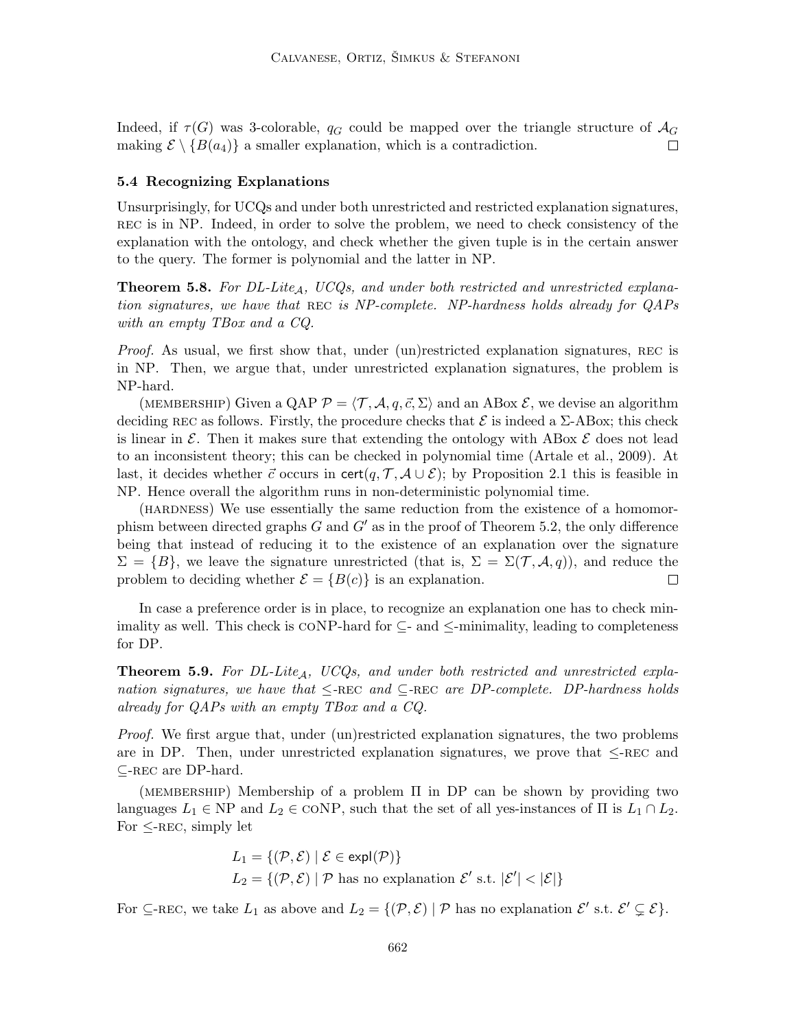Indeed, if $\tau(G)$ was 3-colorable, $q_G$ could be mapped over the triangle structure of $\mathcal{A}_G$ making $\mathcal{E} \setminus \{B(a_4)\}$ a smaller explanation, which is a contradiction. □

### 5.4 Recognizing Explanations

Unsurprisingly, for UCQs and under both unrestricted and restricted explanation signatures, REC is in NP. Indeed, in order to solve the problem, we need to check consistency of the explanation with the ontology, and check whether the given tuple is in the certain answer to the query. The former is polynomial and the latter in NP.

**Theorem 5.8.** *For DL-Lite$_{\mathcal{A}}$, UCQs, and under both restricted and unrestricted explanation signatures, we have that* REC *is NP-complete. NP-hardness holds already for QAPs with an empty TBox and a CQ.*

*Proof.* As usual, we first show that, under (un)restricted explanation signatures, REC is in NP. Then, we argue that, under unrestricted explanation signatures, the problem is NP-hard.

(MEMBERSHIP) Given a QAP $\mathcal{P} = \langle \mathcal{T}, \mathcal{A}, q, \vec{c}, \Sigma \rangle$ and an ABox $\mathcal{E}$, we devise an algorithm deciding REC as follows. Firstly, the procedure checks that $\mathcal{E}$ is indeed a $\Sigma$-ABox; this check is linear in $\mathcal{E}$. Then it makes sure that extending the ontology with ABox $\mathcal{E}$ does not lead to an inconsistent theory; this can be checked in polynomial time (Artale et al., 2009). At last, it decides whether $\vec{c}$ occurs in $\mathsf{cert}(q, \mathcal{T}, \mathcal{A} \cup \mathcal{E})$; by Proposition 2.1 this is feasible in NP. Hence overall the algorithm runs in non-deterministic polynomial time.

(HARDNESS) We use essentially the same reduction from the existence of a homomorphism between directed graphs $G$ and $G'$ as in the proof of Theorem 5.2, the only difference being that instead of reducing it to the existence of an explanation over the signature $\Sigma = \{B\}$, we leave the signature unrestricted (that is, $\Sigma = \Sigma(\mathcal{T}, \mathcal{A}, q)$), and reduce the problem to deciding whether $\mathcal{E} = \{B(c)\}$ is an explanation. □

In case a preference order is in place, to recognize an explanation one has to check minimality as well. This check is coNP-hard for $\subseteq$- and $\leq$-minimality, leading to completeness for DP.

**Theorem 5.9.** *For DL-Lite$_{\mathcal{A}}$, UCQs, and under both restricted and unrestricted explanation signatures, we have that $\leq$-*REC *and $\subseteq$-*REC *are DP-complete. DP-hardness holds already for QAPs with an empty TBox and a CQ.*

*Proof.* We first argue that, under (un)restricted explanation signatures, the two problems are in DP. Then, under unrestricted explanation signatures, we prove that $\leq$-REC and $\subseteq$-REC are DP-hard.

(MEMBERSHIP) Membership of a problem $\Pi$ in DP can be shown by providing two languages $L_1 \in \text{NP}$ and $L_2 \in \text{coNP}$, such that the set of all yes-instances of $\Pi$ is $L_1 \cap L_2$. For $\leq$-REC, simply let

$$L_1 = \{(\mathcal{P}, \mathcal{E}) \mid \mathcal{E} \in \mathsf{expl}(\mathcal{P})\}$$
$$L_2 = \{(\mathcal{P}, \mathcal{E}) \mid \mathcal{P} \text{ has no explanation } \mathcal{E}' \text{ s.t. } |\mathcal{E}'| < |\mathcal{E}|\}$$

For $\subseteq$-REC, we take $L_1$ as above and $L_2 = \{(\mathcal{P}, \mathcal{E}) \mid \mathcal{P} \text{ has no explanation } \mathcal{E}' \text{ s.t. } \mathcal{E}' \subsetneq \mathcal{E}\}$.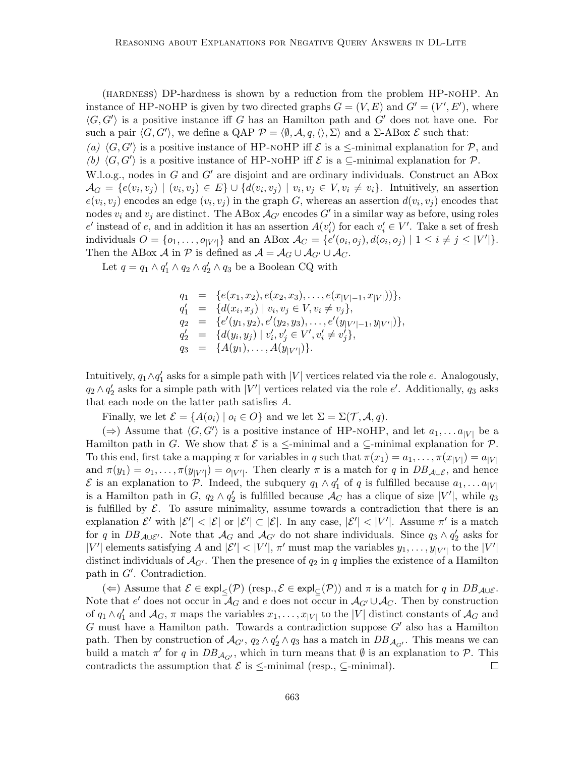(HARDNESS) DP-hardness is shown by a reduction from the problem HP-NOHP. An instance of HP-NOHP is given by two directed graphs $G = (V, E)$ and $G' = (V', E')$, where $\langle G, G' \rangle$ is a positive instance iff $G$ has an Hamilton path and $G'$ does not have one. For such a pair $\langle G, G' \rangle$, we define a QAP $\mathcal{P} = \langle \emptyset, \mathcal{A}, q, \langle\rangle, \Sigma \rangle$ and a $\Sigma$-ABox $\mathcal{E}$ such that:

*(a)* $\langle G, G' \rangle$ is a positive instance of HP-NOHP iff $\mathcal{E}$ is a $\leq$-minimal explanation for $\mathcal{P}$, and

*(b)* $\langle G, G' \rangle$ is a positive instance of HP-NOHP iff $\mathcal{E}$ is a $\subseteq$-minimal explanation for $\mathcal{P}$.

W.l.o.g., nodes in $G$ and $G'$ are disjoint and are ordinary individuals. Construct an ABox $\mathcal{A}_G = \{e(v_i, v_j) \mid (v_i, v_j) \in E\} \cup \{d(v_i, v_j) \mid v_i, v_j \in V, v_i \neq v_i\}$. Intuitively, an assertion $e(v_i, v_j)$ encodes an edge $(v_i, v_j)$ in the graph $G$, whereas an assertion $d(v_i, v_j)$ encodes that nodes $v_i$ and $v_j$ are distinct. The ABox $\mathcal{A}_{G'}$ encodes $G'$ in a similar way as before, using roles $e'$ instead of $e$, and in addition it has an assertion $A(v'_i)$ for each $v'_i \in V'$. Take a set of fresh individuals $O = \{o_1, \ldots, o_{|V'|}\}$ and an ABox $\mathcal{A}_C = \{e'(o_i, o_j), d(o_i, o_j) \mid 1 \leq i \neq j \leq |V'|\}$. Then the ABox $\mathcal{A}$ in $\mathcal{P}$ is defined as $\mathcal{A} = \mathcal{A}_G \cup \mathcal{A}_{G'} \cup \mathcal{A}_C$.

Let $q = q_1 \wedge q'_1 \wedge q_2 \wedge q'_2 \wedge q_3$ be a Boolean CQ with

$$
\begin{aligned}
q_1 &= \{e(x_1, x_2), e(x_2, x_3), \ldots, e(x_{|V|-1}, x_{|V|}))\}, \\
q'_1 &= \{d(x_i, x_j) \mid v_i, v_j \in V, v_i \neq v_j\}, \\
q_2 &= \{e'(y_1, y_2), e'(y_2, y_3), \ldots, e'(y_{|V'|-1}, y_{|V'|})\}, \\
q'_2 &= \{d(y_i, y_j) \mid v'_i, v'_j \in V', v'_i \neq v'_j\}, \\
q_3 &= \{A(y_1), \ldots, A(y_{|V'|})\}.
\end{aligned}
$$

Intuitively, $q_1 \wedge q'_1$ asks for a simple path with $|V|$ vertices related via the role $e$. Analogously, $q_2 \wedge q'_2$ asks for a simple path with $|V'|$ vertices related via the role $e'$. Additionally, $q_3$ asks that each node on the latter path satisfies $A$.

Finally, we let $\mathcal{E} = \{A(o_i) \mid o_i \in O\}$ and we let $\Sigma = \Sigma(\mathcal{T}, \mathcal{A}, q)$.

($\Rightarrow$) Assume that $\langle G, G' \rangle$ is a positive instance of HP-NOHP, and let $a_1, \ldots a_{|V|}$ be a Hamilton path in $G$. We show that $\mathcal{E}$ is a $\leq$-minimal and a $\subseteq$-minimal explanation for $\mathcal{P}$. To this end, first take a mapping $\pi$ for variables in $q$ such that $\pi(x_1) = a_1, \ldots, \pi(x_{|V|}) = a_{|V|}$ and $\pi(y_1) = o_1, \ldots, \pi(y_{|V'|}) = o_{|V'|}$. Then clearly $\pi$ is a match for $q$ in $DB_{\mathcal{A} \cup \mathcal{E}}$, and hence $\mathcal{E}$ is an explanation to $\mathcal{P}$. Indeed, the subquery $q_1 \wedge q'_1$ of $q$ is fulfilled because $a_1, \ldots a_{|V|}$ is a Hamilton path in $G$, $q_2 \wedge q'_2$ is fulfilled because $\mathcal{A}_C$ has a clique of size $|V'|$, while $q_3$ is fulfilled by $\mathcal{E}$. To assure minimality, assume towards a contradiction that there is an explanation $\mathcal{E}'$ with $|\mathcal{E}'| < |\mathcal{E}|$ or $|\mathcal{E}'| \subset |\mathcal{E}|$. In any case, $|\mathcal{E}'| < |V'|$. Assume $\pi'$ is a match for $q$ in $DB_{\mathcal{A} \cup \mathcal{E}'}$. Note that $\mathcal{A}_G$ and $\mathcal{A}_{G'}$ do not share individuals. Since $q_3 \wedge q'_2$ asks for $|V'|$ elements satisfying $A$ and $|\mathcal{E}'| < |V'|$, $\pi'$ must map the variables $y_1, \ldots, y_{|V'|}$ to the $|V'|$ distinct individuals of $\mathcal{A}_{G'}$. Then the presence of $q_2$ in $q$ implies the existence of a Hamilton path in $G'$. Contradiction.

($\Leftarrow$) Assume that $\mathcal{E} \in \mathsf{expl}_{\leq}(\mathcal{P})$ (resp., $\mathcal{E} \in \mathsf{expl}_{\subseteq}(\mathcal{P})$) and $\pi$ is a match for $q$ in $DB_{\mathcal{A} \cup \mathcal{E}}$. Note that $e'$ does not occur in $\mathcal{A}_G$ and $e$ does not occur in $\mathcal{A}_{G'} \cup \mathcal{A}_C$. Then by construction of $q_1 \wedge q'_1$ and $\mathcal{A}_G$, $\pi$ maps the variables $x_1, \ldots, x_{|V|}$ to the $|V|$ distinct constants of $\mathcal{A}_G$ and $G$ must have a Hamilton path. Towards a contradiction suppose $G'$ also has a Hamilton path. Then by construction of $\mathcal{A}_{G'}$, $q_2 \wedge q'_2 \wedge q_3$ has a match in $DB_{\mathcal{A}_{G'}}$. This means we can build a match $\pi'$ for $q$ in $DB_{\mathcal{A}_{G'}}$, which in turn means that $\emptyset$ is an explanation to $\mathcal{P}$. This contradicts the assumption that $\mathcal{E}$ is $\leq$-minimal (resp., $\subseteq$-minimal). $\square$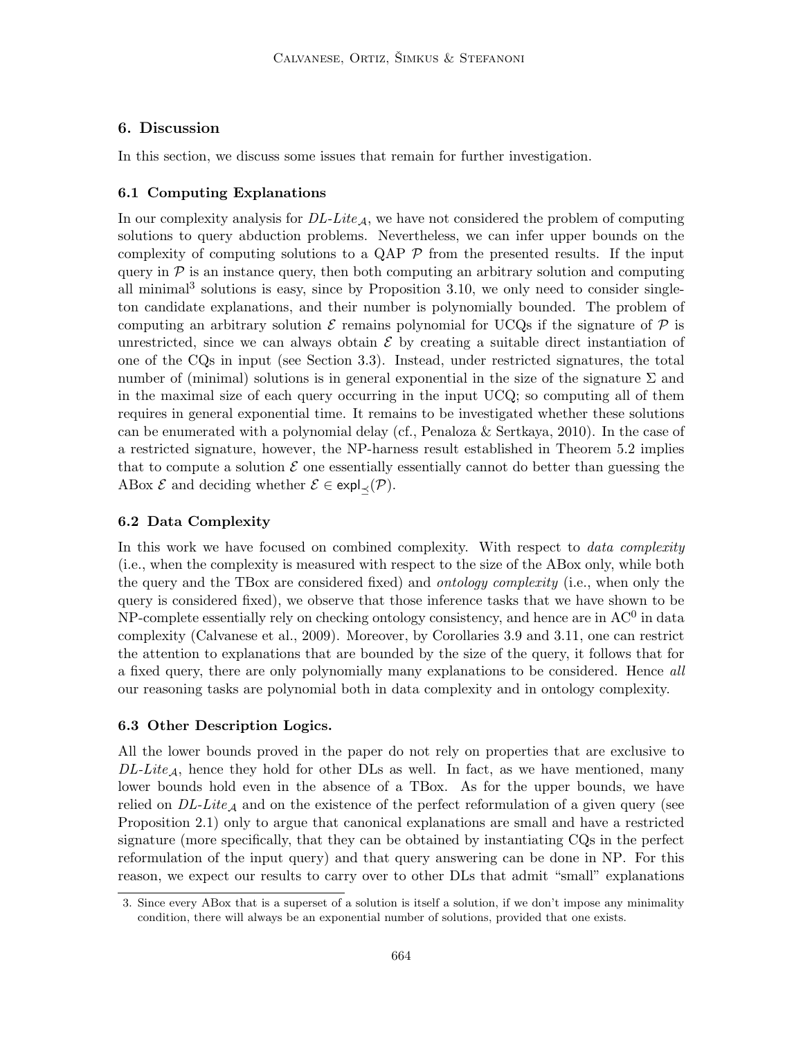## 6. Discussion

In this section, we discuss some issues that remain for further investigation.

### 6.1 Computing Explanations

In our complexity analysis for *DL-Lite*$_\mathcal{A}$, we have not considered the problem of computing solutions to query abduction problems. Nevertheless, we can infer upper bounds on the complexity of computing solutions to a QAP $\mathcal{P}$ from the presented results. If the input query in $\mathcal{P}$ is an instance query, then both computing an arbitrary solution and computing all minimal[3] solutions is easy, since by Proposition 3.10, we only need to consider singleton candidate explanations, and their number is polynomially bounded. The problem of computing an arbitrary solution $\mathcal{E}$ remains polynomial for UCQs if the signature of $\mathcal{P}$ is unrestricted, since we can always obtain $\mathcal{E}$ by creating a suitable direct instantiation of one of the CQs in input (see Section 3.3). Instead, under restricted signatures, the total number of (minimal) solutions is in general exponential in the size of the signature $\Sigma$ and in the maximal size of each query occurring in the input UCQ; so computing all of them requires in general exponential time. It remains to be investigated whether these solutions can be enumerated with a polynomial delay (cf., Penaloza & Sertkaya, 2010). In the case of a restricted signature, however, the NP-harness result established in Theorem 5.2 implies that to compute a solution $\mathcal{E}$ one essentially essentially cannot do better than guessing the ABox $\mathcal{E}$ and deciding whether $\mathcal{E} \in \mathsf{expl}_{\preceq}(\mathcal{P})$.

### 6.2 Data Complexity

In this work we have focused on combined complexity. With respect to *data complexity* (i.e., when the complexity is measured with respect to the size of the ABox only, while both the query and the TBox are considered fixed) and *ontology complexity* (i.e., when only the query is considered fixed), we observe that those inference tasks that we have shown to be NP-complete essentially rely on checking ontology consistency, and hence are in $\mathrm{AC}^0$ in data complexity (Calvanese et al., 2009). Moreover, by Corollaries 3.9 and 3.11, one can restrict the attention to explanations that are bounded by the size of the query, it follows that for a fixed query, there are only polynomially many explanations to be considered. Hence *all* our reasoning tasks are polynomial both in data complexity and in ontology complexity.

### 6.3 Other Description Logics.

All the lower bounds proved in the paper do not rely on properties that are exclusive to *DL-Lite*$_\mathcal{A}$, hence they hold for other DLs as well. In fact, as we have mentioned, many lower bounds hold even in the absence of a TBox. As for the upper bounds, we have relied on *DL-Lite*$_\mathcal{A}$ and on the existence of the perfect reformulation of a given query (see Proposition 2.1) only to argue that canonical explanations are small and have a restricted signature (more specifically, that they can be obtained by instantiating CQs in the perfect reformulation of the input query) and that query answering can be done in NP. For this reason, we expect our results to carry over to other DLs that admit "small" explanations

---

3. Since every ABox that is a superset of a solution is itself a solution, if we don't impose any minimality condition, there will always be an exponential number of solutions, provided that one exists.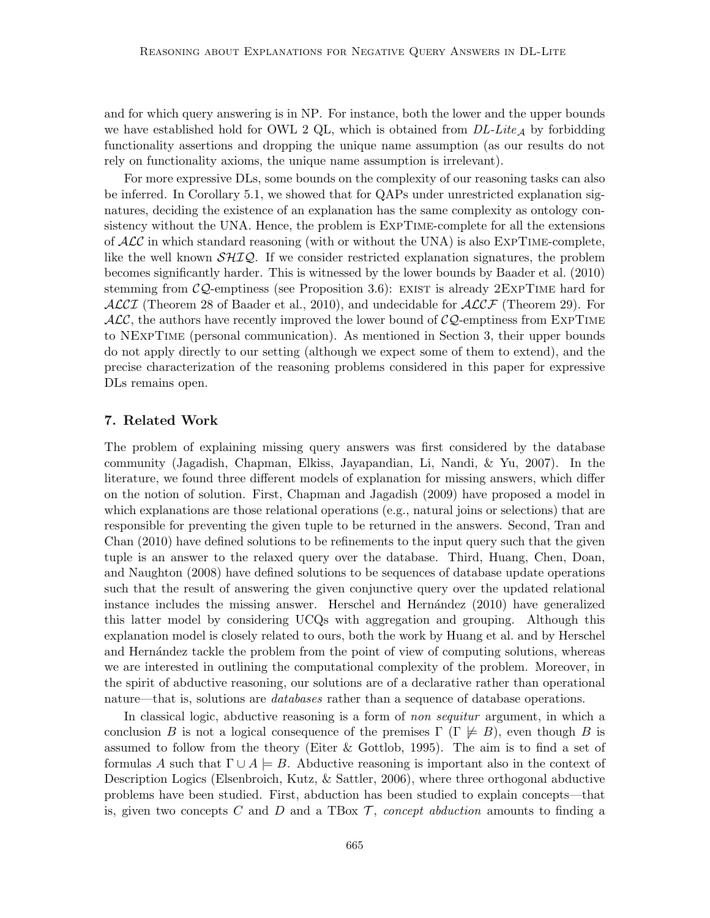and for which query answering is in NP. For instance, both the lower and the upper bounds we have established hold for OWL 2 QL, which is obtained from *DL-Lite*$_{\mathcal{A}}$ by forbidding functionality assertions and dropping the unique name assumption (as our results do not rely on functionality axioms, the unique name assumption is irrelevant).

For more expressive DLs, some bounds on the complexity of our reasoning tasks can also be inferred. In Corollary 5.1, we showed that for QAPs under unrestricted explanation signatures, deciding the existence of an explanation has the same complexity as ontology consistency without the UNA. Hence, the problem is ExpTime-complete for all the extensions of $\mathcal{ALC}$ in which standard reasoning (with or without the UNA) is also ExpTime-complete, like the well known $\mathcal{SHIQ}$. If we consider restricted explanation signatures, the problem becomes significantly harder. This is witnessed by the lower bounds by Baader et al. (2010) stemming from $\mathcal{CQ}$-emptiness (see Proposition 3.6): exist is already 2ExpTime hard for $\mathcal{ALCI}$ (Theorem 28 of Baader et al., 2010), and undecidable for $\mathcal{ALCF}$ (Theorem 29). For $\mathcal{ALC}$, the authors have recently improved the lower bound of $\mathcal{CQ}$-emptiness from ExpTime to NExpTime (personal communication). As mentioned in Section 3, their upper bounds do not apply directly to our setting (although we expect some of them to extend), and the precise characterization of the reasoning problems considered in this paper for expressive DLs remains open.

## 7. Related Work

The problem of explaining missing query answers was first considered by the database community (Jagadish, Chapman, Elkiss, Jayapandian, Li, Nandi, & Yu, 2007). In the literature, we found three different models of explanation for missing answers, which differ on the notion of solution. First, Chapman and Jagadish (2009) have proposed a model in which explanations are those relational operations (e.g., natural joins or selections) that are responsible for preventing the given tuple to be returned in the answers. Second, Tran and Chan (2010) have defined solutions to be refinements to the input query such that the given tuple is an answer to the relaxed query over the database. Third, Huang, Chen, Doan, and Naughton (2008) have defined solutions to be sequences of database update operations such that the result of answering the given conjunctive query over the updated relational instance includes the missing answer. Herschel and Hernández (2010) have generalized this latter model by considering UCQs with aggregation and grouping. Although this explanation model is closely related to ours, both the work by Huang et al. and by Herschel and Hernández tackle the problem from the point of view of computing solutions, whereas we are interested in outlining the computational complexity of the problem. Moreover, in the spirit of abductive reasoning, our solutions are of a declarative rather than operational nature—that is, solutions are *databases* rather than a sequence of database operations.

In classical logic, abductive reasoning is a form of *non sequitur* argument, in which a conclusion $B$ is not a logical consequence of the premises $\Gamma$ ($\Gamma \not\models B$), even though $B$ is assumed to follow from the theory (Eiter & Gottlob, 1995). The aim is to find a set of formulas $A$ such that $\Gamma \cup A \models B$. Abductive reasoning is important also in the context of Description Logics (Elsenbroich, Kutz, & Sattler, 2006), where three orthogonal abductive problems have been studied. First, abduction has been studied to explain concepts—that is, given two concepts $C$ and $D$ and a TBox $\mathcal{T}$, *concept abduction* amounts to finding a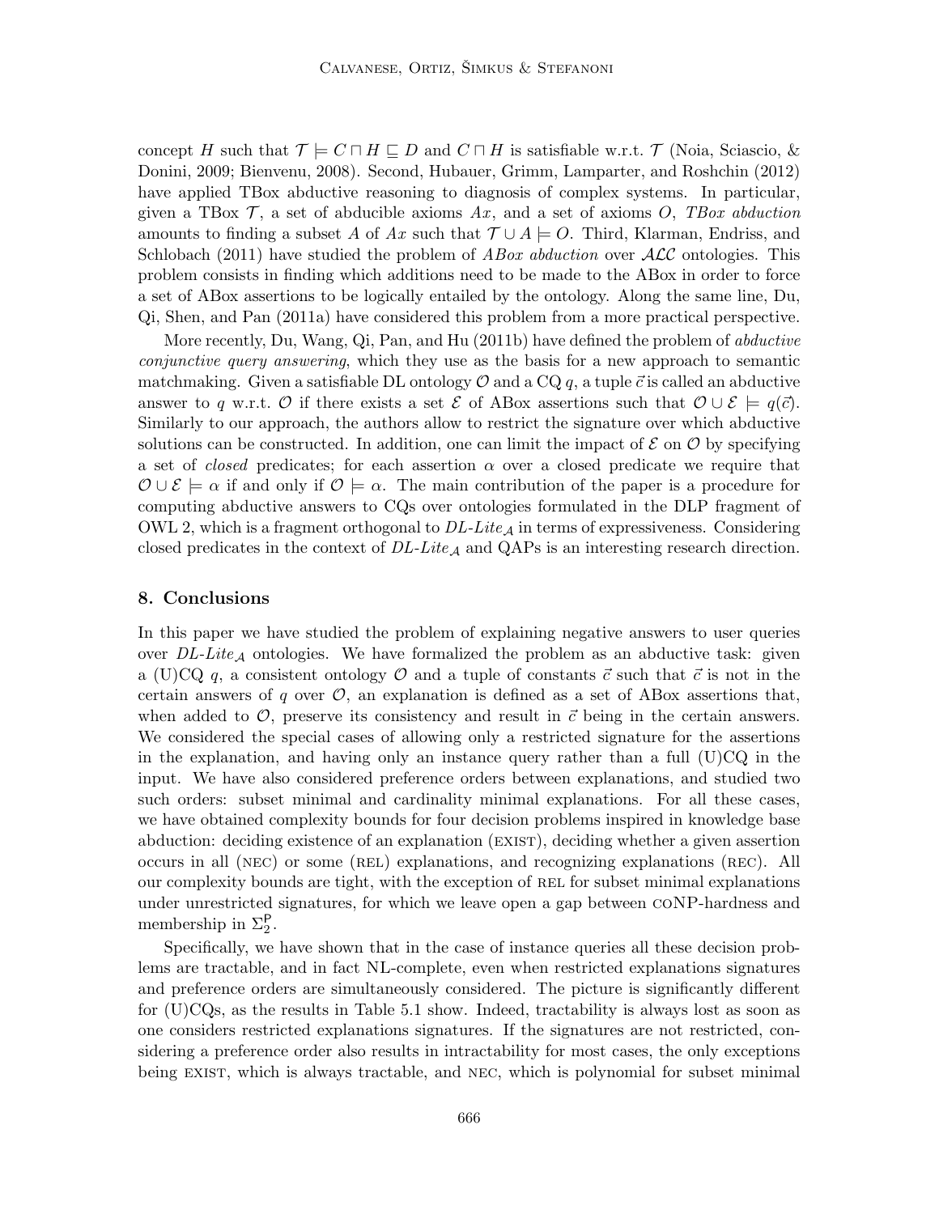concept $H$ such that $\mathcal{T} \models C \sqcap H \sqsubseteq D$ and $C \sqcap H$ is satisfiable w.r.t. $\mathcal{T}$ (Noia, Sciascio, & Donini, 2009; Bienvenu, 2008). Second, Hubauer, Grimm, Lamparter, and Roshchin (2012) have applied TBox abductive reasoning to diagnosis of complex systems. In particular, given a TBox $\mathcal{T}$, a set of abducible axioms $Ax$, and a set of axioms $O$, *TBox abduction* amounts to finding a subset $A$ of $Ax$ such that $\mathcal{T} \cup A \models O$. Third, Klarman, Endriss, and Schlobach (2011) have studied the problem of *ABox abduction* over $\mathcal{ALC}$ ontologies. This problem consists in finding which additions need to be made to the ABox in order to force a set of ABox assertions to be logically entailed by the ontology. Along the same line, Du, Qi, Shen, and Pan (2011a) have considered this problem from a more practical perspective.

More recently, Du, Wang, Qi, Pan, and Hu (2011b) have defined the problem of *abductive conjunctive query answering*, which they use as the basis for a new approach to semantic matchmaking. Given a satisfiable DL ontology $\mathcal{O}$ and a CQ $q$, a tuple $\vec{c}$ is called an abductive answer to $q$ w.r.t. $\mathcal{O}$ if there exists a set $\mathcal{E}$ of ABox assertions such that $\mathcal{O} \cup \mathcal{E} \models q(\vec{c})$. Similarly to our approach, the authors allow to restrict the signature over which abductive solutions can be constructed. In addition, one can limit the impact of $\mathcal{E}$ on $\mathcal{O}$ by specifying a set of *closed* predicates; for each assertion $\alpha$ over a closed predicate we require that $\mathcal{O} \cup \mathcal{E} \models \alpha$ if and only if $\mathcal{O} \models \alpha$. The main contribution of the paper is a procedure for computing abductive answers to CQs over ontologies formulated in the DLP fragment of OWL 2, which is a fragment orthogonal to *DL-Lite*$_\mathcal{A}$ in terms of expressiveness. Considering closed predicates in the context of *DL-Lite*$_\mathcal{A}$ and QAPs is an interesting research direction.

## 8. Conclusions

In this paper we have studied the problem of explaining negative answers to user queries over *DL-Lite*$_\mathcal{A}$ ontologies. We have formalized the problem as an abductive task: given a (U)CQ $q$, a consistent ontology $\mathcal{O}$ and a tuple of constants $\vec{c}$ such that $\vec{c}$ is not in the certain answers of $q$ over $\mathcal{O}$, an explanation is defined as a set of ABox assertions that, when added to $\mathcal{O}$, preserve its consistency and result in $\vec{c}$ being in the certain answers. We considered the special cases of allowing only a restricted signature for the assertions in the explanation, and having only an instance query rather than a full (U)CQ in the input. We have also considered preference orders between explanations, and studied two such orders: subset minimal and cardinality minimal explanations. For all these cases, we have obtained complexity bounds for four decision problems inspired in knowledge base abduction: deciding existence of an explanation (EXIST), deciding whether a given assertion occurs in all (NEC) or some (REL) explanations, and recognizing explanations (REC). All our complexity bounds are tight, with the exception of REL for subset minimal explanations under unrestricted signatures, for which we leave open a gap between coNP-hardness and membership in $\Sigma_2^{\mathsf{P}}$.

Specifically, we have shown that in the case of instance queries all these decision problems are tractable, and in fact NL-complete, even when restricted explanations signatures and preference orders are simultaneously considered. The picture is significantly different for (U)CQs, as the results in Table 5.1 show. Indeed, tractability is always lost as soon as one considers restricted explanations signatures. If the signatures are not restricted, considering a preference order also results in intractability for most cases, the only exceptions being EXIST, which is always tractable, and NEC, which is polynomial for subset minimal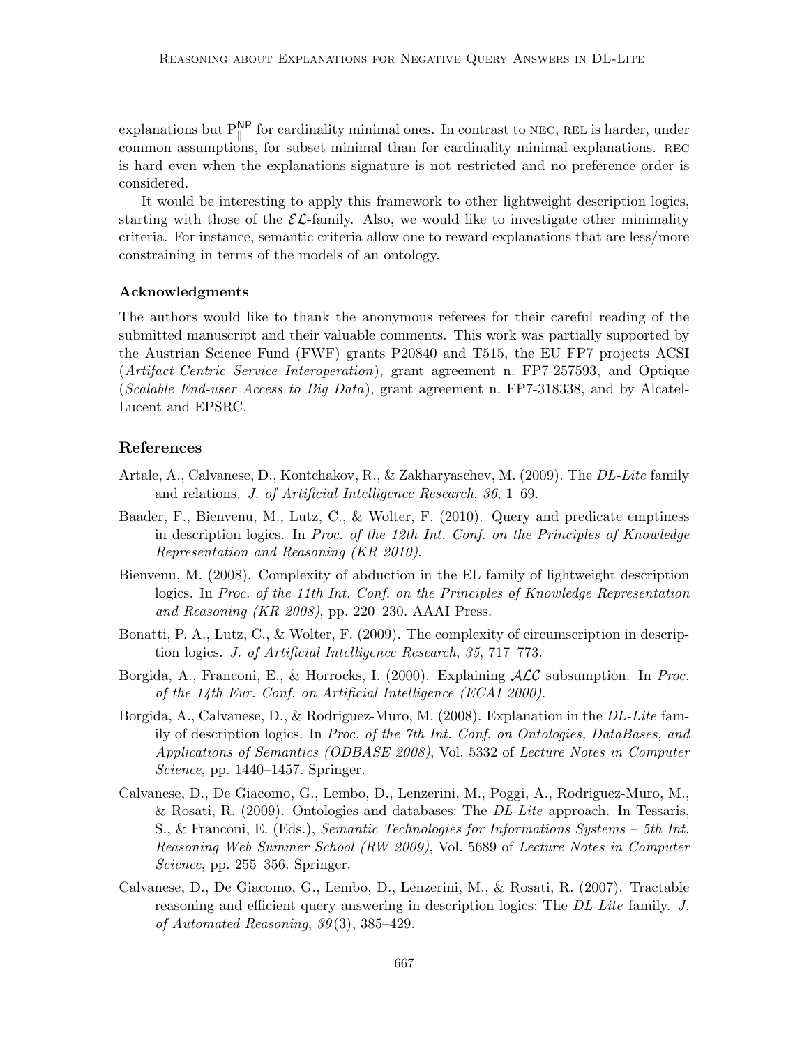explanations but $P_{\parallel}^{NP}$ for cardinality minimal ones. In contrast to NEC, REL is harder, under common assumptions, for subset minimal than for cardinality minimal explanations. REC is hard even when the explanations signature is not restricted and no preference order is considered.

It would be interesting to apply this framework to other lightweight description logics, starting with those of the $\mathcal{EL}$-family. Also, we would like to investigate other minimality criteria. For instance, semantic criteria allow one to reward explanations that are less/more constraining in terms of the models of an ontology.

### Acknowledgments

The authors would like to thank the anonymous referees for their careful reading of the submitted manuscript and their valuable comments. This work was partially supported by the Austrian Science Fund (FWF) grants P20840 and T515, the EU FP7 projects ACSI (*Artifact-Centric Service Interoperation*), grant agreement n. FP7-257593, and Optique (*Scalable End-user Access to Big Data*), grant agreement n. FP7-318338, and by Alcatel-Lucent and EPSRC.

## References

Artale, A., Calvanese, D., Kontchakov, R., & Zakharyaschev, M. (2009). The *DL-Lite* family and relations. *J. of Artificial Intelligence Research*, *36*, 1–69.

Baader, F., Bienvenu, M., Lutz, C., & Wolter, F. (2010). Query and predicate emptiness in description logics. In *Proc. of the 12th Int. Conf. on the Principles of Knowledge Representation and Reasoning (KR 2010)*.

Bienvenu, M. (2008). Complexity of abduction in the EL family of lightweight description logics. In *Proc. of the 11th Int. Conf. on the Principles of Knowledge Representation and Reasoning (KR 2008)*, pp. 220–230. AAAI Press.

Bonatti, P. A., Lutz, C., & Wolter, F. (2009). The complexity of circumscription in description logics. *J. of Artificial Intelligence Research*, *35*, 717–773.

Borgida, A., Franconi, E., & Horrocks, I. (2000). Explaining $\mathcal{ALC}$ subsumption. In *Proc. of the 14th Eur. Conf. on Artificial Intelligence (ECAI 2000)*.

Borgida, A., Calvanese, D., & Rodriguez-Muro, M. (2008). Explanation in the *DL-Lite* family of description logics. In *Proc. of the 7th Int. Conf. on Ontologies, DataBases, and Applications of Semantics (ODBASE 2008)*, Vol. 5332 of *Lecture Notes in Computer Science*, pp. 1440–1457. Springer.

Calvanese, D., De Giacomo, G., Lembo, D., Lenzerini, M., Poggi, A., Rodriguez-Muro, M., & Rosati, R. (2009). Ontologies and databases: The *DL-Lite* approach. In Tessaris, S., & Franconi, E. (Eds.), *Semantic Technologies for Informations Systems – 5th Int. Reasoning Web Summer School (RW 2009)*, Vol. 5689 of *Lecture Notes in Computer Science*, pp. 255–356. Springer.

Calvanese, D., De Giacomo, G., Lembo, D., Lenzerini, M., & Rosati, R. (2007). Tractable reasoning and efficient query answering in description logics: The *DL-Lite* family. *J. of Automated Reasoning*, *39*(3), 385–429.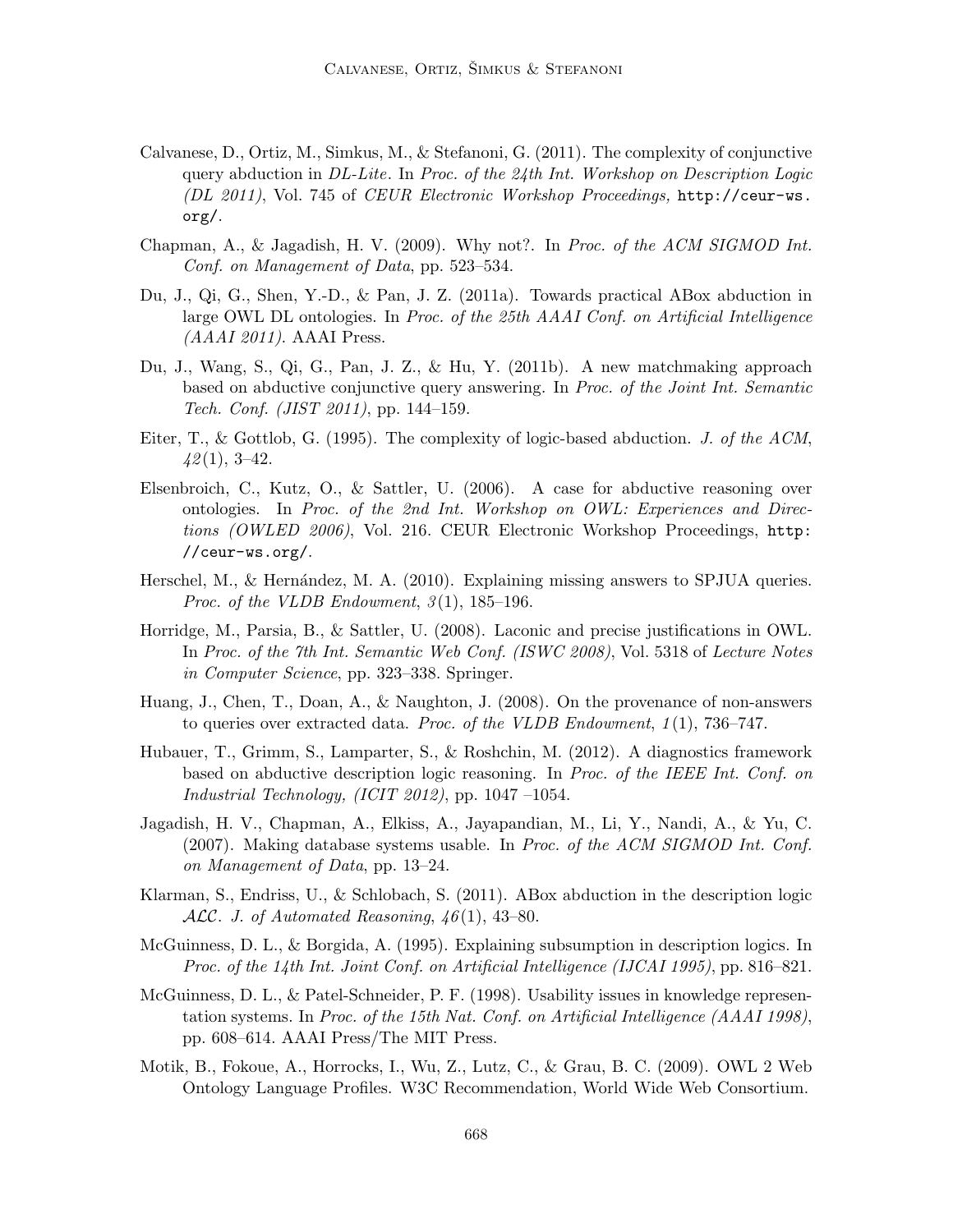Calvanese, D., Ortiz, M., Simkus, M., & Stefanoni, G. (2011). The complexity of conjunctive query abduction in *DL-Lite*. In *Proc. of the 24th Int. Workshop on Description Logic (DL 2011)*, Vol. 745 of *CEUR Electronic Workshop Proceedings,* `http://ceur-ws.org/`.

Chapman, A., & Jagadish, H. V. (2009). Why not?. In *Proc. of the ACM SIGMOD Int. Conf. on Management of Data*, pp. 523–534.

Du, J., Qi, G., Shen, Y.-D., & Pan, J. Z. (2011a). Towards practical ABox abduction in large OWL DL ontologies. In *Proc. of the 25th AAAI Conf. on Artificial Intelligence (AAAI 2011)*. AAAI Press.

Du, J., Wang, S., Qi, G., Pan, J. Z., & Hu, Y. (2011b). A new matchmaking approach based on abductive conjunctive query answering. In *Proc. of the Joint Int. Semantic Tech. Conf. (JIST 2011)*, pp. 144–159.

Eiter, T., & Gottlob, G. (1995). The complexity of logic-based abduction. *J. of the ACM*, *42*(1), 3–42.

Elsenbroich, C., Kutz, O., & Sattler, U. (2006). A case for abductive reasoning over ontologies. In *Proc. of the 2nd Int. Workshop on OWL: Experiences and Directions (OWLED 2006)*, Vol. 216. CEUR Electronic Workshop Proceedings, `http://ceur-ws.org/`.

Herschel, M., & Hernández, M. A. (2010). Explaining missing answers to SPJUA queries. *Proc. of the VLDB Endowment*, *3*(1), 185–196.

Horridge, M., Parsia, B., & Sattler, U. (2008). Laconic and precise justifications in OWL. In *Proc. of the 7th Int. Semantic Web Conf. (ISWC 2008)*, Vol. 5318 of *Lecture Notes in Computer Science*, pp. 323–338. Springer.

Huang, J., Chen, T., Doan, A., & Naughton, J. (2008). On the provenance of non-answers to queries over extracted data. *Proc. of the VLDB Endowment*, *1*(1), 736–747.

Hubauer, T., Grimm, S., Lamparter, S., & Roshchin, M. (2012). A diagnostics framework based on abductive description logic reasoning. In *Proc. of the IEEE Int. Conf. on Industrial Technology, (ICIT 2012)*, pp. 1047 –1054.

Jagadish, H. V., Chapman, A., Elkiss, A., Jayapandian, M., Li, Y., Nandi, A., & Yu, C. (2007). Making database systems usable. In *Proc. of the ACM SIGMOD Int. Conf. on Management of Data*, pp. 13–24.

Klarman, S., Endriss, U., & Schlobach, S. (2011). ABox abduction in the description logic $\mathcal{ALC}$. *J. of Automated Reasoning*, *46*(1), 43–80.

McGuinness, D. L., & Borgida, A. (1995). Explaining subsumption in description logics. In *Proc. of the 14th Int. Joint Conf. on Artificial Intelligence (IJCAI 1995)*, pp. 816–821.

McGuinness, D. L., & Patel-Schneider, P. F. (1998). Usability issues in knowledge representation systems. In *Proc. of the 15th Nat. Conf. on Artificial Intelligence (AAAI 1998)*, pp. 608–614. AAAI Press/The MIT Press.

Motik, B., Fokoue, A., Horrocks, I., Wu, Z., Lutz, C., & Grau, B. C. (2009). OWL 2 Web Ontology Language Profiles. W3C Recommendation, World Wide Web Consortium.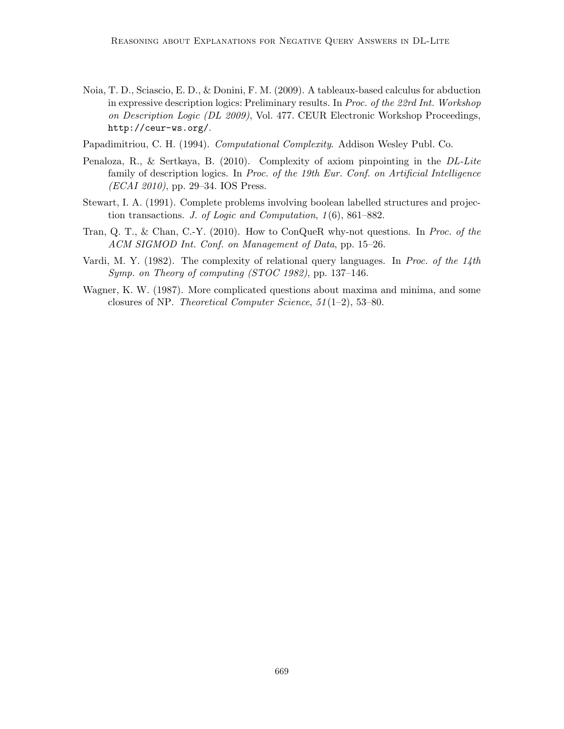Noia, T. D., Sciascio, E. D., & Donini, F. M. (2009). A tableaux-based calculus for abduction in expressive description logics: Preliminary results. In *Proc. of the 22rd Int. Workshop on Description Logic (DL 2009)*, Vol. 477. CEUR Electronic Workshop Proceedings, `http://ceur-ws.org/`.

Papadimitriou, C. H. (1994). *Computational Complexity*. Addison Wesley Publ. Co.

Penaloza, R., & Sertkaya, B. (2010). Complexity of axiom pinpointing in the *DL-Lite* family of description logics. In *Proc. of the 19th Eur. Conf. on Artificial Intelligence (ECAI 2010)*, pp. 29–34. IOS Press.

Stewart, I. A. (1991). Complete problems involving boolean labelled structures and projection transactions. *J. of Logic and Computation*, *1*(6), 861–882.

Tran, Q. T., & Chan, C.-Y. (2010). How to ConQueR why-not questions. In *Proc. of the ACM SIGMOD Int. Conf. on Management of Data*, pp. 15–26.

Vardi, M. Y. (1982). The complexity of relational query languages. In *Proc. of the 14th Symp. on Theory of computing (STOC 1982)*, pp. 137–146.

Wagner, K. W. (1987). More complicated questions about maxima and minima, and some closures of NP. *Theoretical Computer Science*, *51*(1–2), 53–80.